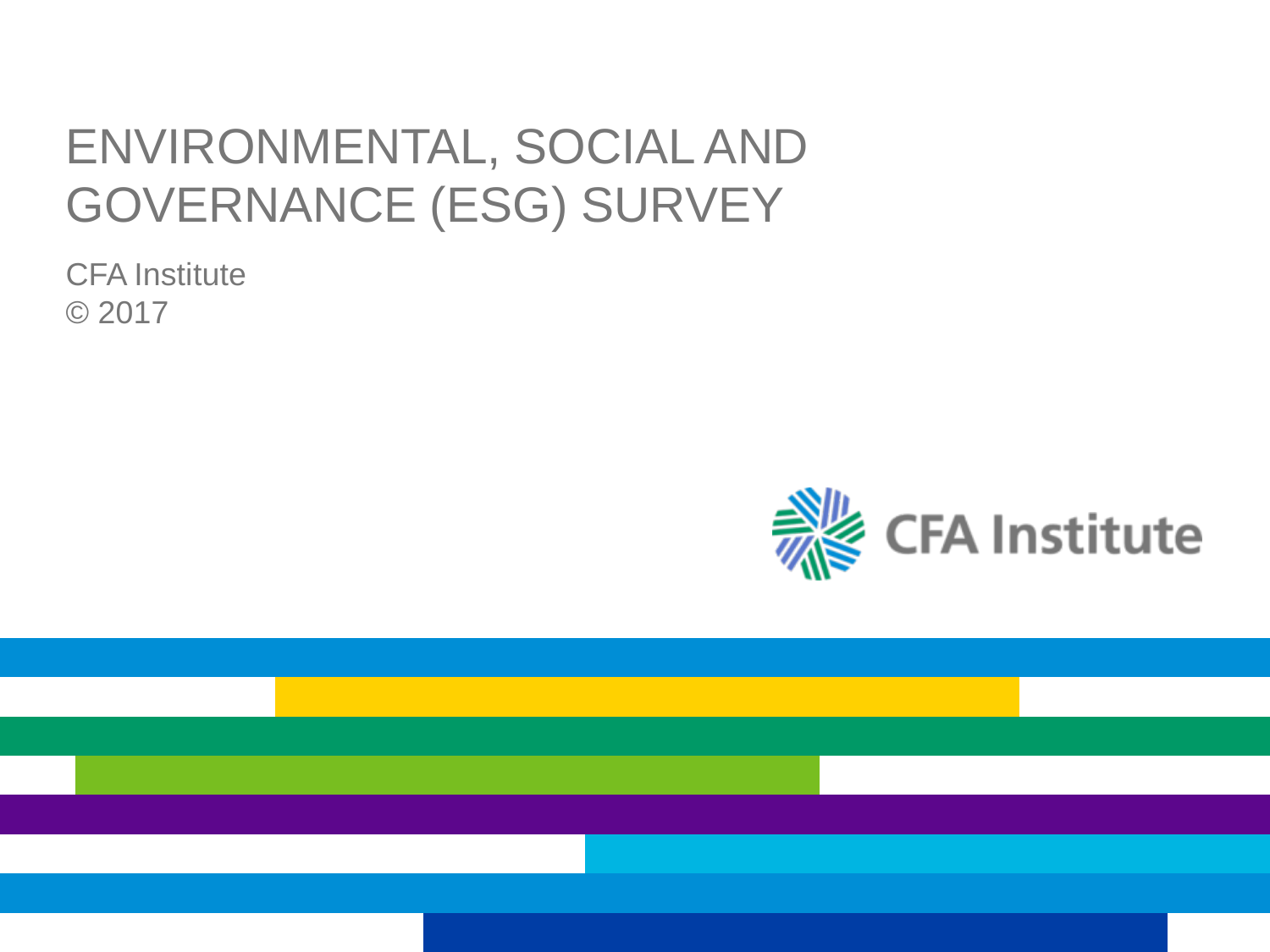# ENVIRONMENTAL, SOCIAL AND GOVERNANCE (ESG) SURVEY

CFA Institute
© 2017

CFA Institute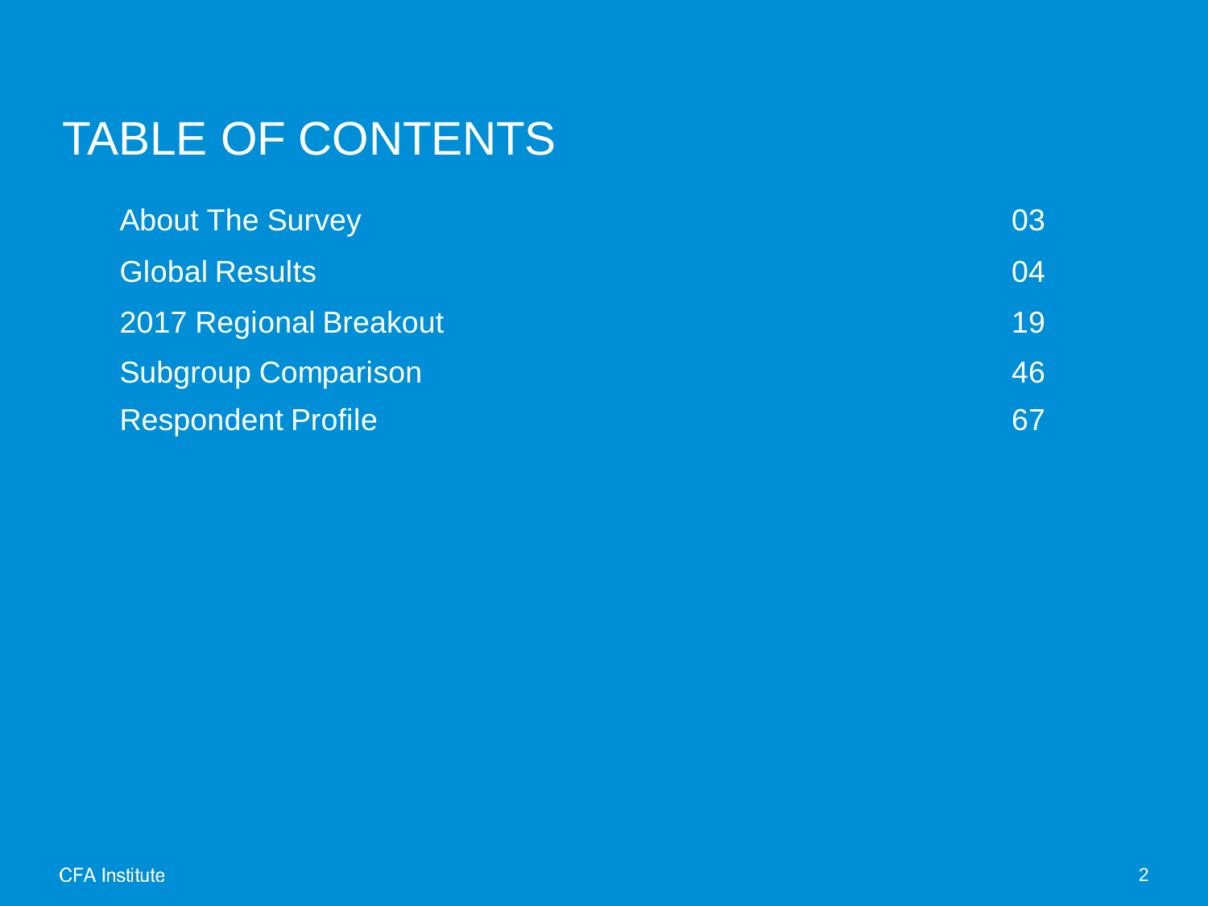# TABLE OF CONTENTS

| | |
|---|---|
| About The Survey | 03 |
| Global Results | 04 |
| 2017 Regional Breakout | 19 |
| Subgroup Comparison | 46 |
| Respondent Profile | 67 |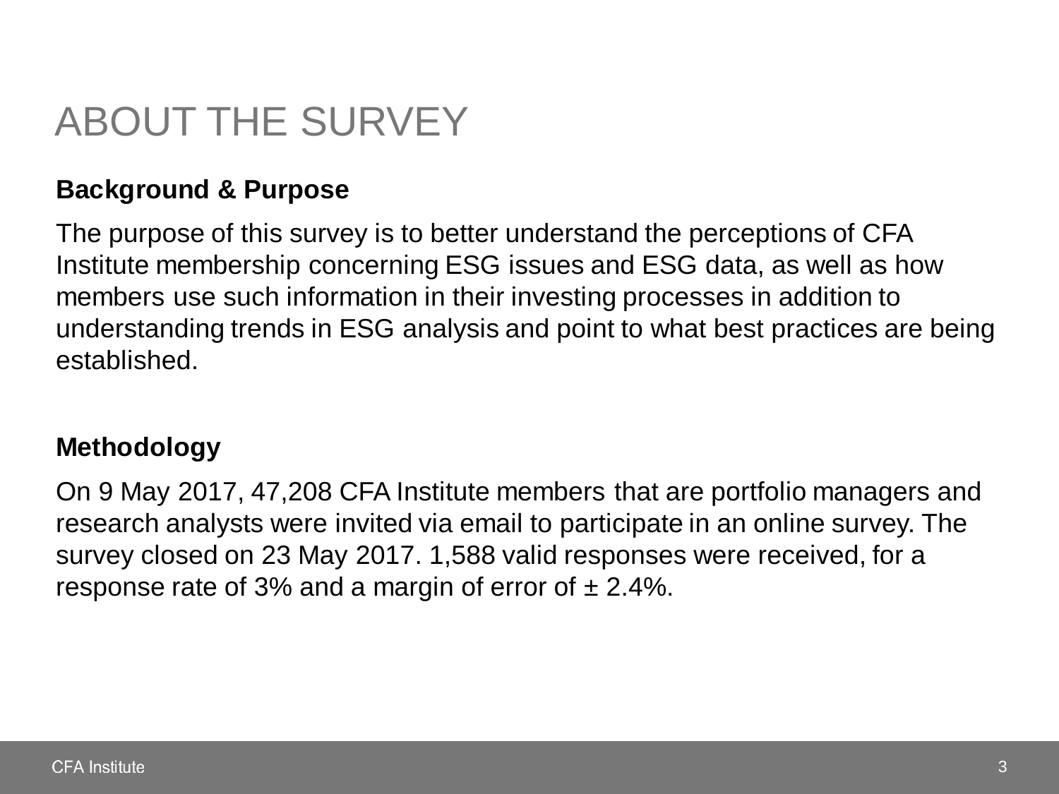# ABOUT THE SURVEY

**Background & Purpose**

The purpose of this survey is to better understand the perceptions of CFA Institute membership concerning ESG issues and ESG data, as well as how members use such information in their investing processes in addition to understanding trends in ESG analysis and point to what best practices are being established.

**Methodology**

On 9 May 2017, 47,208 CFA Institute members that are portfolio managers and research analysts were invited via email to participate in an online survey. The survey closed on 23 May 2017. 1,588 valid responses were received, for a response rate of 3% and a margin of error of ± 2.4%.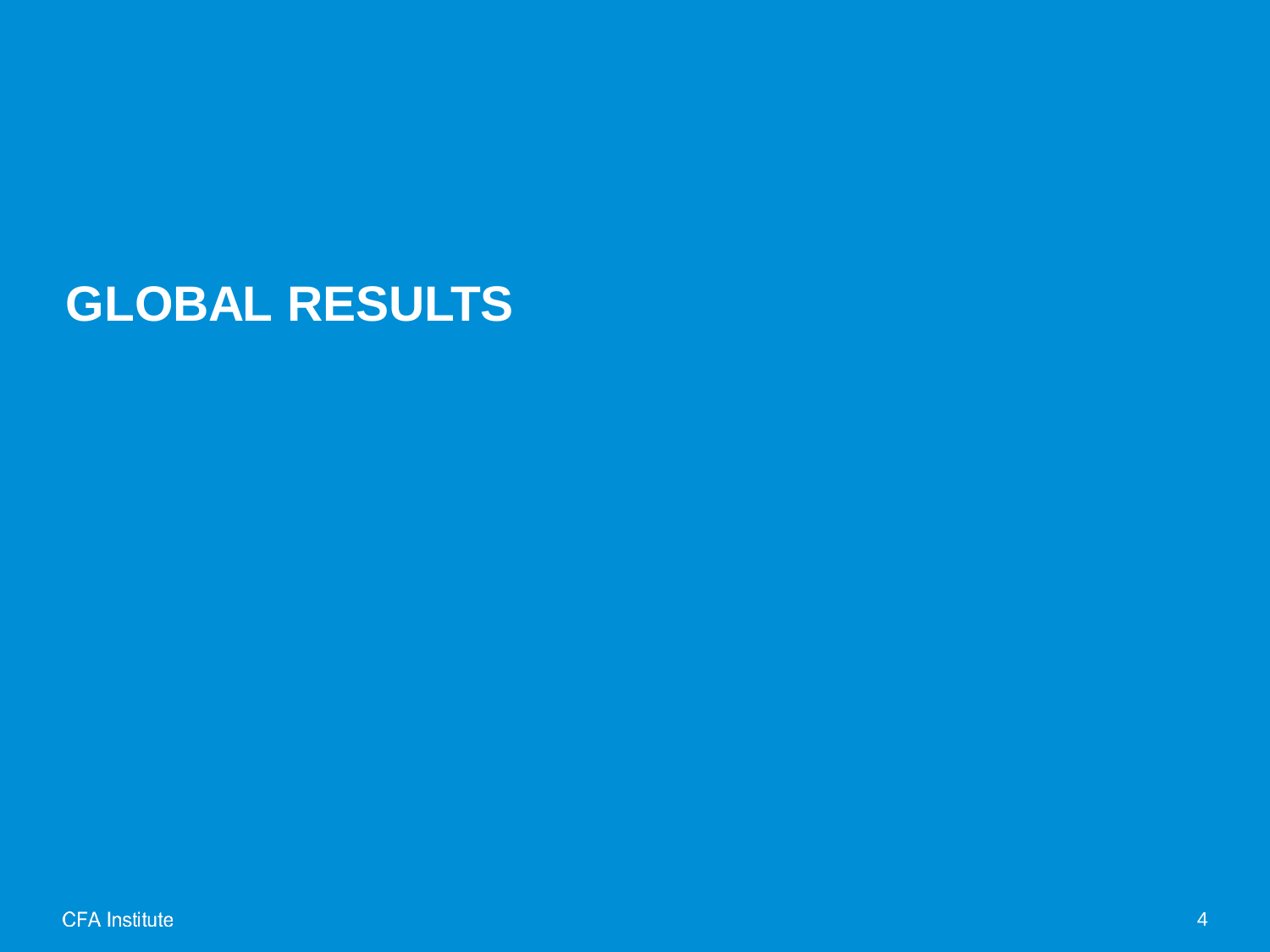# GLOBAL RESULTS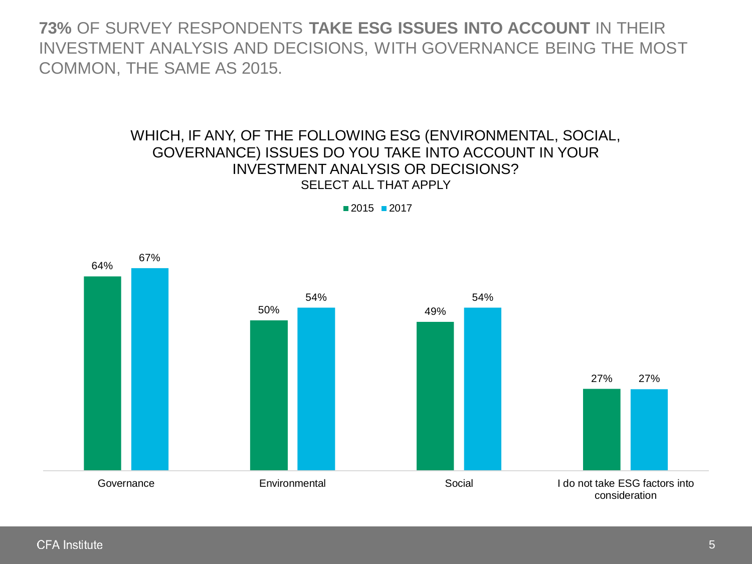# **73%** OF SURVEY RESPONDENTS **TAKE ESG ISSUES INTO ACCOUNT** IN THEIR INVESTMENT ANALYSIS AND DECISIONS, WITH GOVERNANCE BEING THE MOST COMMON, THE SAME AS 2015.

WHICH, IF ANY, OF THE FOLLOWING ESG (ENVIRONMENTAL, SOCIAL, GOVERNANCE) ISSUES DO YOU TAKE INTO ACCOUNT IN YOUR INVESTMENT ANALYSIS OR DECISIONS?
SELECT ALL THAT APPLY

| | 2015 | 2017 |
|---|---|---|
| Governance | 64% | 67% |
| Environmental | 50% | 54% |
| Social | 49% | 54% |
| I do not take ESG factors into consideration | 27% | 27% |

CFA Institute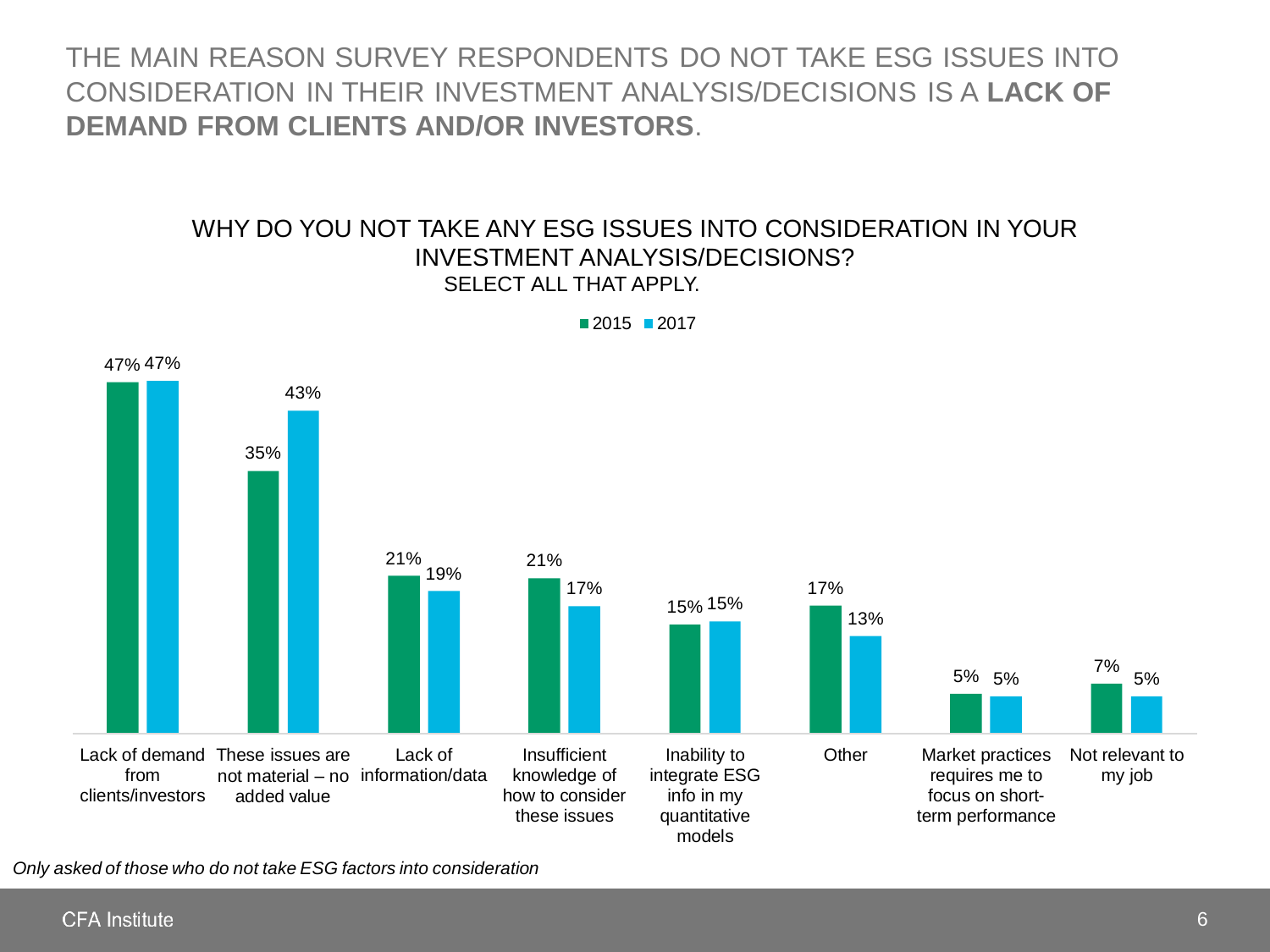# THE MAIN REASON SURVEY RESPONDENTS DO NOT TAKE ESG ISSUES INTO CONSIDERATION IN THEIR INVESTMENT ANALYSIS/DECISIONS IS A **LACK OF DEMAND FROM CLIENTS AND/OR INVESTORS**.

## WHY DO YOU NOT TAKE ANY ESG ISSUES INTO CONSIDERATION IN YOUR INVESTMENT ANALYSIS/DECISIONS?

SELECT ALL THAT APPLY.

| Reason | 2015 | 2017 |
|---|---|---|
| Lack of demand from clients/investors | 47% | 47% |
| These issues are not material – no added value | 35% | 43% |
| Lack of information/data | 21% | 19% |
| Insufficient knowledge of how to consider these issues | 21% | 17% |
| Inability to integrate ESG info in my quantitative models | 15% | 15% |
| Other | 17% | 13% |
| Market practices requires me to focus on short-term performance | 5% | 5% |
| Not relevant to my job | 7% | 5% |

*Only asked of those who do not take ESG factors into consideration*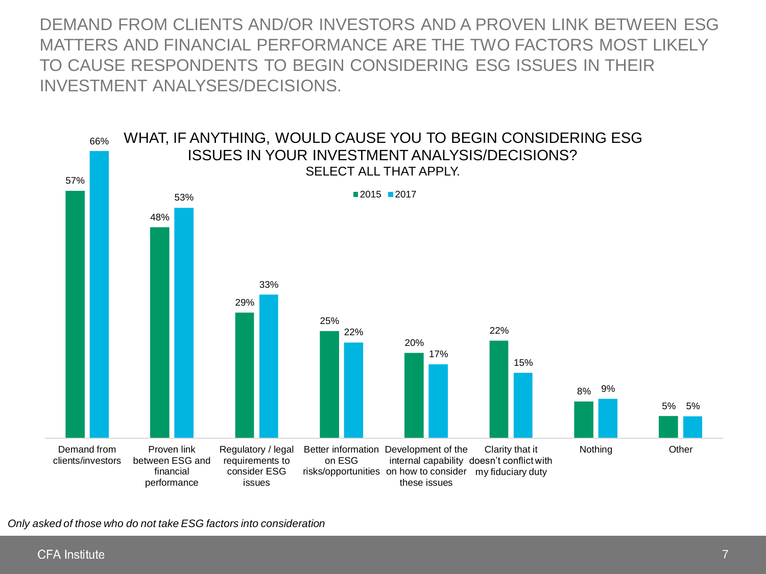# DEMAND FROM CLIENTS AND/OR INVESTORS AND A PROVEN LINK BETWEEN ESG MATTERS AND FINANCIAL PERFORMANCE ARE THE TWO FACTORS MOST LIKELY TO CAUSE RESPONDENTS TO BEGIN CONSIDERING ESG ISSUES IN THEIR INVESTMENT ANALYSES/DECISIONS.

## WHAT, IF ANYTHING, WOULD CAUSE YOU TO BEGIN CONSIDERING ESG ISSUES IN YOUR INVESTMENT ANALYSIS/DECISIONS?

SELECT ALL THAT APPLY.

| | 2015 | 2017 |
|---|---|---|
| Demand from clients/investors | 57% | 66% |
| Proven link between ESG and financial performance | 48% | 53% |
| Regulatory / legal requirements to consider ESG issues | 29% | 33% |
| Better information on ESG risks/opportunities | 25% | 22% |
| Development of the internal capability on how to consider these issues | 20% | 17% |
| Clarity that it doesn't conflict with my fiduciary duty | 22% | 15% |
| Nothing | 8% | 9% |
| Other | 5% | 5% |

*Only asked of those who do not take ESG factors into consideration*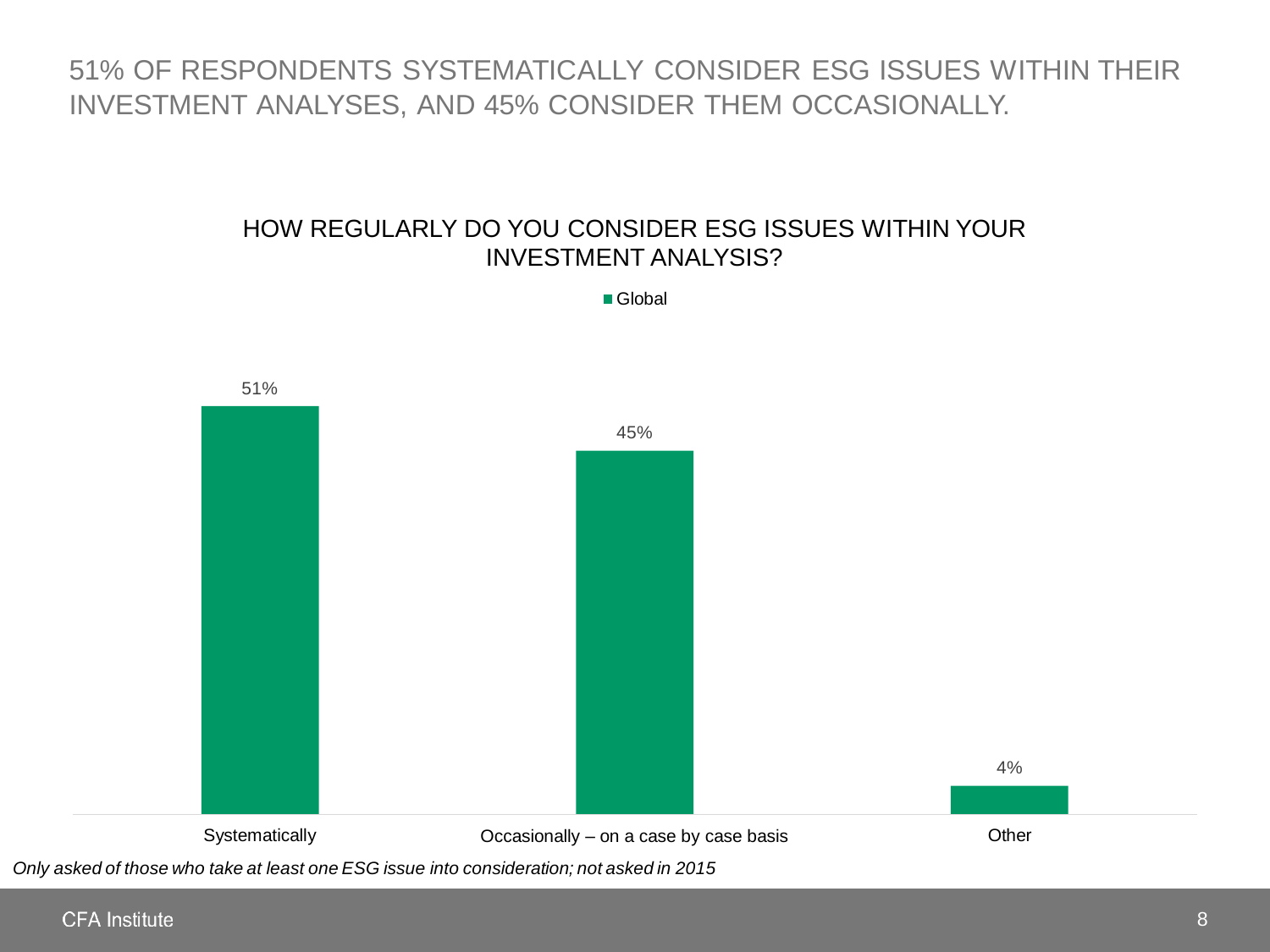# 51% OF RESPONDENTS SYSTEMATICALLY CONSIDER ESG ISSUES WITHIN THEIR INVESTMENT ANALYSES, AND 45% CONSIDER THEM OCCASIONALLY.

## HOW REGULARLY DO YOU CONSIDER ESG ISSUES WITHIN YOUR INVESTMENT ANALYSIS?

| | Global |
|---|---|
| Systematically | 51% |
| Occasionally – on a case by case basis | 45% |
| Other | 4% |

*Only asked of those who take at least one ESG issue into consideration; not asked in 2015*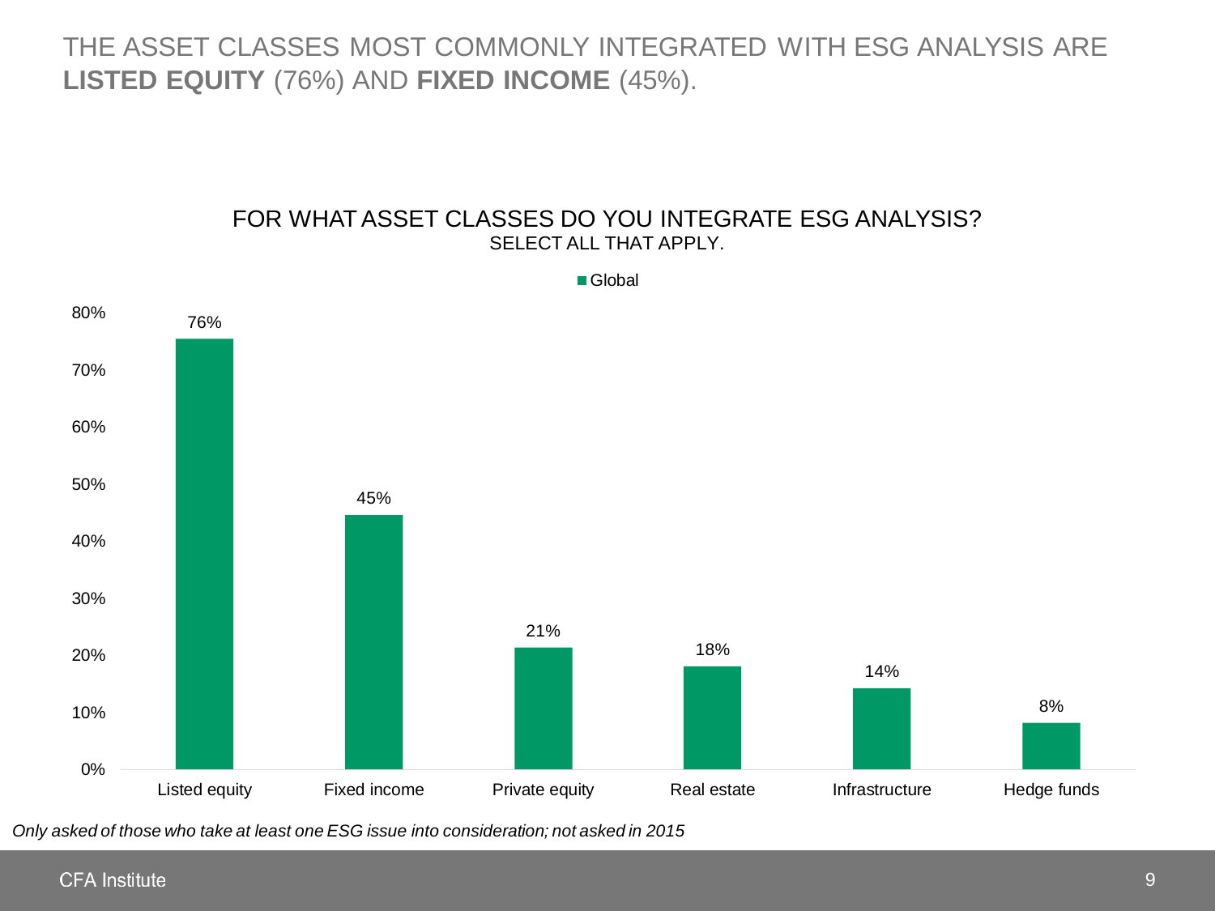# THE ASSET CLASSES MOST COMMONLY INTEGRATED WITH ESG ANALYSIS ARE **LISTED EQUITY** (76%) AND **FIXED INCOME** (45%).

FOR WHAT ASSET CLASSES DO YOU INTEGRATE ESG ANALYSIS?
SELECT ALL THAT APPLY.

| Asset class | Global |
|---|---|
| Listed equity | 76% |
| Fixed income | 45% |
| Private equity | 21% |
| Real estate | 18% |
| Infrastructure | 14% |
| Hedge funds | 8% |

*Only asked of those who take at least one ESG issue into consideration; not asked in 2015*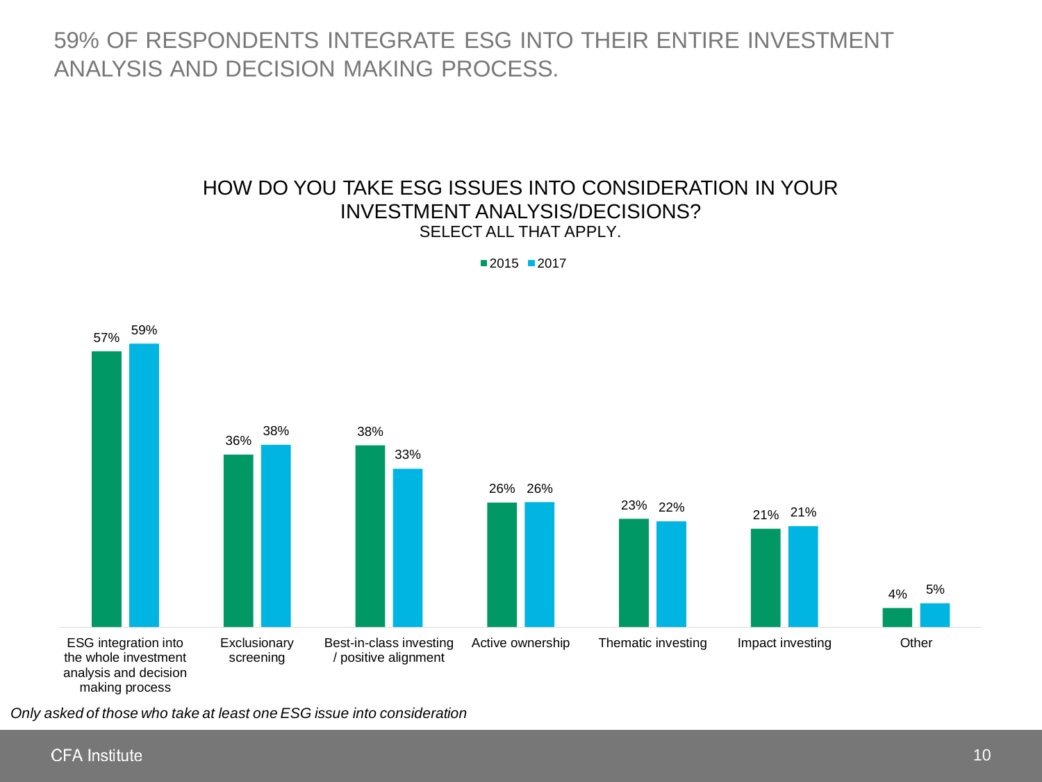# 59% OF RESPONDENTS INTEGRATE ESG INTO THEIR ENTIRE INVESTMENT ANALYSIS AND DECISION MAKING PROCESS.

## HOW DO YOU TAKE ESG ISSUES INTO CONSIDERATION IN YOUR INVESTMENT ANALYSIS/DECISIONS?

SELECT ALL THAT APPLY.

| | 2015 | 2017 |
|---|---|---|
| ESG integration into the whole investment analysis and decision making process | 57% | 59% |
| Exclusionary screening | 36% | 38% |
| Best-in-class investing / positive alignment | 38% | 33% |
| Active ownership | 26% | 26% |
| Thematic investing | 23% | 22% |
| Impact investing | 21% | 21% |
| Other | 4% | 5% |

*Only asked of those who take at least one ESG issue into consideration*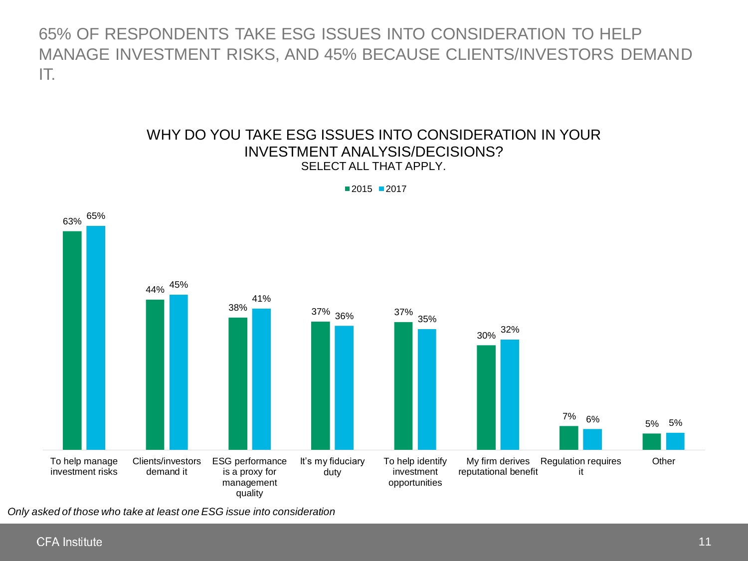# 65% OF RESPONDENTS TAKE ESG ISSUES INTO CONSIDERATION TO HELP MANAGE INVESTMENT RISKS, AND 45% BECAUSE CLIENTS/INVESTORS DEMAND IT.

## WHY DO YOU TAKE ESG ISSUES INTO CONSIDERATION IN YOUR INVESTMENT ANALYSIS/DECISIONS?

SELECT ALL THAT APPLY.

| | 2015 | 2017 |
| --- | --- | --- |
| To help manage investment risks | 63% | 65% |
| Clients/investors demand it | 44% | 45% |
| ESG performance is a proxy for management quality | 38% | 41% |
| It's my fiduciary duty | 37% | 36% |
| To help identify investment opportunities | 37% | 35% |
| My firm derives reputational benefit | 30% | 32% |
| Regulation requires it | 7% | 6% |
| Other | 5% | 5% |

*Only asked of those who take at least one ESG issue into consideration*

CFA Institute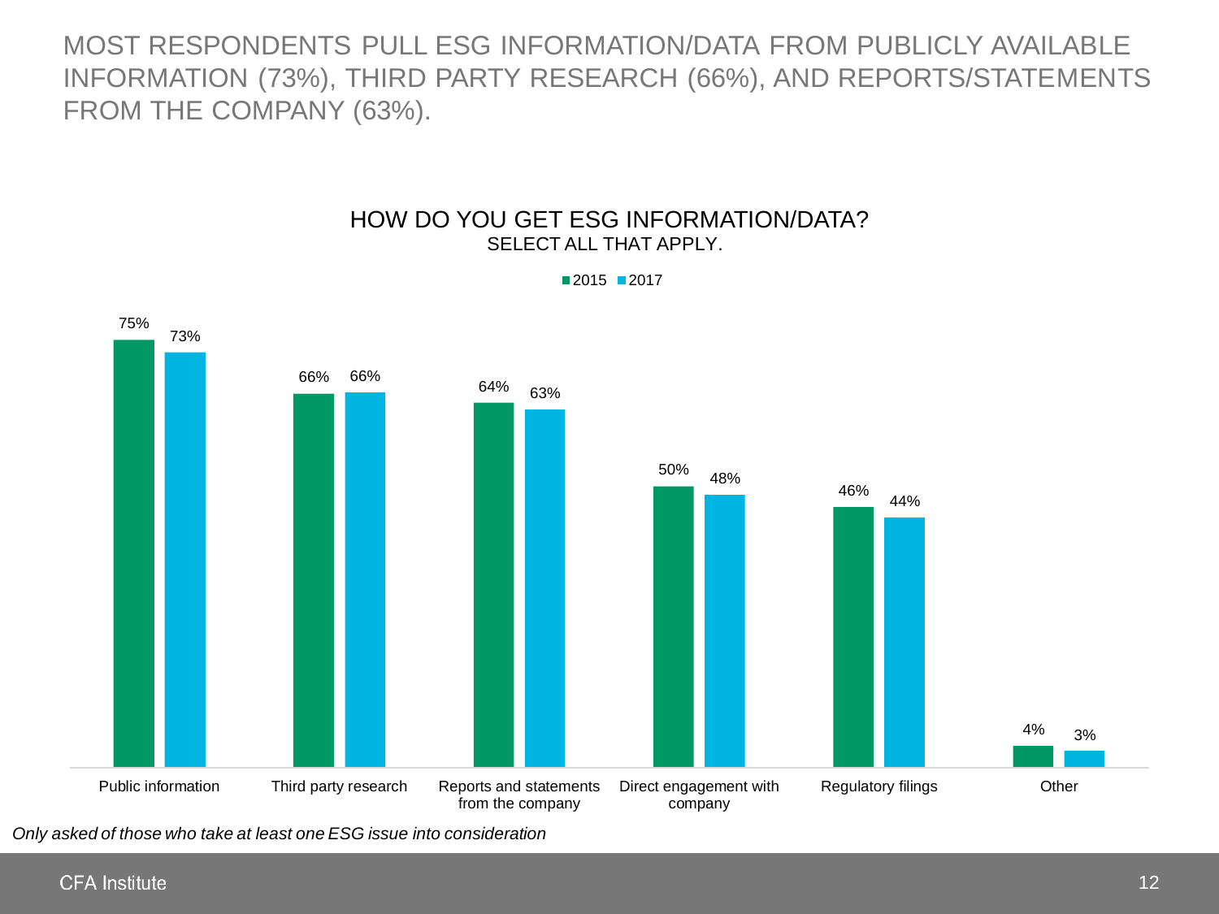# MOST RESPONDENTS PULL ESG INFORMATION/DATA FROM PUBLICLY AVAILABLE INFORMATION (73%), THIRD PARTY RESEARCH (66%), AND REPORTS/STATEMENTS FROM THE COMPANY (63%).

## HOW DO YOU GET ESG INFORMATION/DATA?

SELECT ALL THAT APPLY.

| | 2015 | 2017 |
|---|---|---|
| Public information | 75% | 73% |
| Third party research | 66% | 66% |
| Reports and statements from the company | 64% | 63% |
| Direct engagement with company | 50% | 48% |
| Regulatory filings | 46% | 44% |
| Other | 4% | 3% |

*Only asked of those who take at least one ESG issue into consideration*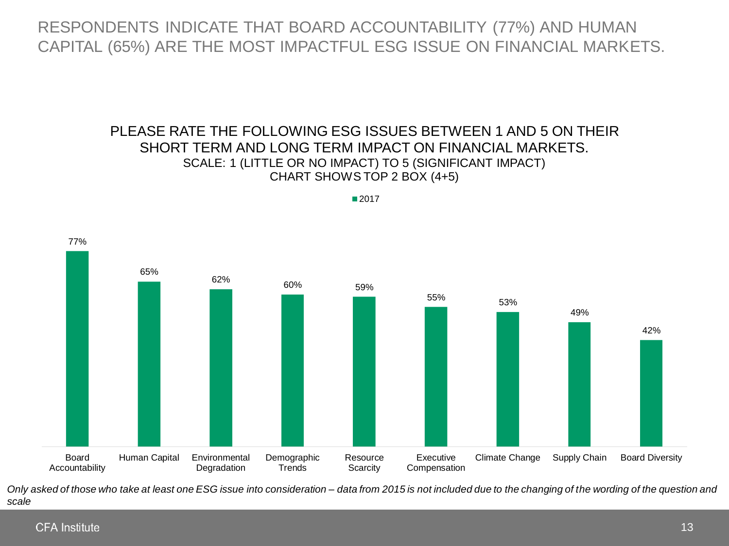# RESPONDENTS INDICATE THAT BOARD ACCOUNTABILITY (77%) AND HUMAN CAPITAL (65%) ARE THE MOST IMPACTFUL ESG ISSUE ON FINANCIAL MARKETS.

## PLEASE RATE THE FOLLOWING ESG ISSUES BETWEEN 1 AND 5 ON THEIR SHORT TERM AND LONG TERM IMPACT ON FINANCIAL MARKETS.

SCALE: 1 (LITTLE OR NO IMPACT) TO 5 (SIGNIFICANT IMPACT)
CHART SHOWS TOP 2 BOX (4+5)

| ESG Issue | 2017 |
|---|---|
| Board Accountability | 77% |
| Human Capital | 65% |
| Environmental Degradation | 62% |
| Demographic Trends | 60% |
| Resource Scarcity | 59% |
| Executive Compensation | 55% |
| Climate Change | 53% |
| Supply Chain | 49% |
| Board Diversity | 42% |

*Only asked of those who take at least one ESG issue into consideration – data from 2015 is not included due to the changing of the wording of the question and scale*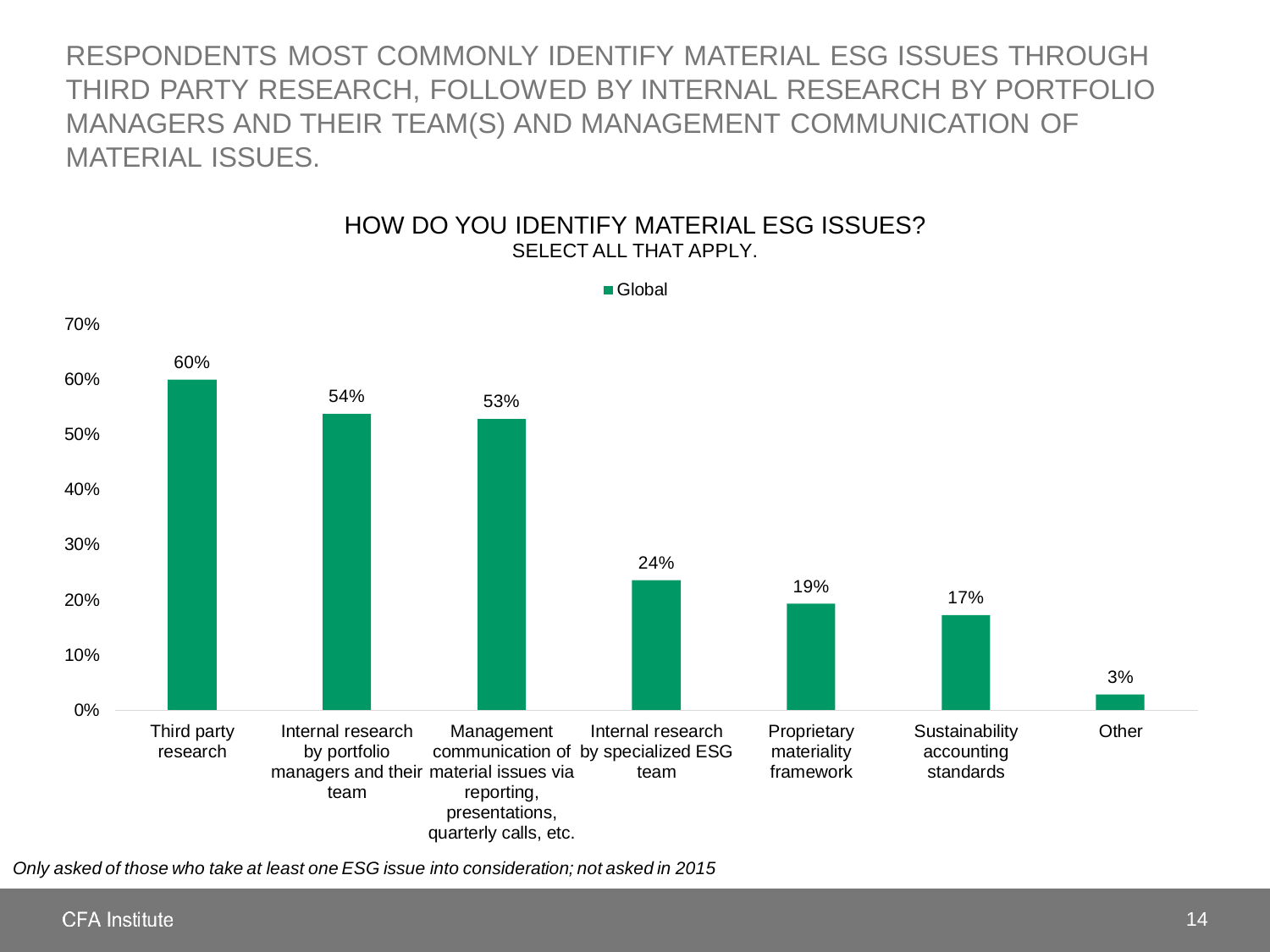# RESPONDENTS MOST COMMONLY IDENTIFY MATERIAL ESG ISSUES THROUGH THIRD PARTY RESEARCH, FOLLOWED BY INTERNAL RESEARCH BY PORTFOLIO MANAGERS AND THEIR TEAM(S) AND MANAGEMENT COMMUNICATION OF MATERIAL ISSUES.

## HOW DO YOU IDENTIFY MATERIAL ESG ISSUES?

SELECT ALL THAT APPLY.

| | Global |
|---|---|
| Third party research | 60% |
| Internal research by portfolio managers and their team | 54% |
| Management communication of material issues via reporting, presentations, quarterly calls, etc. | 53% |
| Internal research by specialized ESG team | 24% |
| Proprietary materiality framework | 19% |
| Sustainability accounting standards | 17% |
| Other | 3% |

*Only asked of those who take at least one ESG issue into consideration; not asked in 2015*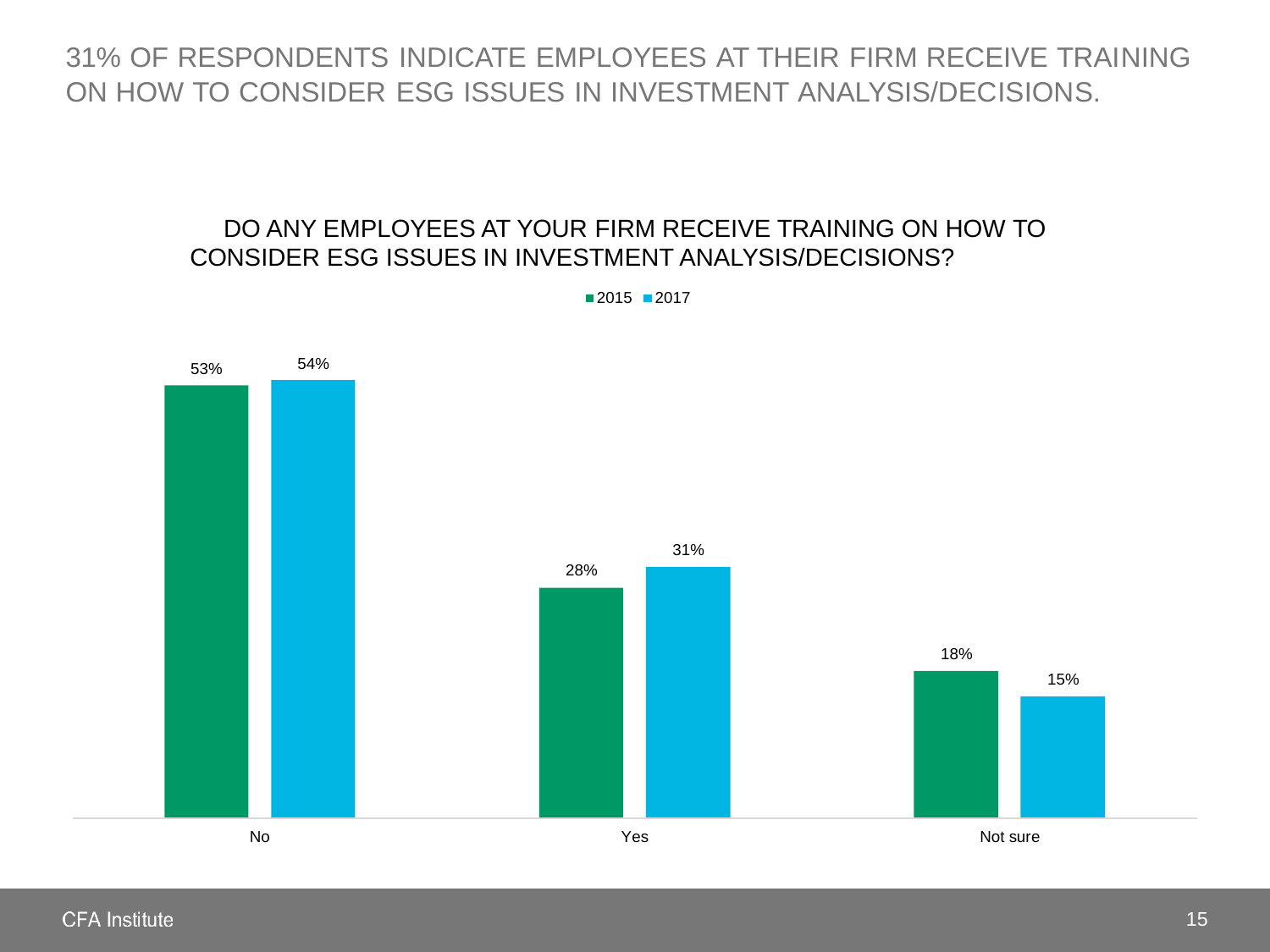# 31% OF RESPONDENTS INDICATE EMPLOYEES AT THEIR FIRM RECEIVE TRAINING ON HOW TO CONSIDER ESG ISSUES IN INVESTMENT ANALYSIS/DECISIONS.

## DO ANY EMPLOYEES AT YOUR FIRM RECEIVE TRAINING ON HOW TO CONSIDER ESG ISSUES IN INVESTMENT ANALYSIS/DECISIONS?

| | 2015 | 2017 |
|---|---|---|
| No | 53% | 54% |
| Yes | 28% | 31% |
| Not sure | 18% | 15% |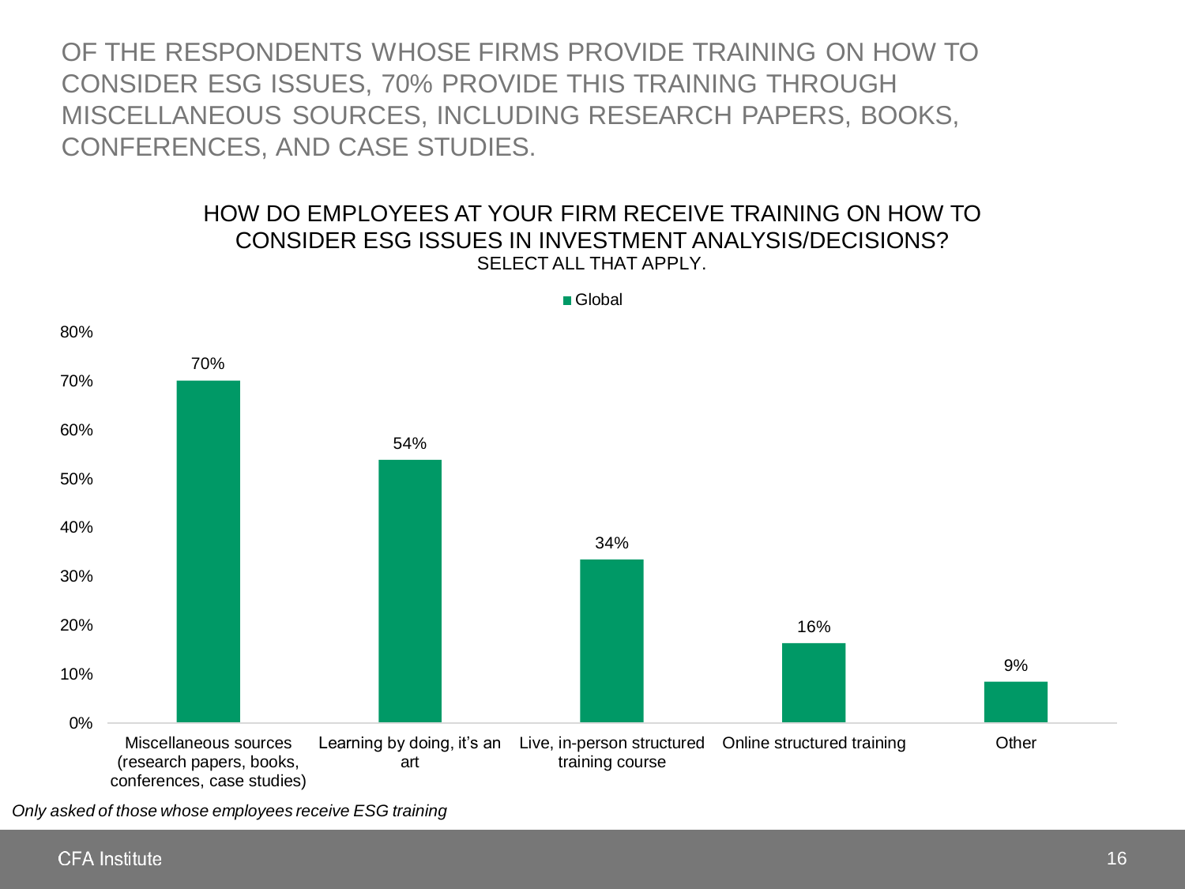# OF THE RESPONDENTS WHOSE FIRMS PROVIDE TRAINING ON HOW TO CONSIDER ESG ISSUES, 70% PROVIDE THIS TRAINING THROUGH MISCELLANEOUS SOURCES, INCLUDING RESEARCH PAPERS, BOOKS, CONFERENCES, AND CASE STUDIES.

## HOW DO EMPLOYEES AT YOUR FIRM RECEIVE TRAINING ON HOW TO CONSIDER ESG ISSUES IN INVESTMENT ANALYSIS/DECISIONS?

SELECT ALL THAT APPLY.

| | Global |
|---|---|
| Miscellaneous sources (research papers, books, conferences, case studies) | 70% |
| Learning by doing, it's an art | 54% |
| Live, in-person structured training course | 34% |
| Online structured training | 16% |
| Other | 9% |

*Only asked of those whose employees receive ESG training*

CFA Institute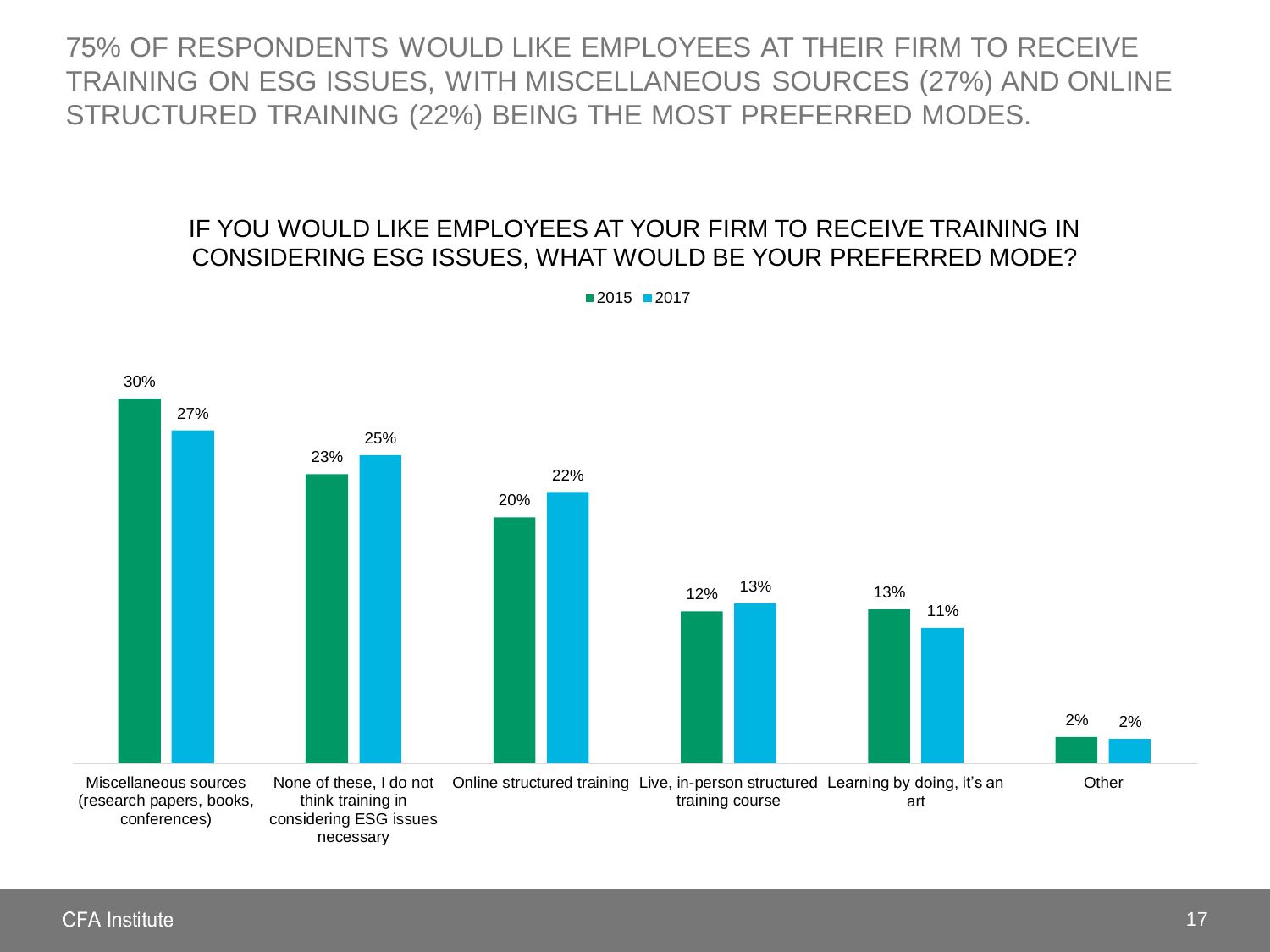# 75% OF RESPONDENTS WOULD LIKE EMPLOYEES AT THEIR FIRM TO RECEIVE TRAINING ON ESG ISSUES, WITH MISCELLANEOUS SOURCES (27%) AND ONLINE STRUCTURED TRAINING (22%) BEING THE MOST PREFERRED MODES.

## IF YOU WOULD LIKE EMPLOYEES AT YOUR FIRM TO RECEIVE TRAINING IN CONSIDERING ESG ISSUES, WHAT WOULD BE YOUR PREFERRED MODE?

| Mode | 2015 | 2017 |
| --- | --- | --- |
| Miscellaneous sources (research papers, books, conferences) | 30% | 27% |
| None of these, I do not think training in considering ESG issues necessary | 23% | 25% |
| Online structured training | 20% | 22% |
| Live, in-person structured training course | 12% | 13% |
| Learning by doing, it's an art | 13% | 11% |
| Other | 2% | 2% |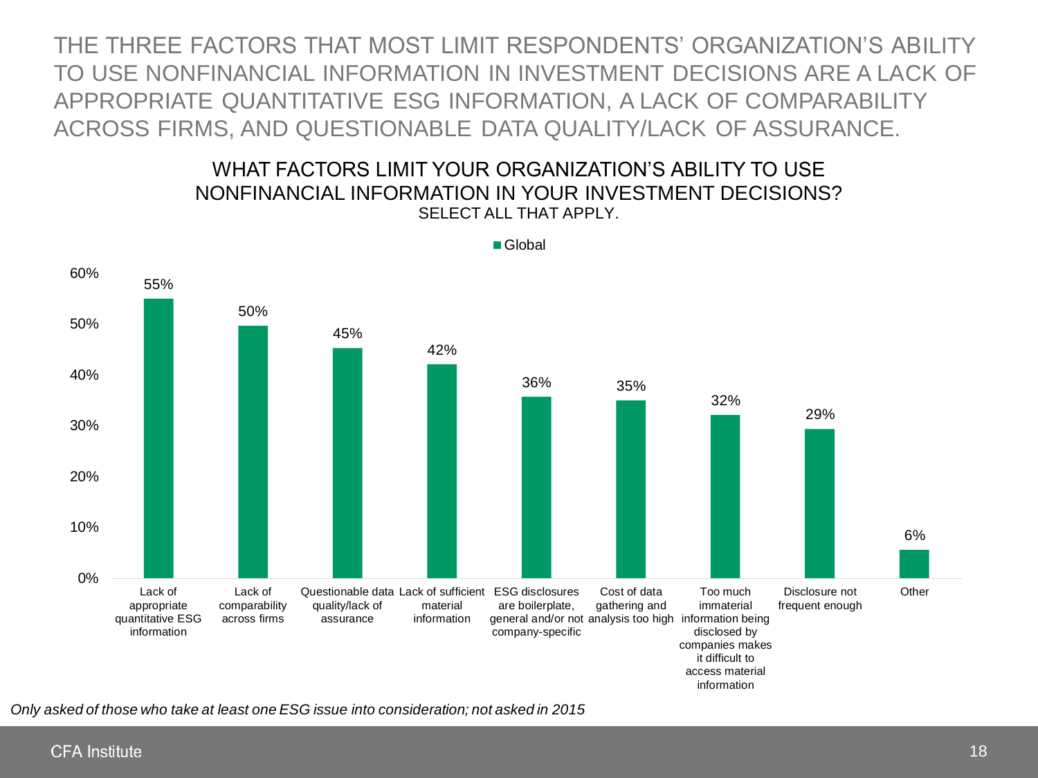# THE THREE FACTORS THAT MOST LIMIT RESPONDENTS' ORGANIZATION'S ABILITY TO USE NONFINANCIAL INFORMATION IN INVESTMENT DECISIONS ARE A LACK OF APPROPRIATE QUANTITATIVE ESG INFORMATION, A LACK OF COMPARABILITY ACROSS FIRMS, AND QUESTIONABLE DATA QUALITY/LACK OF ASSURANCE.

## WHAT FACTORS LIMIT YOUR ORGANIZATION'S ABILITY TO USE NONFINANCIAL INFORMATION IN YOUR INVESTMENT DECISIONS?

SELECT ALL THAT APPLY.

| Factor | Global |
|---|---|
| Lack of appropriate quantitative ESG information | 55% |
| Lack of comparability across firms | 50% |
| Questionable data quality/lack of assurance | 45% |
| Lack of sufficient material information | 42% |
| ESG disclosures are boilerplate, general and/or not company-specific | 36% |
| Cost of data gathering and analysis too high | 35% |
| Too much immaterial information being disclosed by companies makes it difficult to access material information | 32% |
| Disclosure not frequent enough | 29% |
| Other | 6% |

*Only asked of those who take at least one ESG issue into consideration; not asked in 2015*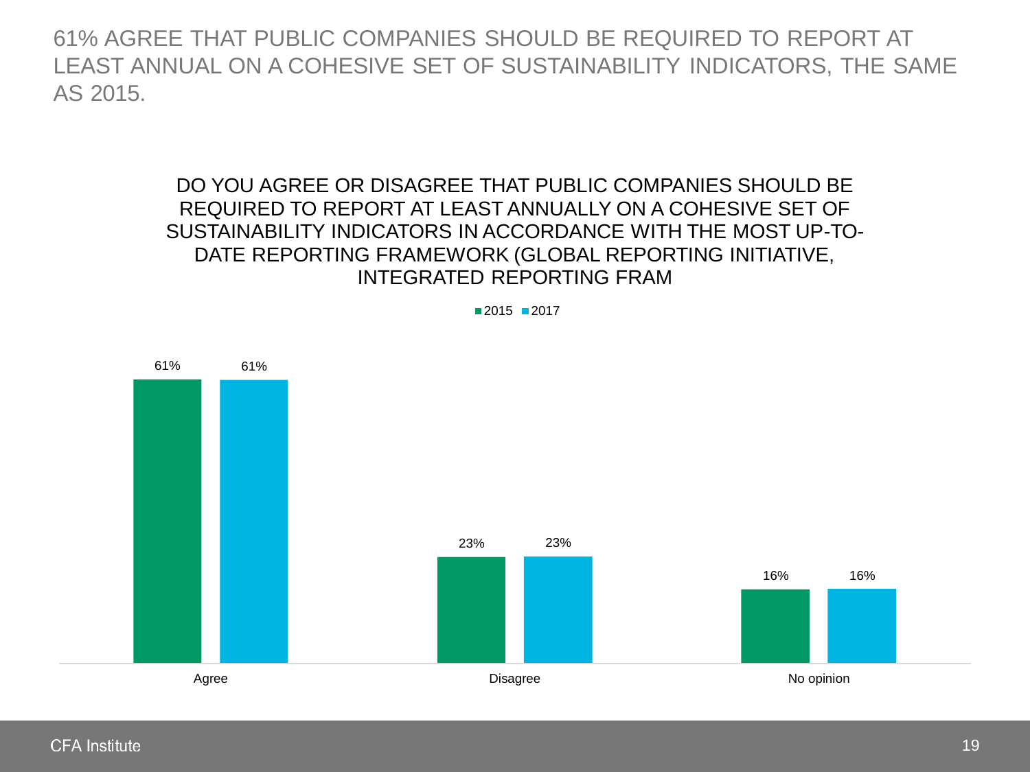# 61% AGREE THAT PUBLIC COMPANIES SHOULD BE REQUIRED TO REPORT AT LEAST ANNUAL ON A COHESIVE SET OF SUSTAINABILITY INDICATORS, THE SAME AS 2015.

## DO YOU AGREE OR DISAGREE THAT PUBLIC COMPANIES SHOULD BE REQUIRED TO REPORT AT LEAST ANNUALLY ON A COHESIVE SET OF SUSTAINABILITY INDICATORS IN ACCORDANCE WITH THE MOST UP-TO-DATE REPORTING FRAMEWORK (GLOBAL REPORTING INITIATIVE, INTEGRATED REPORTING FRAM

| | 2015 | 2017 |
|---|---|---|
| Agree | 61% | 61% |
| Disagree | 23% | 23% |
| No opinion | 16% | 16% |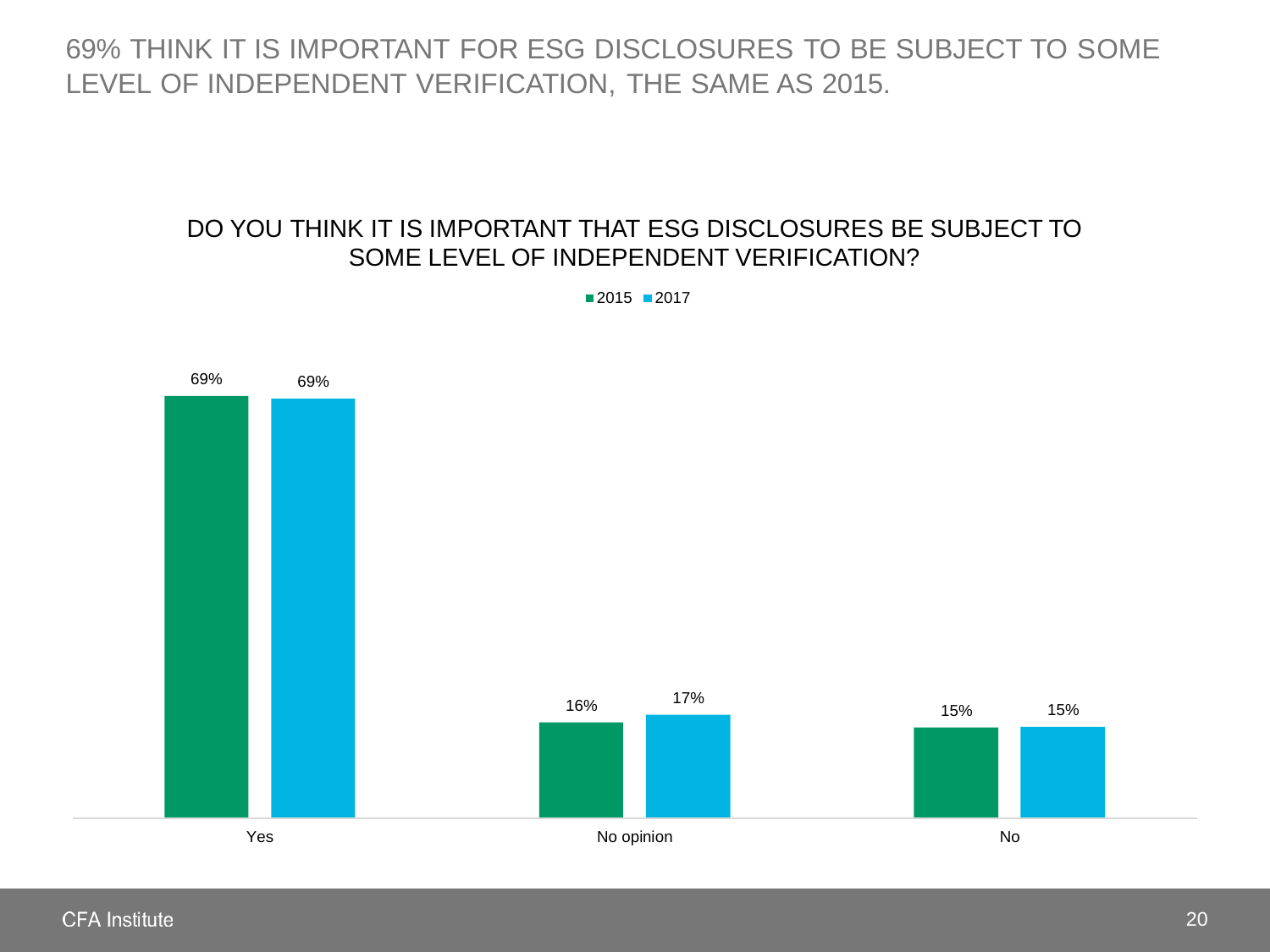# 69% THINK IT IS IMPORTANT FOR ESG DISCLOSURES TO BE SUBJECT TO SOME LEVEL OF INDEPENDENT VERIFICATION, THE SAME AS 2015.

## DO YOU THINK IT IS IMPORTANT THAT ESG DISCLOSURES BE SUBJECT TO SOME LEVEL OF INDEPENDENT VERIFICATION?

| | 2015 | 2017 |
|---|---|---|
| Yes | 69% | 69% |
| No opinion | 16% | 17% |
| No | 15% | 15% |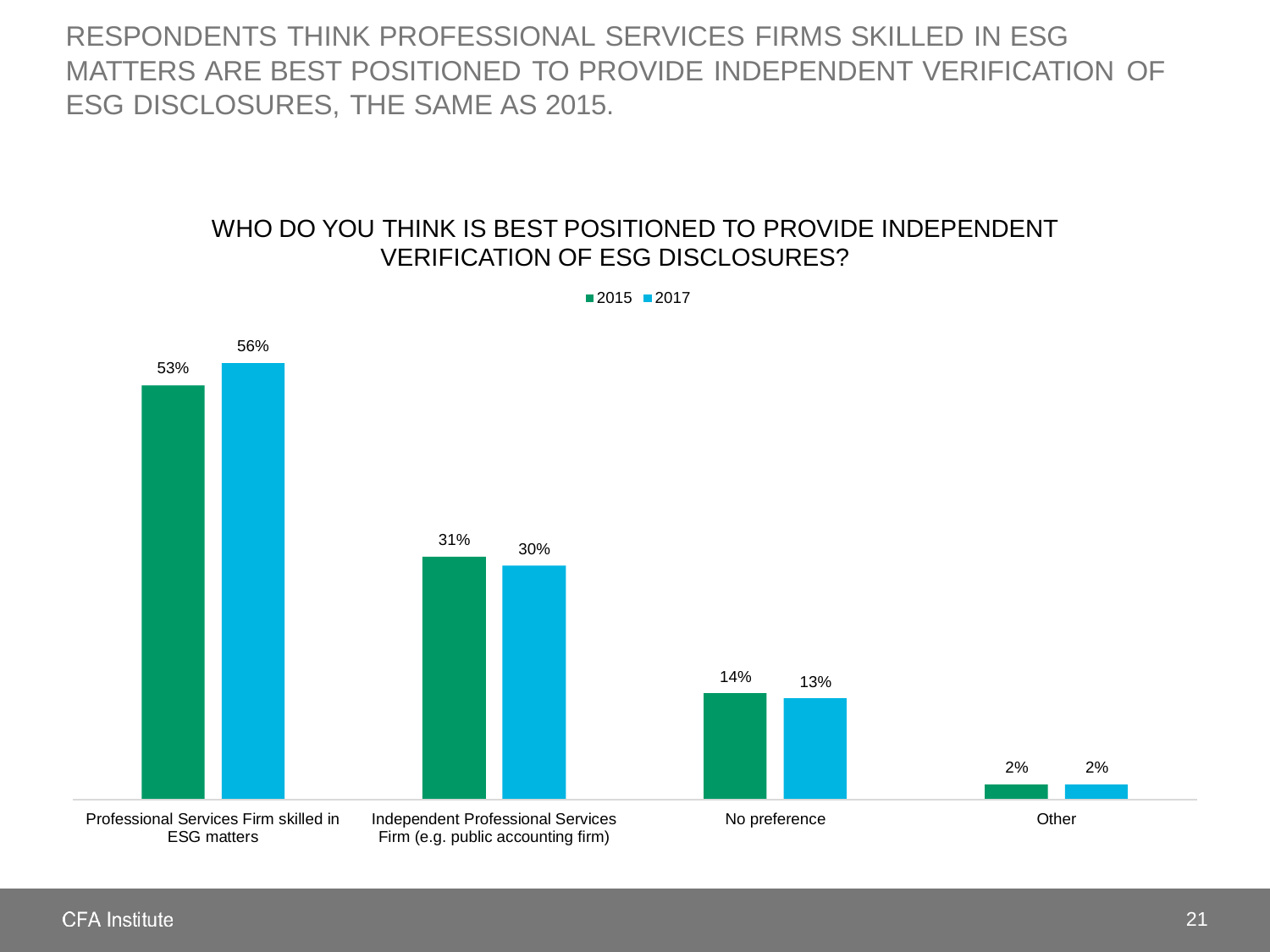# RESPONDENTS THINK PROFESSIONAL SERVICES FIRMS SKILLED IN ESG MATTERS ARE BEST POSITIONED TO PROVIDE INDEPENDENT VERIFICATION OF ESG DISCLOSURES, THE SAME AS 2015.

## WHO DO YOU THINK IS BEST POSITIONED TO PROVIDE INDEPENDENT VERIFICATION OF ESG DISCLOSURES?

| | 2015 | 2017 |
|---|---|---|
| Professional Services Firm skilled in ESG matters | 53% | 56% |
| Independent Professional Services Firm (e.g. public accounting firm) | 31% | 30% |
| No preference | 14% | 13% |
| Other | 2% | 2% |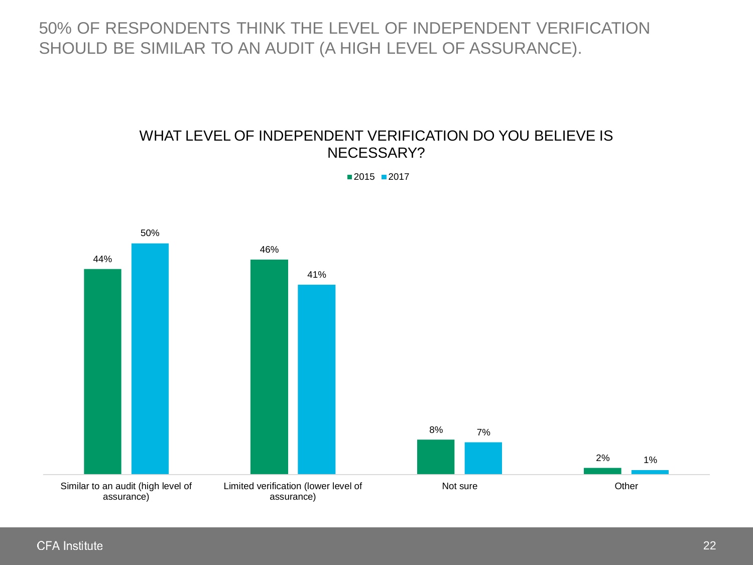# 50% OF RESPONDENTS THINK THE LEVEL OF INDEPENDENT VERIFICATION SHOULD BE SIMILAR TO AN AUDIT (A HIGH LEVEL OF ASSURANCE).

## WHAT LEVEL OF INDEPENDENT VERIFICATION DO YOU BELIEVE IS NECESSARY?

| | 2015 | 2017 |
|---|---|---|
| Similar to an audit (high level of assurance) | 44% | 50% |
| Limited verification (lower level of assurance) | 46% | 41% |
| Not sure | 8% | 7% |
| Other | 2% | 1% |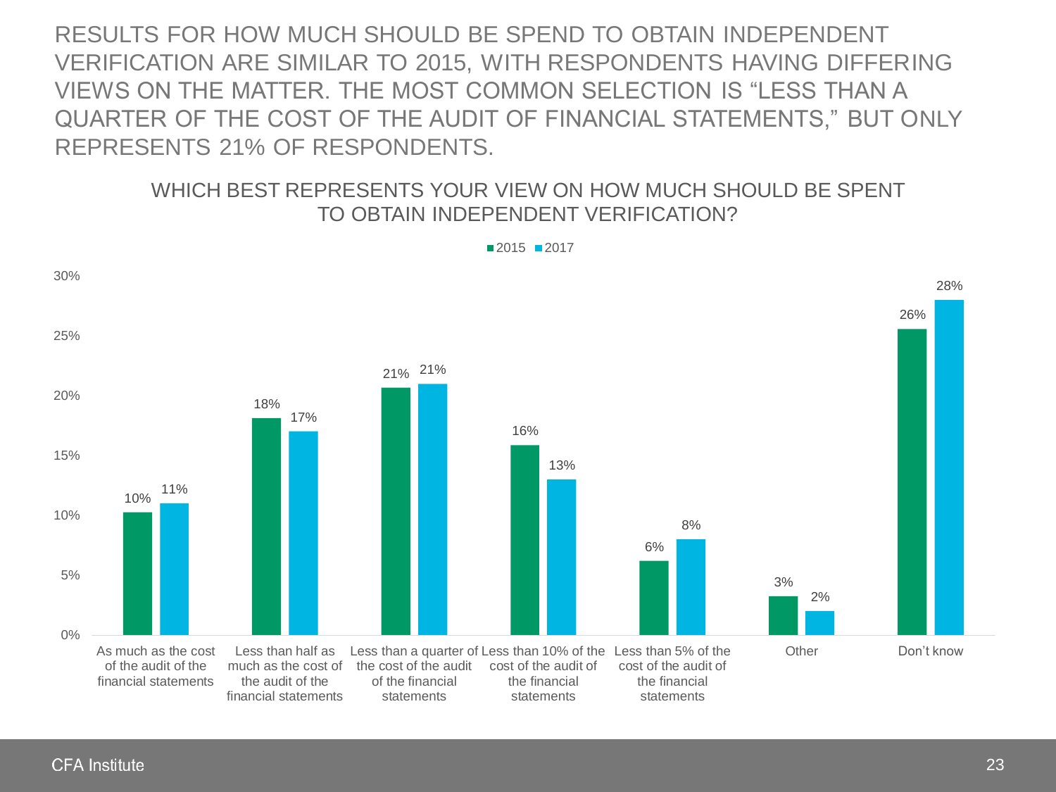# RESULTS FOR HOW MUCH SHOULD BE SPEND TO OBTAIN INDEPENDENT VERIFICATION ARE SIMILAR TO 2015, WITH RESPONDENTS HAVING DIFFERING VIEWS ON THE MATTER. THE MOST COMMON SELECTION IS "LESS THAN A QUARTER OF THE COST OF THE AUDIT OF FINANCIAL STATEMENTS," BUT ONLY REPRESENTS 21% OF RESPONDENTS.

## WHICH BEST REPRESENTS YOUR VIEW ON HOW MUCH SHOULD BE SPENT TO OBTAIN INDEPENDENT VERIFICATION?

| | 2015 | 2017 |
|---|---|---|
| As much as the cost of the audit of the financial statements | 10% | 11% |
| Less than half as much as the cost of the audit of the financial statements | 18% | 17% |
| Less than a quarter of the cost of the audit of the financial statements | 21% | 21% |
| Less than 10% of the cost of the audit of the financial statements | 16% | 13% |
| Less than 5% of the cost of the audit of the financial statements | 6% | 8% |
| Other | 3% | 2% |
| Don't know | 26% | 28% |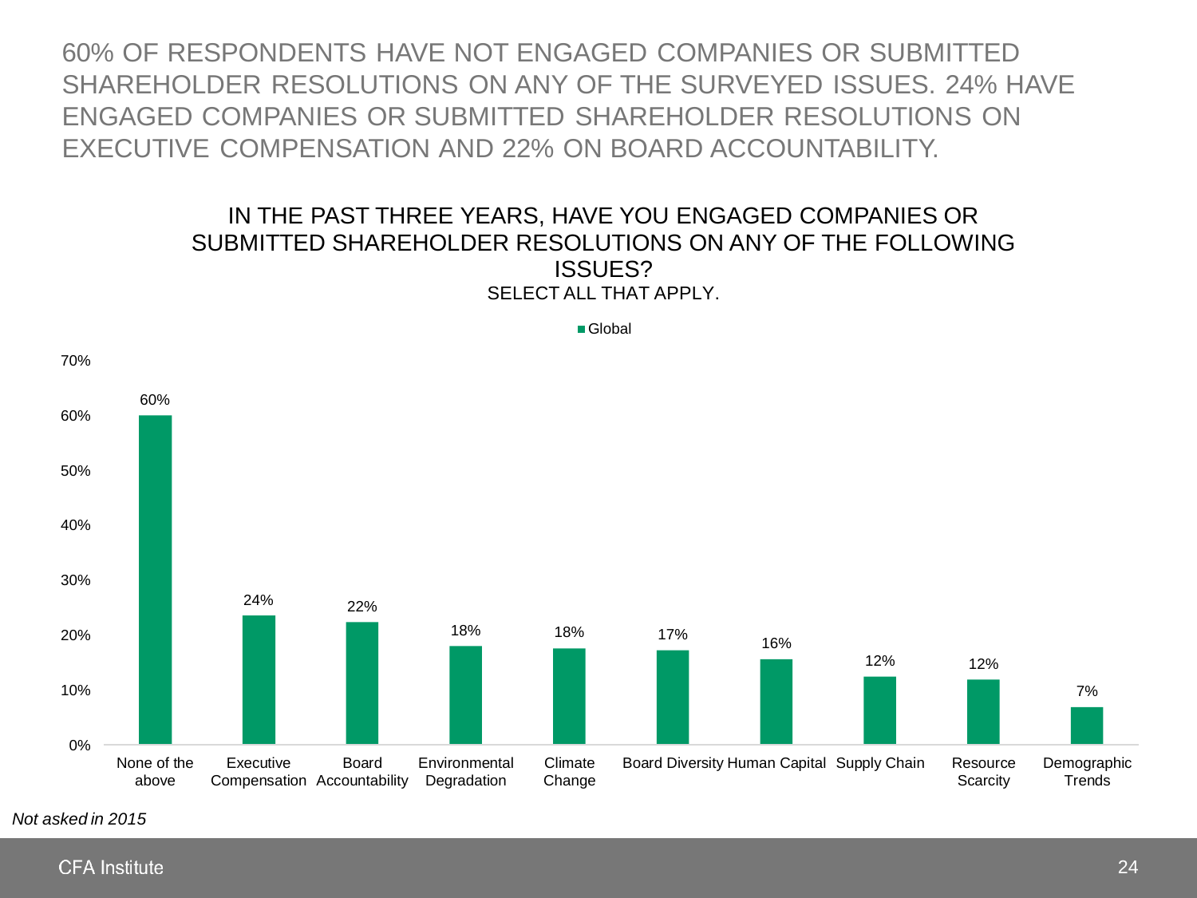# 60% OF RESPONDENTS HAVE NOT ENGAGED COMPANIES OR SUBMITTED SHAREHOLDER RESOLUTIONS ON ANY OF THE SURVEYED ISSUES. 24% HAVE ENGAGED COMPANIES OR SUBMITTED SHAREHOLDER RESOLUTIONS ON EXECUTIVE COMPENSATION AND 22% ON BOARD ACCOUNTABILITY.

## IN THE PAST THREE YEARS, HAVE YOU ENGAGED COMPANIES OR SUBMITTED SHAREHOLDER RESOLUTIONS ON ANY OF THE FOLLOWING ISSUES?

SELECT ALL THAT APPLY.

| Issue | Global |
| --- | --- |
| None of the above | 60% |
| Executive Compensation | 24% |
| Board Accountability | 22% |
| Environmental Degradation | 18% |
| Climate Change | 18% |
| Board Diversity | 17% |
| Human Capital | 16% |
| Supply Chain | 12% |
| Resource Scarcity | 12% |
| Demographic Trends | 7% |

*Not asked in 2015*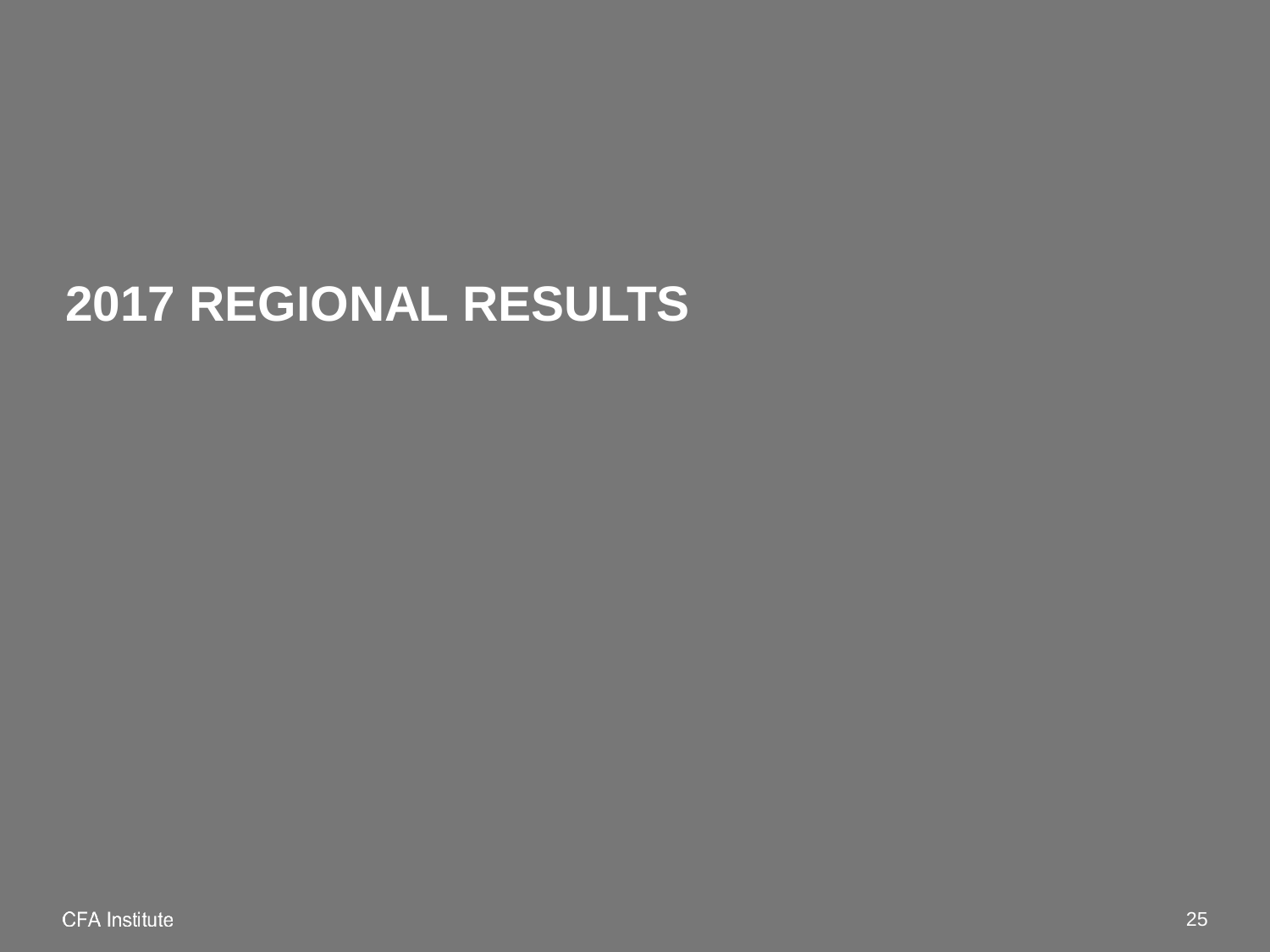# 2017 REGIONAL RESULTS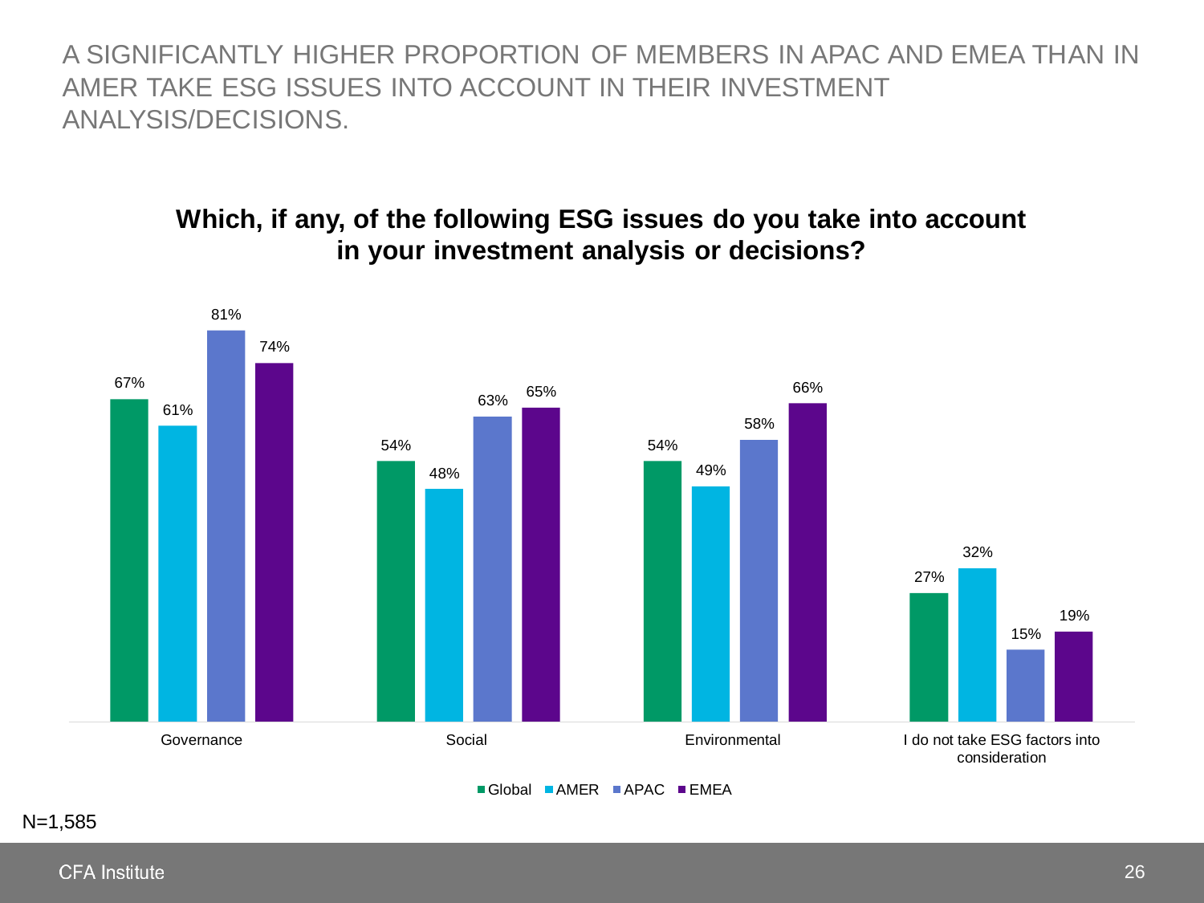# A SIGNIFICANTLY HIGHER PROPORTION OF MEMBERS IN APAC AND EMEA THAN IN AMER TAKE ESG ISSUES INTO ACCOUNT IN THEIR INVESTMENT ANALYSIS/DECISIONS.

**Which, if any, of the following ESG issues do you take into account in your investment analysis or decisions?**

| | Global | AMER | APAC | EMEA |
|---|---|---|---|---|
| Governance | 67% | 61% | 81% | 74% |
| Social | 54% | 48% | 63% | 65% |
| Environmental | 54% | 49% | 58% | 66% |
| I do not take ESG factors into consideration | 27% | 32% | 15% | 19% |

N=1,585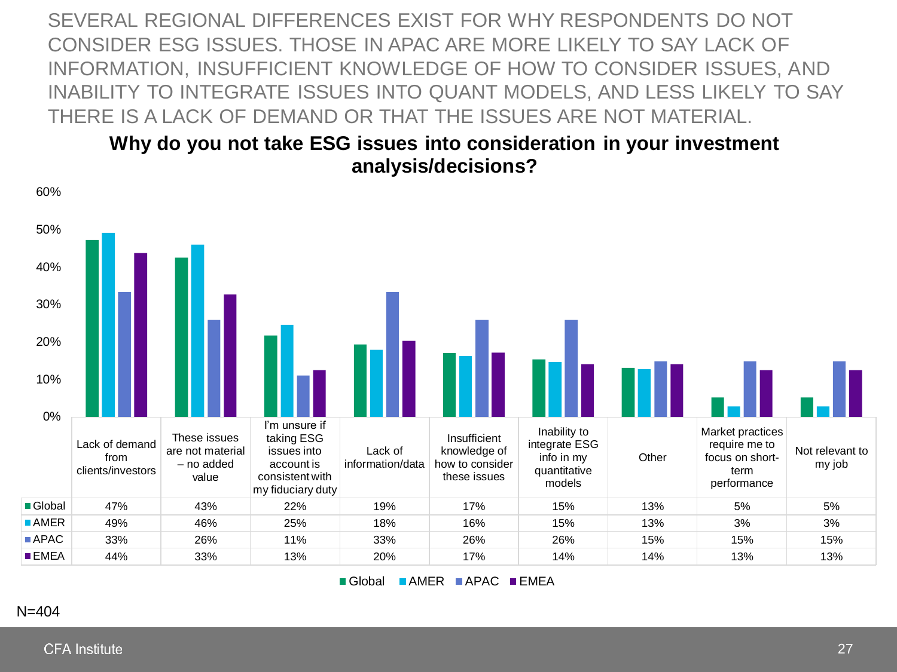SEVERAL REGIONAL DIFFERENCES EXIST FOR WHY RESPONDENTS DO NOT CONSIDER ESG ISSUES. THOSE IN APAC ARE MORE LIKELY TO SAY LACK OF INFORMATION, INSUFFICIENT KNOWLEDGE OF HOW TO CONSIDER ISSUES, AND INABILITY TO INTEGRATE ISSUES INTO QUANT MODELS, AND LESS LIKELY TO SAY THERE IS A LACK OF DEMAND OR THAT THE ISSUES ARE NOT MATERIAL.

**Why do you not take ESG issues into consideration in your investment analysis/decisions?**

| | Lack of demand from clients/investors | These issues are not material – no added value | I'm unsure if taking ESG issues into account is consistent with my fiduciary duty | Lack of information/data | Insufficient knowledge of how to consider these issues | Inability to integrate ESG info in my quantitative models | Other | Market practices require me to focus on short-term performance | Not relevant to my job |
|---|---|---|---|---|---|---|---|---|---|
| Global | 47% | 43% | 22% | 19% | 17% | 15% | 13% | 5% | 5% |
| AMER | 49% | 46% | 25% | 18% | 16% | 15% | 13% | 3% | 3% |
| APAC | 33% | 26% | 11% | 33% | 26% | 26% | 15% | 15% | 15% |
| EMEA | 44% | 33% | 13% | 20% | 17% | 14% | 14% | 13% | 13% |

N=404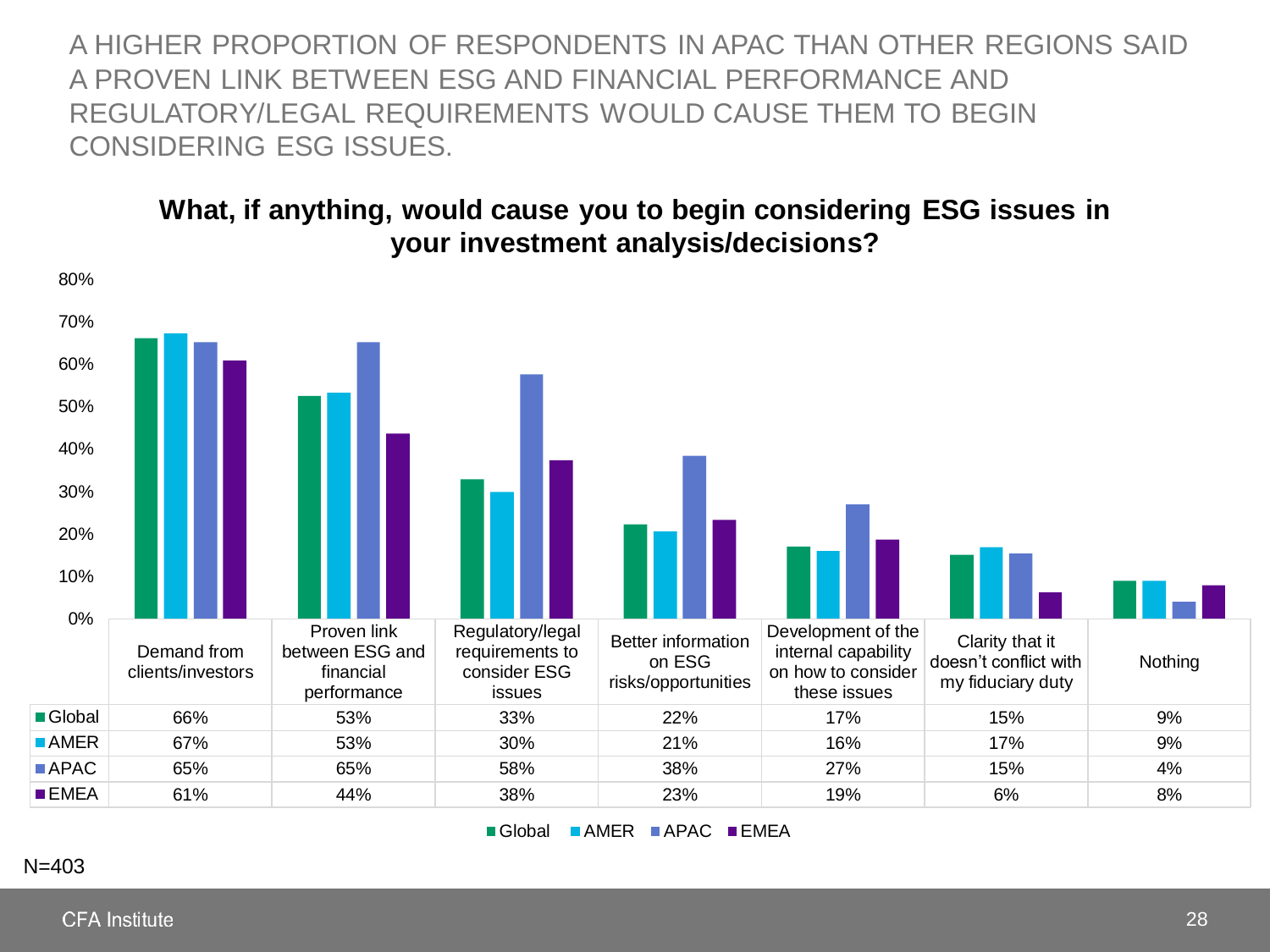A HIGHER PROPORTION OF RESPONDENTS IN APAC THAN OTHER REGIONS SAID A PROVEN LINK BETWEEN ESG AND FINANCIAL PERFORMANCE AND REGULATORY/LEGAL REQUIREMENTS WOULD CAUSE THEM TO BEGIN CONSIDERING ESG ISSUES.

**What, if anything, would cause you to begin considering ESG issues in your investment analysis/decisions?**

| | Demand from clients/investors | Proven link between ESG and financial performance | Regulatory/legal requirements to consider ESG issues | Better information on ESG risks/opportunities | Development of the internal capability on how to consider these issues | Clarity that it doesn't conflict with my fiduciary duty | Nothing |
|---|---|---|---|---|---|---|---|
| Global | 66% | 53% | 33% | 22% | 17% | 15% | 9% |
| AMER | 67% | 53% | 30% | 21% | 16% | 17% | 9% |
| APAC | 65% | 65% | 58% | 38% | 27% | 15% | 4% |
| EMEA | 61% | 44% | 38% | 23% | 19% | 6% | 8% |

N=403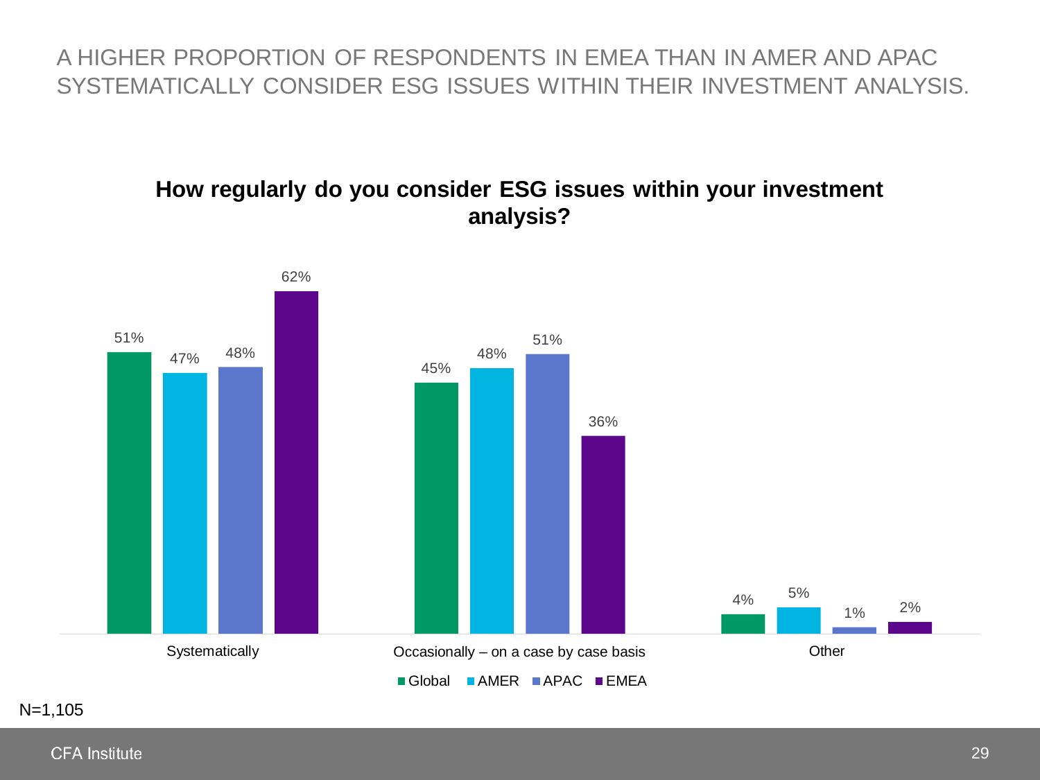# A HIGHER PROPORTION OF RESPONDENTS IN EMEA THAN IN AMER AND APAC SYSTEMATICALLY CONSIDER ESG ISSUES WITHIN THEIR INVESTMENT ANALYSIS.

**How regularly do you consider ESG issues within your investment analysis?**

| | Global | AMER | APAC | EMEA |
|---|---|---|---|---|
| Systematically | 51% | 47% | 48% | 62% |
| Occasionally – on a case by case basis | 45% | 48% | 51% | 36% |
| Other | 4% | 5% | 1% | 2% |

N=1,105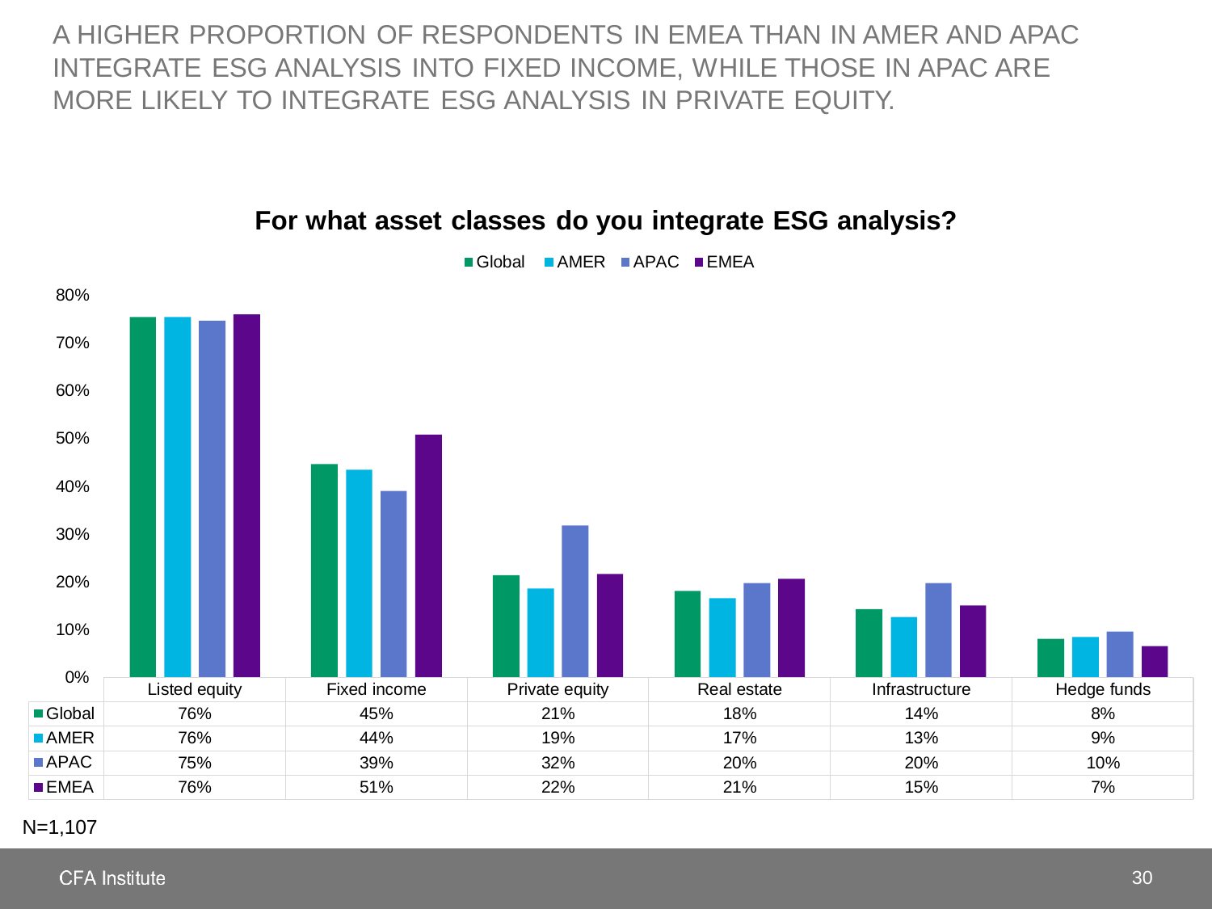# A HIGHER PROPORTION OF RESPONDENTS IN EMEA THAN IN AMER AND APAC INTEGRATE ESG ANALYSIS INTO FIXED INCOME, WHILE THOSE IN APAC ARE MORE LIKELY TO INTEGRATE ESG ANALYSIS IN PRIVATE EQUITY.

**For what asset classes do you integrate ESG analysis?**

| | Listed equity | Fixed income | Private equity | Real estate | Infrastructure | Hedge funds |
|---|---|---|---|---|---|---|
| Global | 76% | 45% | 21% | 18% | 14% | 8% |
| AMER | 76% | 44% | 19% | 17% | 13% | 9% |
| APAC | 75% | 39% | 32% | 20% | 20% | 10% |
| EMEA | 76% | 51% | 22% | 21% | 15% | 7% |

N=1,107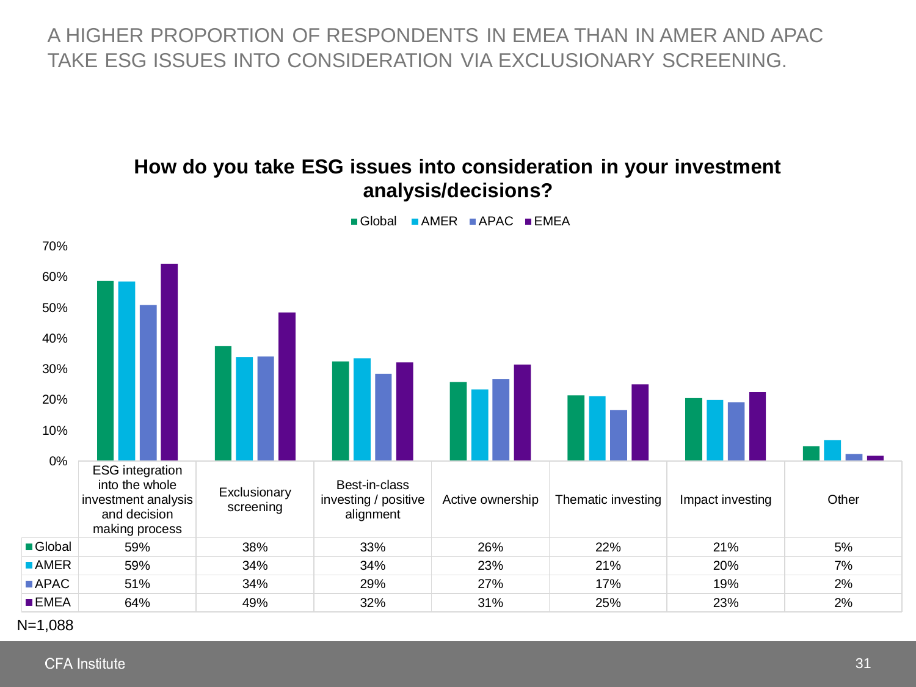A HIGHER PROPORTION OF RESPONDENTS IN EMEA THAN IN AMER AND APAC TAKE ESG ISSUES INTO CONSIDERATION VIA EXCLUSIONARY SCREENING.

**How do you take ESG issues into consideration in your investment analysis/decisions?**

| | ESG integration into the whole investment analysis and decision making process | Exclusionary screening | Best-in-class investing / positive alignment | Active ownership | Thematic investing | Impact investing | Other |
|---|---|---|---|---|---|---|---|
| Global | 59% | 38% | 33% | 26% | 22% | 21% | 5% |
| AMER | 59% | 34% | 34% | 23% | 21% | 20% | 7% |
| APAC | 51% | 34% | 29% | 27% | 17% | 19% | 2% |
| EMEA | 64% | 49% | 32% | 31% | 25% | 23% | 2% |

N=1,088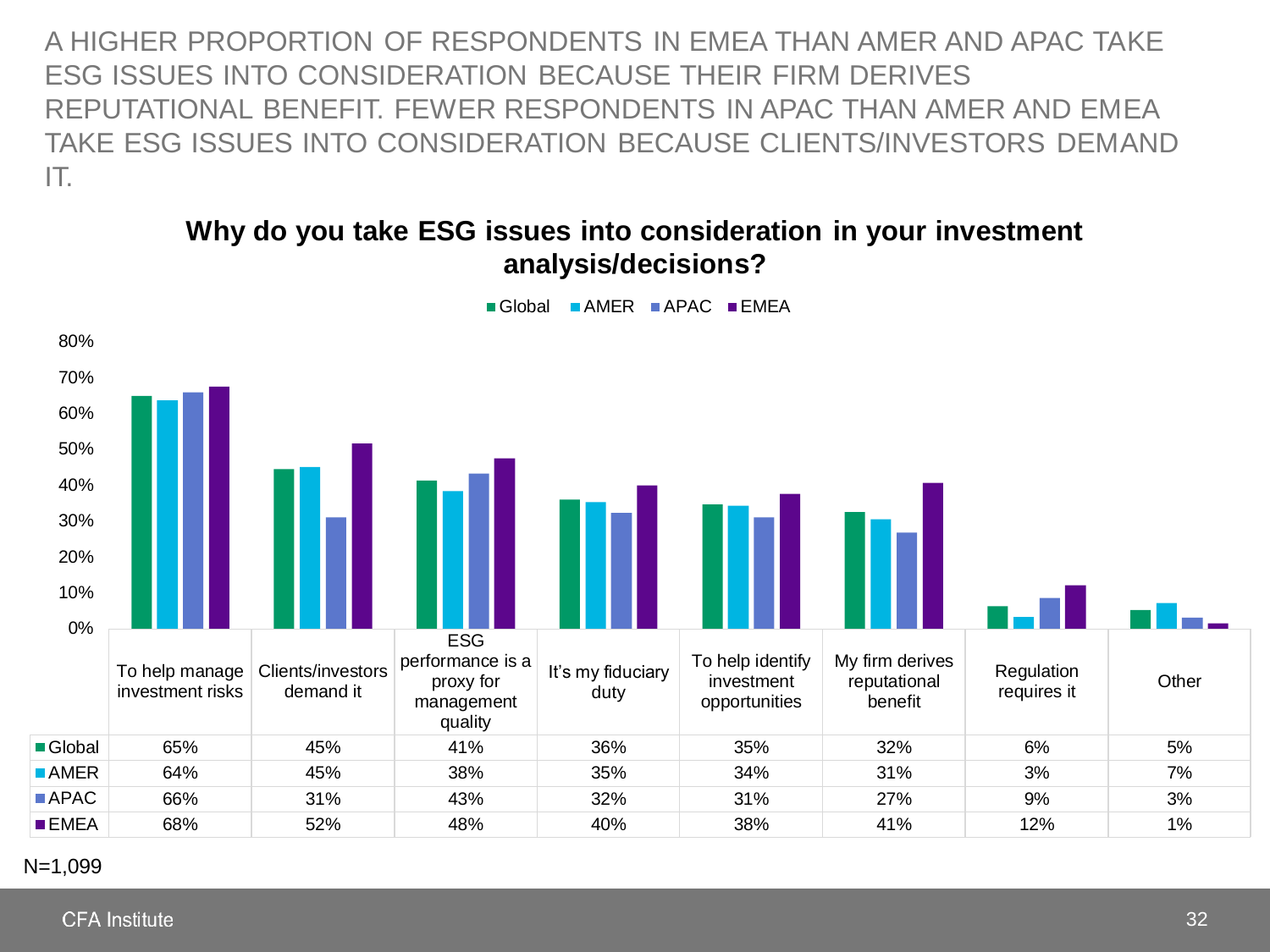A HIGHER PROPORTION OF RESPONDENTS IN EMEA THAN AMER AND APAC TAKE ESG ISSUES INTO CONSIDERATION BECAUSE THEIR FIRM DERIVES REPUTATIONAL BENEFIT. FEWER RESPONDENTS IN APAC THAN AMER AND EMEA TAKE ESG ISSUES INTO CONSIDERATION BECAUSE CLIENTS/INVESTORS DEMAND IT.

## Why do you take ESG issues into consideration in your investment analysis/decisions?

| | To help manage investment risks | Clients/investors demand it | ESG performance is a proxy for management quality | It's my fiduciary duty | To help identify investment opportunities | My firm derives reputational benefit | Regulation requires it | Other |
|---|---|---|---|---|---|---|---|---|
| Global | 65% | 45% | 41% | 36% | 35% | 32% | 6% | 5% |
| AMER | 64% | 45% | 38% | 35% | 34% | 31% | 3% | 7% |
| APAC | 66% | 31% | 43% | 32% | 31% | 27% | 9% | 3% |
| EMEA | 68% | 52% | 48% | 40% | 38% | 41% | 12% | 1% |

N=1,099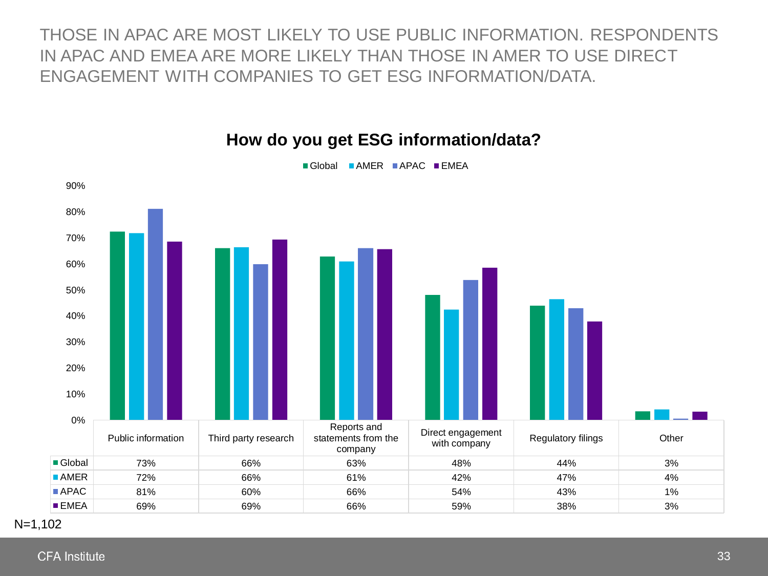# THOSE IN APAC ARE MOST LIKELY TO USE PUBLIC INFORMATION. RESPONDENTS IN APAC AND EMEA ARE MORE LIKELY THAN THOSE IN AMER TO USE DIRECT ENGAGEMENT WITH COMPANIES TO GET ESG INFORMATION/DATA.

## How do you get ESG information/data?

| | Public information | Third party research | Reports and statements from the company | Direct engagement with company | Regulatory filings | Other |
|---|---|---|---|---|---|---|
| Global | 73% | 66% | 63% | 48% | 44% | 3% |
| AMER | 72% | 66% | 61% | 42% | 47% | 4% |
| APAC | 81% | 60% | 66% | 54% | 43% | 1% |
| EMEA | 69% | 69% | 66% | 59% | 38% | 3% |

N=1,102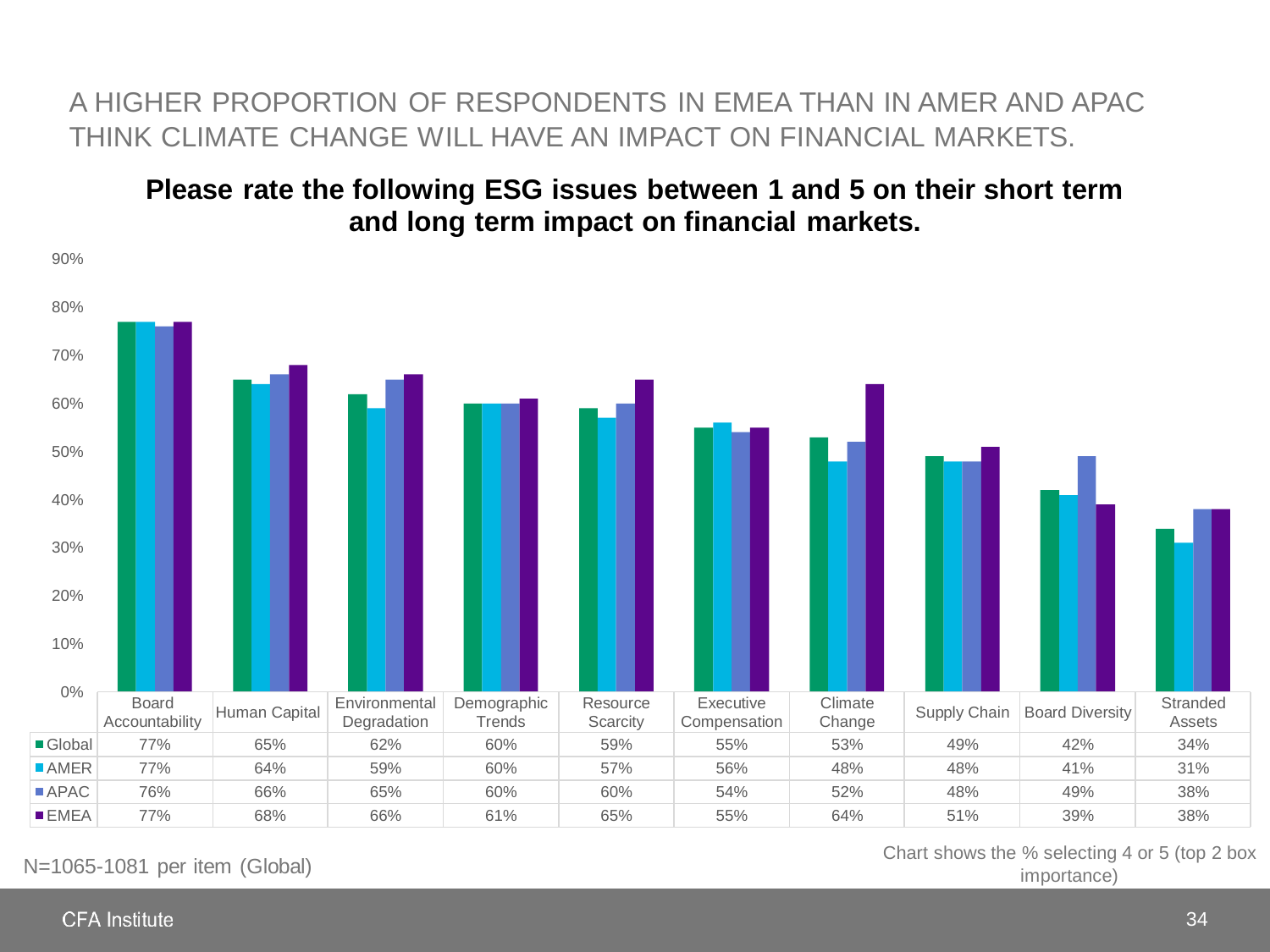# A HIGHER PROPORTION OF RESPONDENTS IN EMEA THAN IN AMER AND APAC THINK CLIMATE CHANGE WILL HAVE AN IMPACT ON FINANCIAL MARKETS.

**Please rate the following ESG issues between 1 and 5 on their short term and long term impact on financial markets.**

| | Board Accountability | Human Capital | Environmental Degradation | Demographic Trends | Resource Scarcity | Executive Compensation | Climate Change | Supply Chain | Board Diversity | Stranded Assets |
|---|---|---|---|---|---|---|---|---|---|---|
| Global | 77% | 65% | 62% | 60% | 59% | 55% | 53% | 49% | 42% | 34% |
| AMER | 77% | 64% | 59% | 60% | 57% | 56% | 48% | 48% | 41% | 31% |
| APAC | 76% | 66% | 65% | 60% | 60% | 54% | 52% | 48% | 49% | 38% |
| EMEA | 77% | 68% | 66% | 61% | 65% | 55% | 64% | 51% | 39% | 38% |

N=1065-1081 per item (Global)

Chart shows the % selecting 4 or 5 (top 2 box importance)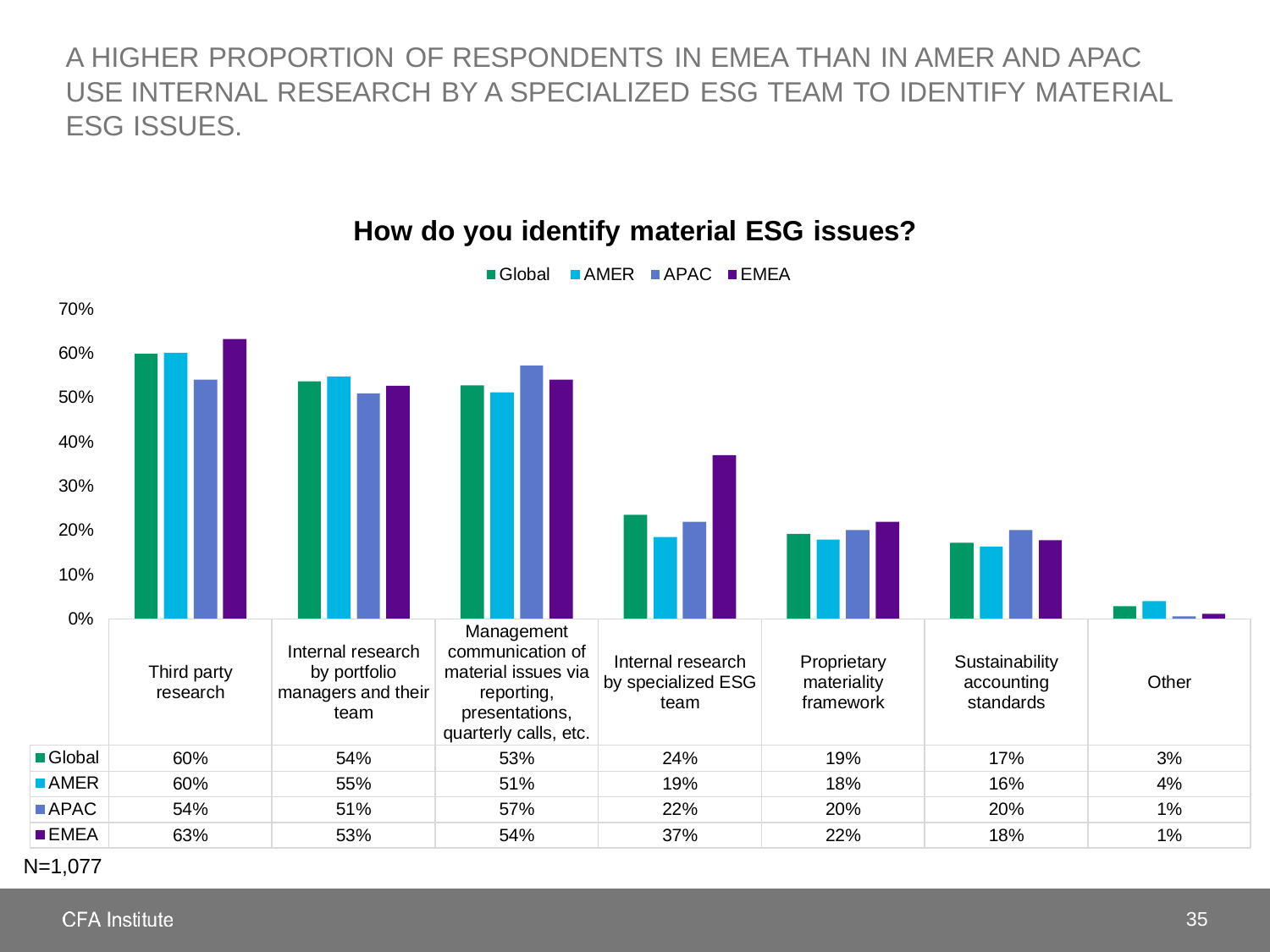A HIGHER PROPORTION OF RESPONDENTS IN EMEA THAN IN AMER AND APAC USE INTERNAL RESEARCH BY A SPECIALIZED ESG TEAM TO IDENTIFY MATERIAL ESG ISSUES.

## How do you identify material ESG issues?

| | Third party research | Internal research by portfolio managers and their team | Management communication of material issues via reporting, presentations, quarterly calls, etc. | Internal research by specialized ESG team | Proprietary materiality framework | Sustainability accounting standards | Other |
|---|---|---|---|---|---|---|---|
| Global | 60% | 54% | 53% | 24% | 19% | 17% | 3% |
| AMER | 60% | 55% | 51% | 19% | 18% | 16% | 4% |
| APAC | 54% | 51% | 57% | 22% | 20% | 20% | 1% |
| EMEA | 63% | 53% | 54% | 37% | 22% | 18% | 1% |

N=1,077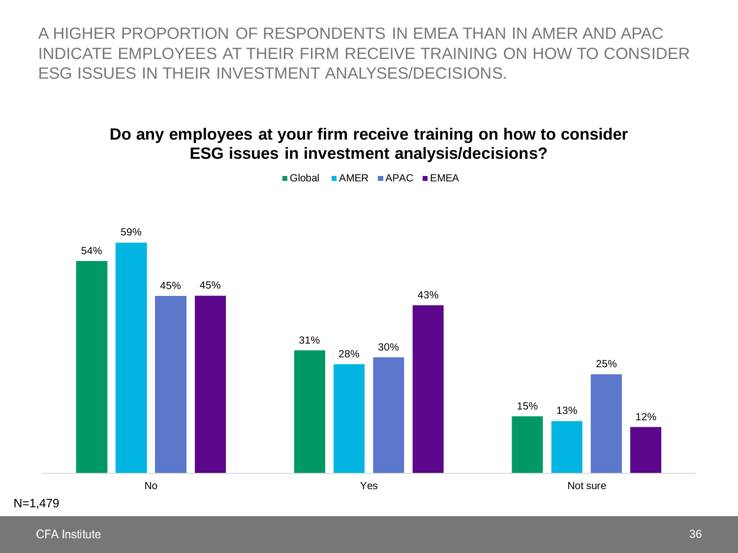A HIGHER PROPORTION OF RESPONDENTS IN EMEA THAN IN AMER AND APAC INDICATE EMPLOYEES AT THEIR FIRM RECEIVE TRAINING ON HOW TO CONSIDER ESG ISSUES IN THEIR INVESTMENT ANALYSES/DECISIONS.

**Do any employees at your firm receive training on how to consider ESG issues in investment analysis/decisions?**

| | Global | AMER | APAC | EMEA |
|---|---|---|---|---|
| No | 54% | 59% | 45% | 45% |
| Yes | 31% | 28% | 30% | 43% |
| Not sure | 15% | 13% | 25% | 12% |

N=1,479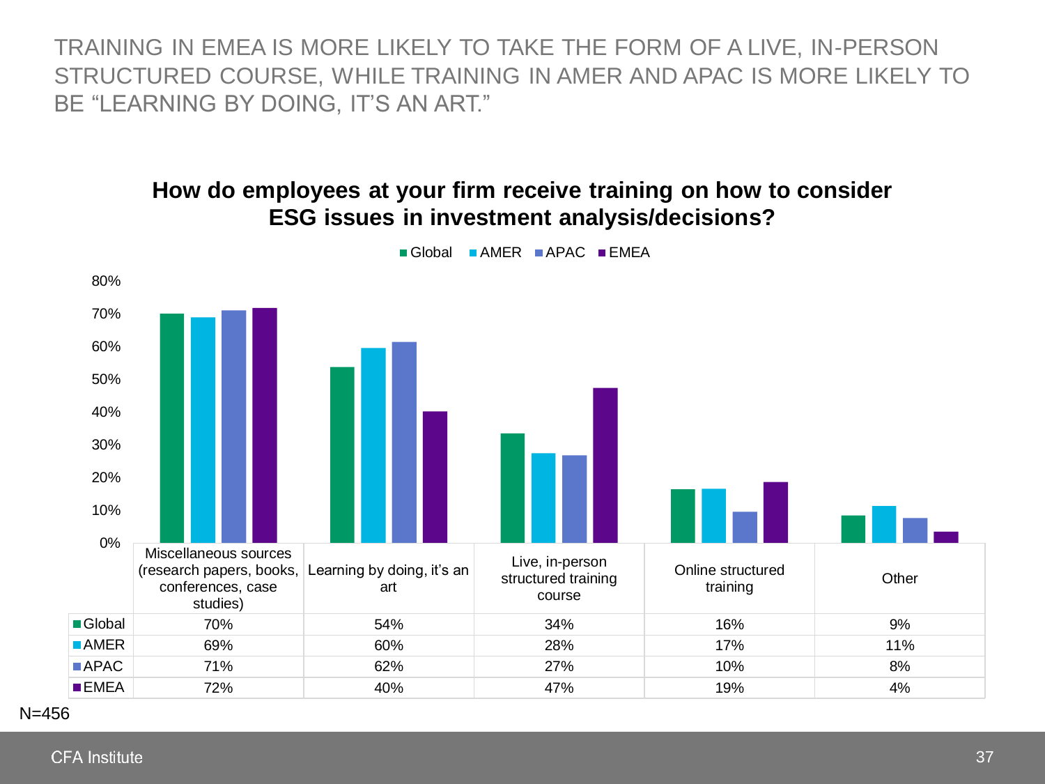# TRAINING IN EMEA IS MORE LIKELY TO TAKE THE FORM OF A LIVE, IN-PERSON STRUCTURED COURSE, WHILE TRAINING IN AMER AND APAC IS MORE LIKELY TO BE "LEARNING BY DOING, IT'S AN ART."

**How do employees at your firm receive training on how to consider ESG issues in investment analysis/decisions?**

| | Miscellaneous sources (research papers, books, conferences, case studies) | Learning by doing, it's an art | Live, in-person structured training course | Online structured training | Other |
|---|---|---|---|---|---|
| Global | 70% | 54% | 34% | 16% | 9% |
| AMER | 69% | 60% | 28% | 17% | 11% |
| APAC | 71% | 62% | 27% | 10% | 8% |
| EMEA | 72% | 40% | 47% | 19% | 4% |

N=456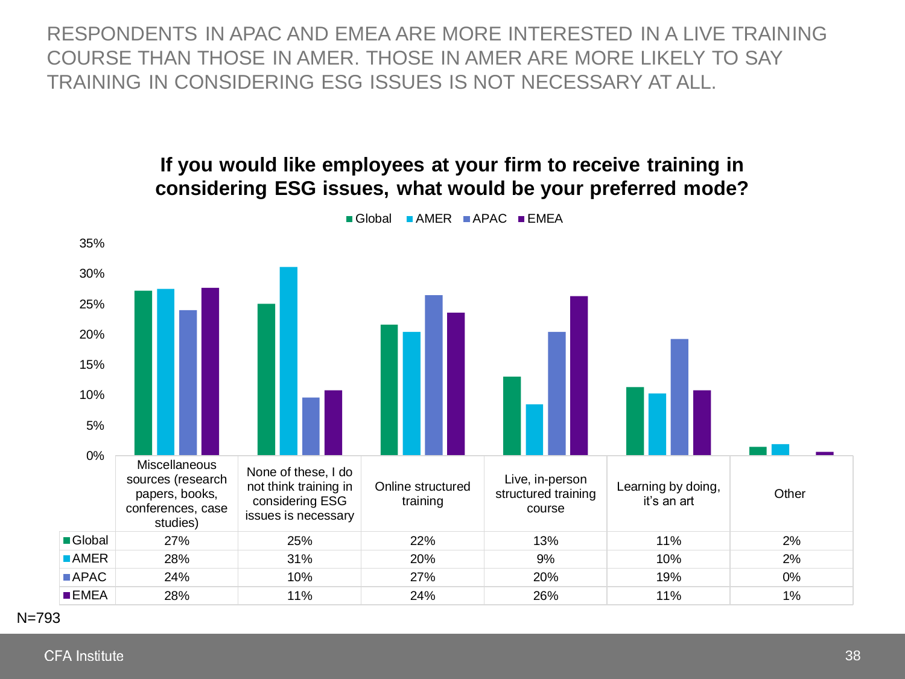# RESPONDENTS IN APAC AND EMEA ARE MORE INTERESTED IN A LIVE TRAINING COURSE THAN THOSE IN AMER. THOSE IN AMER ARE MORE LIKELY TO SAY TRAINING IN CONSIDERING ESG ISSUES IS NOT NECESSARY AT ALL.

## If you would like employees at your firm to receive training in considering ESG issues, what would be your preferred mode?

| | Miscellaneous sources (research papers, books, conferences, case studies) | None of these, I do not think training in considering ESG issues is necessary | Online structured training | Live, in-person structured training course | Learning by doing, it's an art | Other |
|---|---|---|---|---|---|---|
| Global | 27% | 25% | 22% | 13% | 11% | 2% |
| AMER | 28% | 31% | 20% | 9% | 10% | 2% |
| APAC | 24% | 10% | 27% | 20% | 19% | 0% |
| EMEA | 28% | 11% | 24% | 26% | 11% | 1% |

N=793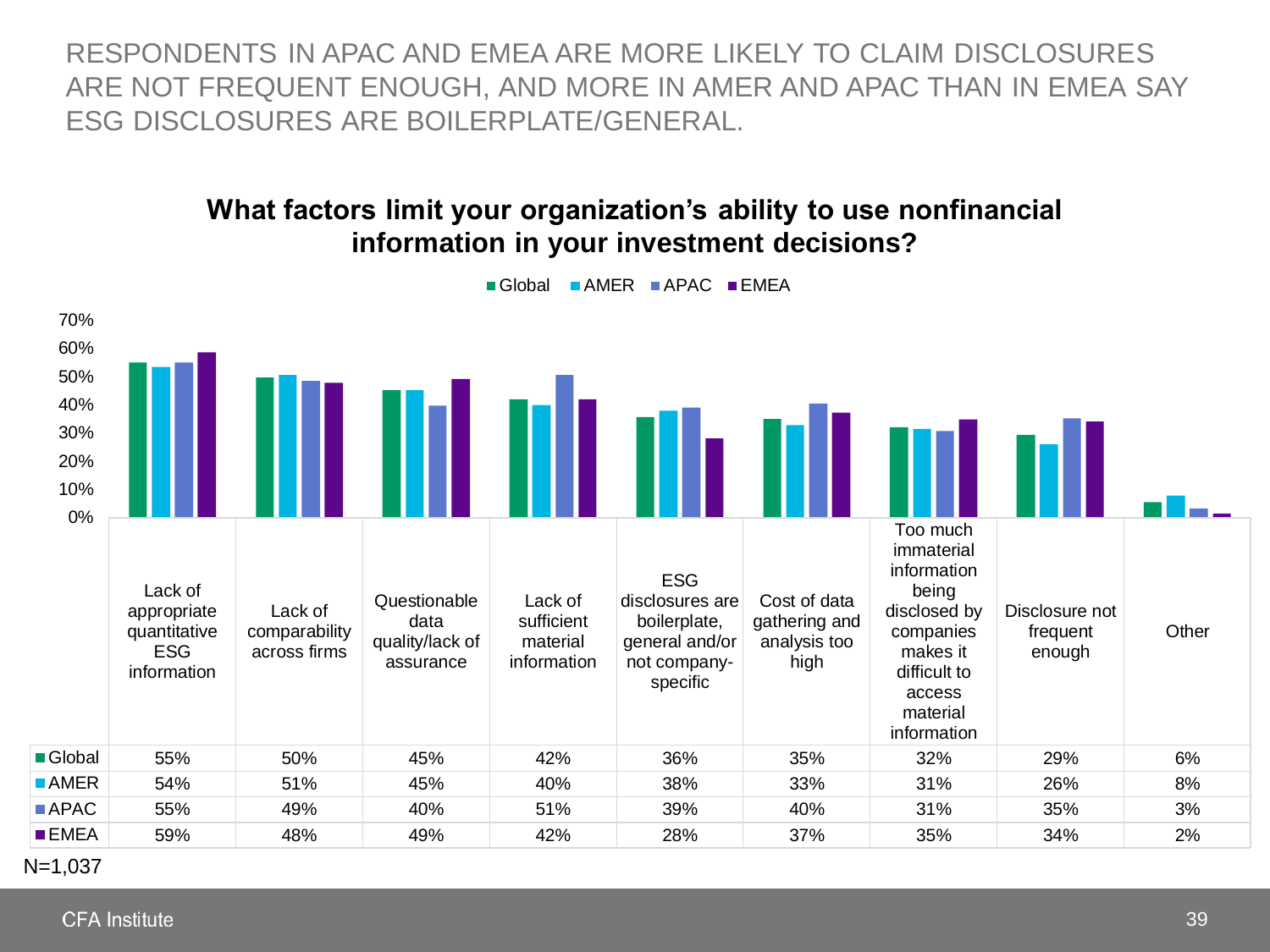# RESPONDENTS IN APAC AND EMEA ARE MORE LIKELY TO CLAIM DISCLOSURES ARE NOT FREQUENT ENOUGH, AND MORE IN AMER AND APAC THAN IN EMEA SAY ESG DISCLOSURES ARE BOILERPLATE/GENERAL.

**What factors limit your organization's ability to use nonfinancial information in your investment decisions?**

| | Lack of appropriate quantitative ESG information | Lack of comparability across firms | Questionable data quality/lack of assurance | Lack of sufficient material information | ESG disclosures are boilerplate, general and/or not company-specific | Cost of data gathering and analysis too high | Too much immaterial information being disclosed by companies makes it difficult to access material information | Disclosure not frequent enough | Other |
|---|---|---|---|---|---|---|---|---|---|
| Global | 55% | 50% | 45% | 42% | 36% | 35% | 32% | 29% | 6% |
| AMER | 54% | 51% | 45% | 40% | 38% | 33% | 31% | 26% | 8% |
| APAC | 55% | 49% | 40% | 51% | 39% | 40% | 31% | 35% | 3% |
| EMEA | 59% | 48% | 49% | 42% | 28% | 37% | 35% | 34% | 2% |

N=1,037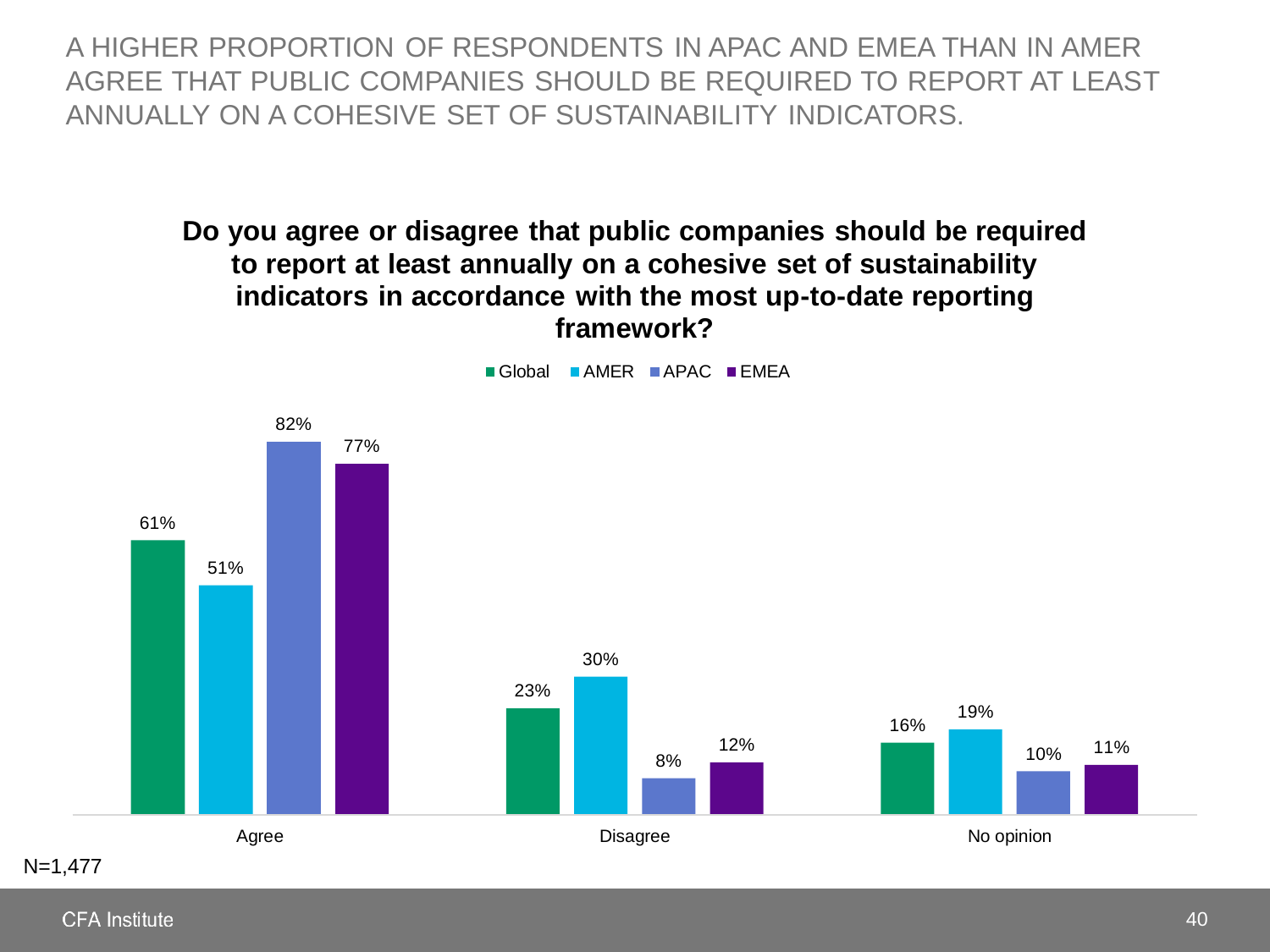# A HIGHER PROPORTION OF RESPONDENTS IN APAC AND EMEA THAN IN AMER AGREE THAT PUBLIC COMPANIES SHOULD BE REQUIRED TO REPORT AT LEAST ANNUALLY ON A COHESIVE SET OF SUSTAINABILITY INDICATORS.

**Do you agree or disagree that public companies should be required to report at least annually on a cohesive set of sustainability indicators in accordance with the most up-to-date reporting framework?**

| | Global | AMER | APAC | EMEA |
|---|---|---|---|---|
| Agree | 61% | 51% | 82% | 77% |
| Disagree | 23% | 30% | 8% | 12% |
| No opinion | 16% | 19% | 10% | 11% |

N=1,477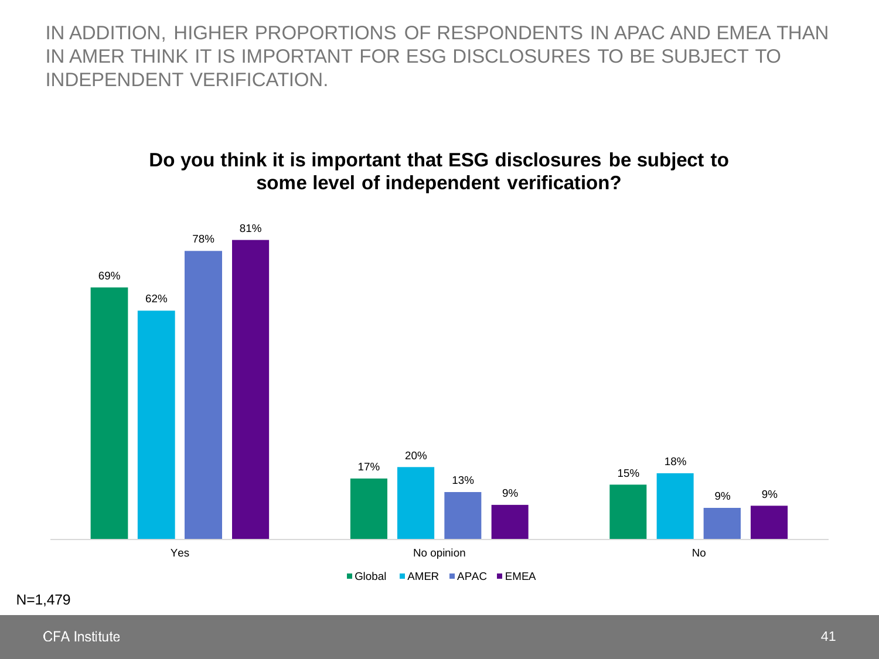# IN ADDITION, HIGHER PROPORTIONS OF RESPONDENTS IN APAC AND EMEA THAN IN AMER THINK IT IS IMPORTANT FOR ESG DISCLOSURES TO BE SUBJECT TO INDEPENDENT VERIFICATION.

**Do you think it is important that ESG disclosures be subject to some level of independent verification?**

| | Global | AMER | APAC | EMEA |
|---|---|---|---|---|
| Yes | 69% | 62% | 78% | 81% |
| No opinion | 17% | 20% | 13% | 9% |
| No | 15% | 18% | 9% | 9% |

N=1,479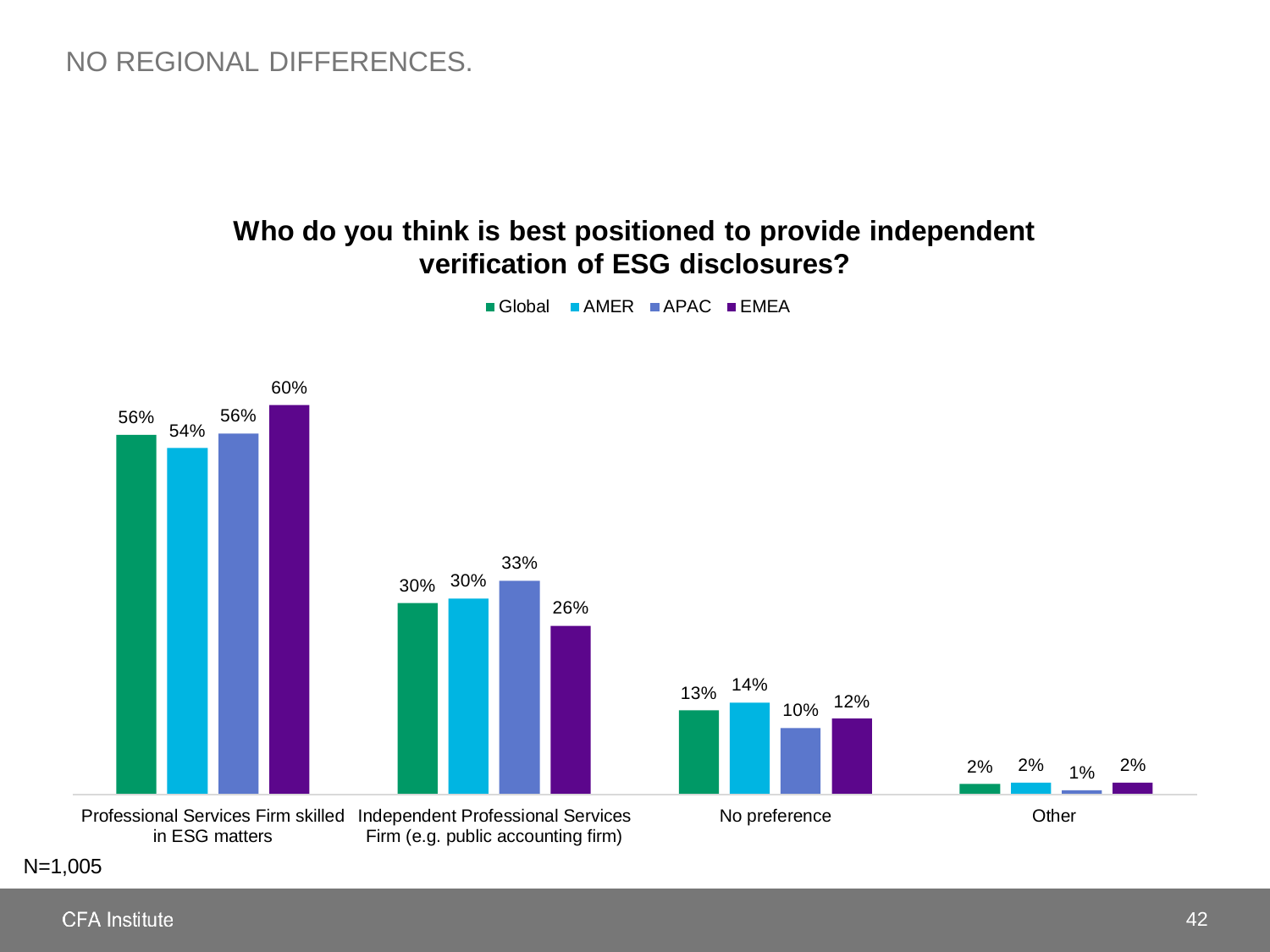# NO REGIONAL DIFFERENCES.

**Who do you think is best positioned to provide independent verification of ESG disclosures?**

| | Global | AMER | APAC | EMEA |
|---|---|---|---|---|
| Professional Services Firm skilled in ESG matters | 56% | 54% | 56% | 60% |
| Independent Professional Services Firm (e.g. public accounting firm) | 30% | 30% | 33% | 26% |
| No preference | 13% | 14% | 10% | 12% |
| Other | 2% | 2% | 1% | 2% |

N=1,005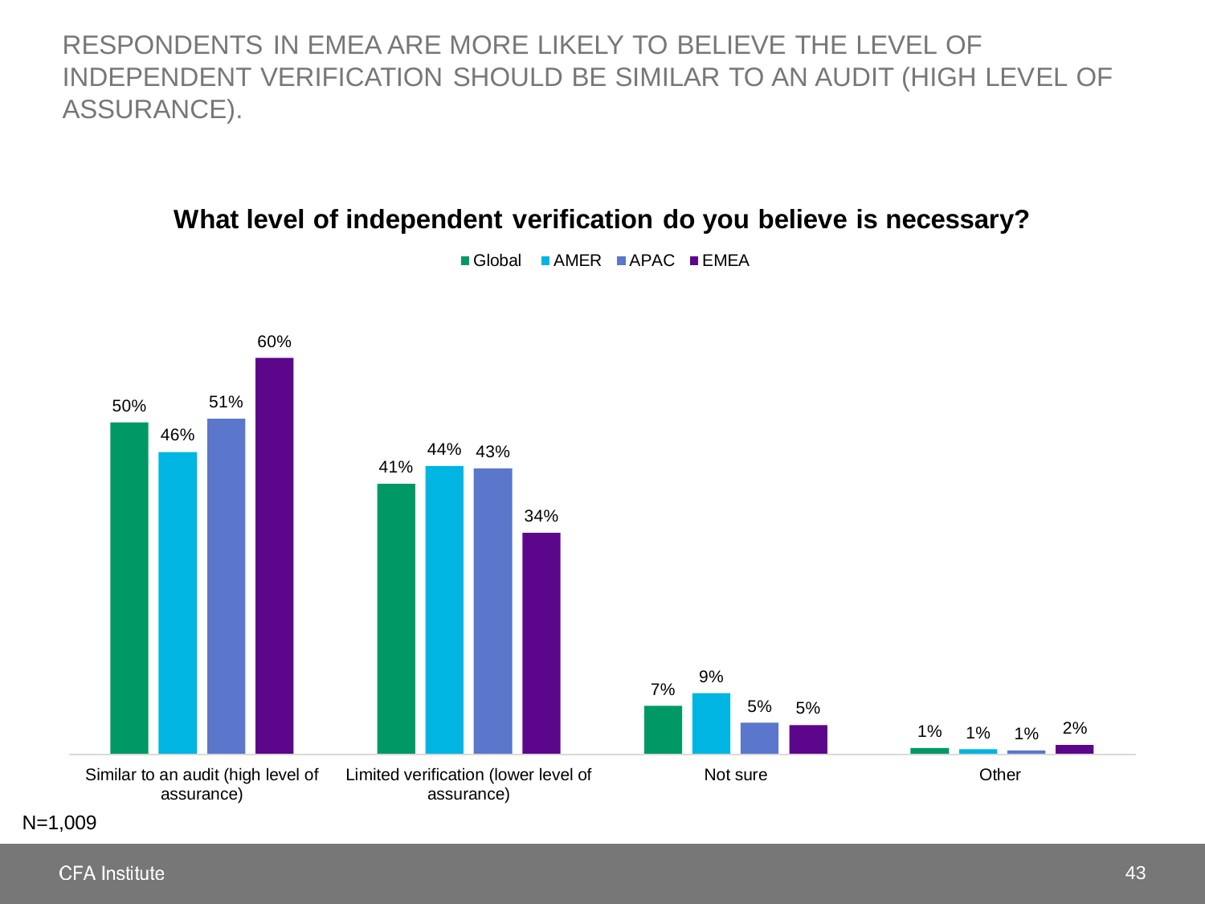RESPONDENTS IN EMEA ARE MORE LIKELY TO BELIEVE THE LEVEL OF INDEPENDENT VERIFICATION SHOULD BE SIMILAR TO AN AUDIT (HIGH LEVEL OF ASSURANCE).

**What level of independent verification do you believe is necessary?**

| | Global | AMER | APAC | EMEA |
|---|---|---|---|---|
| Similar to an audit (high level of assurance) | 50% | 46% | 51% | 60% |
| Limited verification (lower level of assurance) | 41% | 44% | 43% | 34% |
| Not sure | 7% | 9% | 5% | 5% |
| Other | 1% | 1% | 1% | 2% |

N=1,009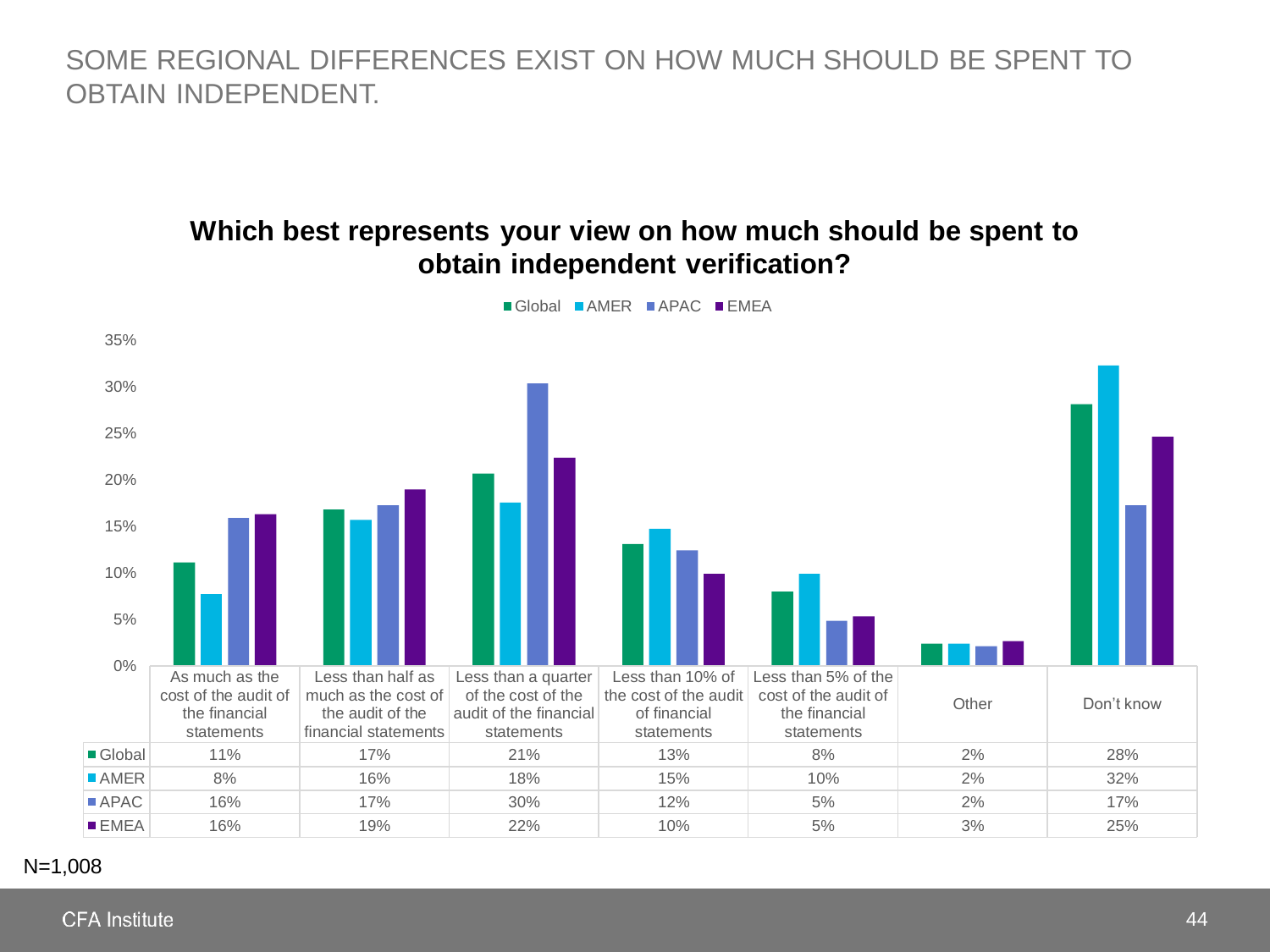# SOME REGIONAL DIFFERENCES EXIST ON HOW MUCH SHOULD BE SPENT TO OBTAIN INDEPENDENT.

**Which best represents your view on how much should be spent to obtain independent verification?**

| | As much as the cost of the audit of the financial statements | Less than half as much as the cost of the audit of the financial statements | Less than a quarter of the cost of the audit of the financial statements | Less than 10% of the cost of the audit of financial statements | Less than 5% of the cost of the audit of the financial statements | Other | Don't know |
|---|---|---|---|---|---|---|---|
| Global | 11% | 17% | 21% | 13% | 8% | 2% | 28% |
| AMER | 8% | 16% | 18% | 15% | 10% | 2% | 32% |
| APAC | 16% | 17% | 30% | 12% | 5% | 2% | 17% |
| EMEA | 16% | 19% | 22% | 10% | 5% | 3% | 25% |

N=1,008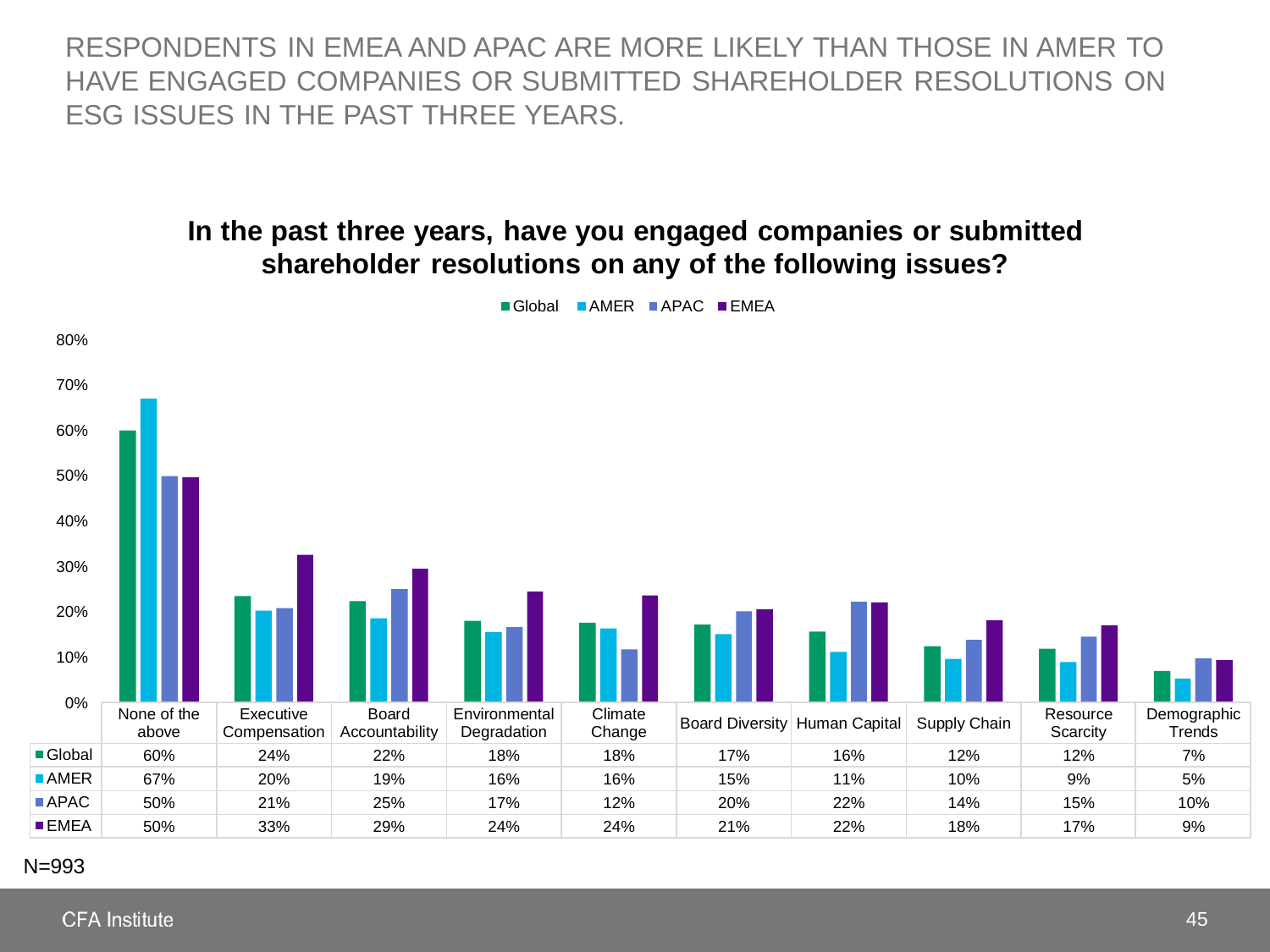# RESPONDENTS IN EMEA AND APAC ARE MORE LIKELY THAN THOSE IN AMER TO HAVE ENGAGED COMPANIES OR SUBMITTED SHAREHOLDER RESOLUTIONS ON ESG ISSUES IN THE PAST THREE YEARS.

**In the past three years, have you engaged companies or submitted shareholder resolutions on any of the following issues?**

| | None of the above | Executive Compensation | Board Accountability | Environmental Degradation | Climate Change | Board Diversity | Human Capital | Supply Chain | Resource Scarcity | Demographic Trends |
|---|---|---|---|---|---|---|---|---|---|---|
| Global | 60% | 24% | 22% | 18% | 18% | 17% | 16% | 12% | 12% | 7% |
| AMER | 67% | 20% | 19% | 16% | 16% | 15% | 11% | 10% | 9% | 5% |
| APAC | 50% | 21% | 25% | 17% | 12% | 20% | 22% | 14% | 15% | 10% |
| EMEA | 50% | 33% | 29% | 24% | 24% | 21% | 22% | 18% | 17% | 9% |

N=993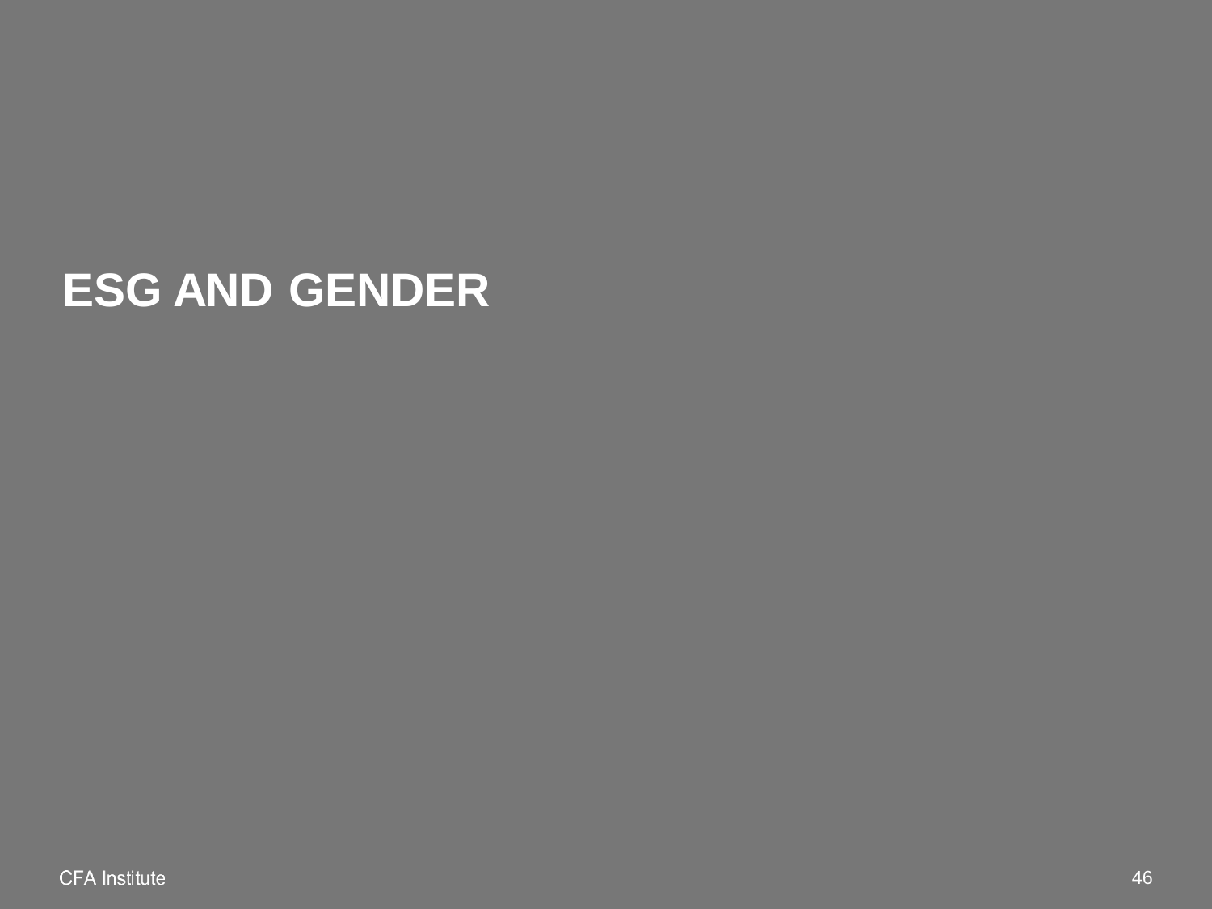# ESG AND GENDER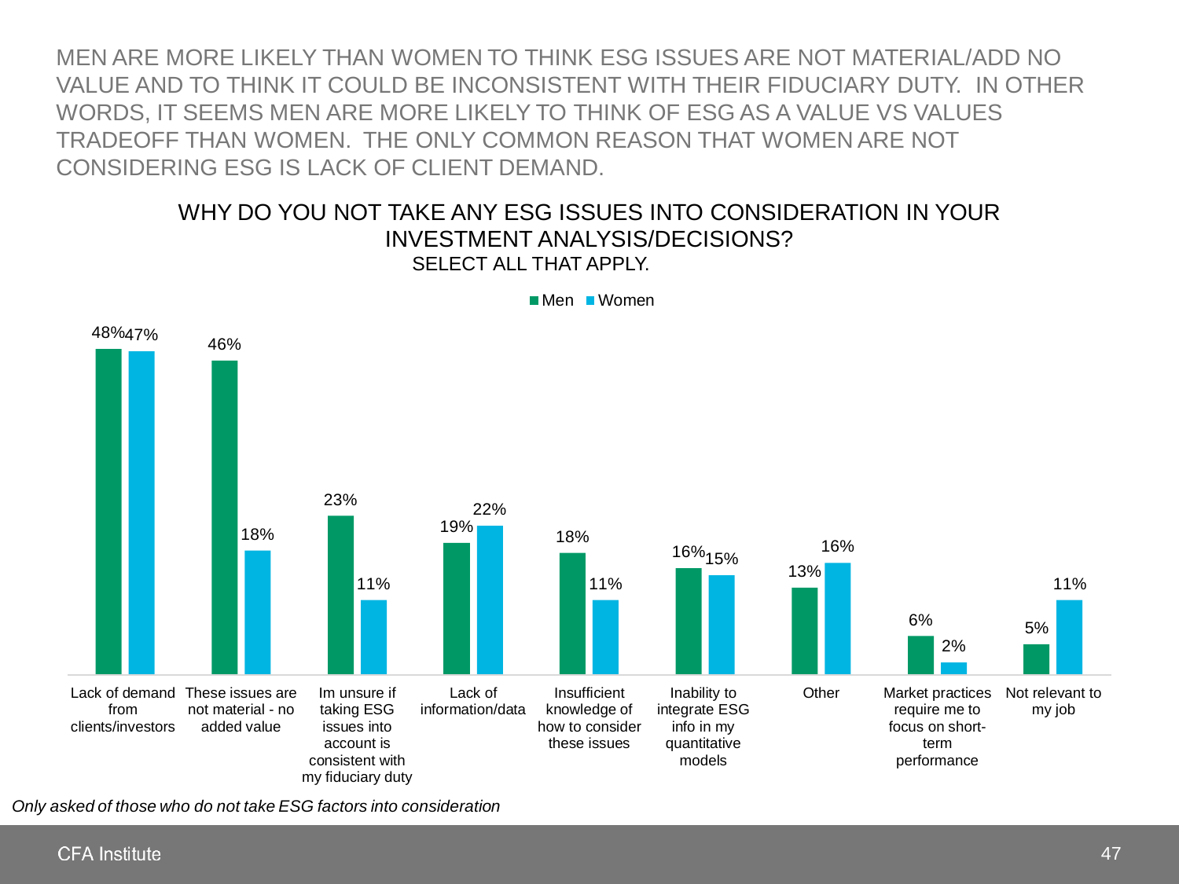MEN ARE MORE LIKELY THAN WOMEN TO THINK ESG ISSUES ARE NOT MATERIAL/ADD NO VALUE AND TO THINK IT COULD BE INCONSISTENT WITH THEIR FIDUCIARY DUTY. IN OTHER WORDS, IT SEEMS MEN ARE MORE LIKELY TO THINK OF ESG AS A VALUE VS VALUES TRADEOFF THAN WOMEN. THE ONLY COMMON REASON THAT WOMEN ARE NOT CONSIDERING ESG IS LACK OF CLIENT DEMAND.

## WHY DO YOU NOT TAKE ANY ESG ISSUES INTO CONSIDERATION IN YOUR INVESTMENT ANALYSIS/DECISIONS?

SELECT ALL THAT APPLY.

| Reason | Men | Women |
|---|---|---|
| Lack of demand from clients/investors | 48% | 47% |
| These issues are not material - no added value | 46% | 18% |
| Im unsure if taking ESG issues into account is consistent with my fiduciary duty | 23% | 11% |
| Lack of information/data | 19% | 22% |
| Insufficient knowledge of how to consider these issues | 18% | 11% |
| Inability to integrate ESG info in my quantitative models | 16% | 15% |
| Other | 13% | 16% |
| Market practices require me to focus on short-term performance | 6% | 2% |
| Not relevant to my job | 5% | 11% |

*Only asked of those who do not take ESG factors into consideration*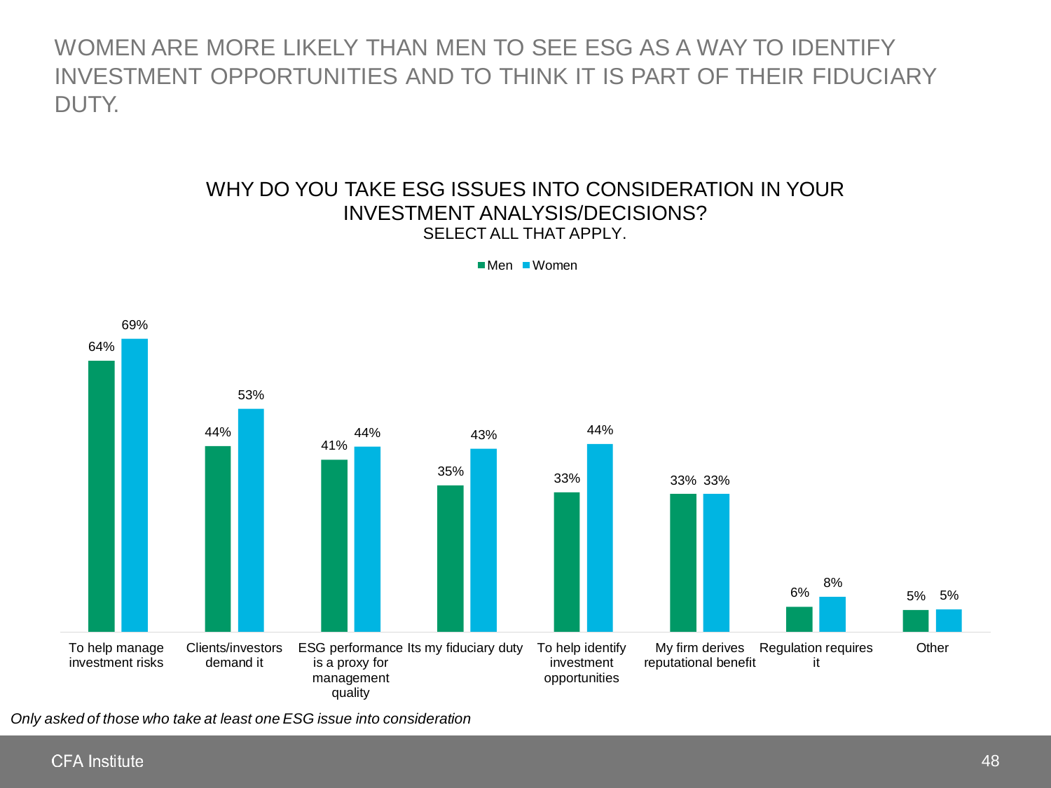# WOMEN ARE MORE LIKELY THAN MEN TO SEE ESG AS A WAY TO IDENTIFY INVESTMENT OPPORTUNITIES AND TO THINK IT IS PART OF THEIR FIDUCIARY DUTY.

## WHY DO YOU TAKE ESG ISSUES INTO CONSIDERATION IN YOUR INVESTMENT ANALYSIS/DECISIONS?

SELECT ALL THAT APPLY.

| | Men | Women |
|---|---|---|
| To help manage investment risks | 64% | 69% |
| Clients/investors demand it | 44% | 53% |
| ESG performance is a proxy for management quality | 41% | 44% |
| Its my fiduciary duty | 35% | 43% |
| To help identify investment opportunities | 33% | 44% |
| My firm derives reputational benefit | 33% | 33% |
| Regulation requires it | 6% | 8% |
| Other | 5% | 5% |

*Only asked of those who take at least one ESG issue into consideration*

CFA Institute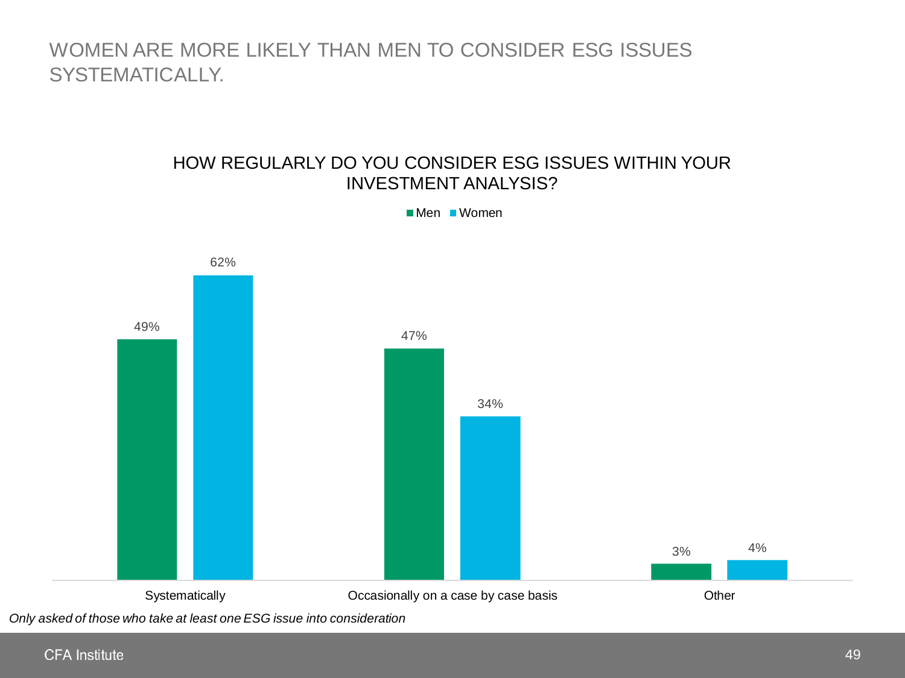# WOMEN ARE MORE LIKELY THAN MEN TO CONSIDER ESG ISSUES SYSTEMATICALLY.

## HOW REGULARLY DO YOU CONSIDER ESG ISSUES WITHIN YOUR INVESTMENT ANALYSIS?

| | Men | Women |
|---|---|---|
| Systematically | 49% | 62% |
| Occasionally on a case by case basis | 47% | 34% |
| Other | 3% | 4% |

*Only asked of those who take at least one ESG issue into consideration*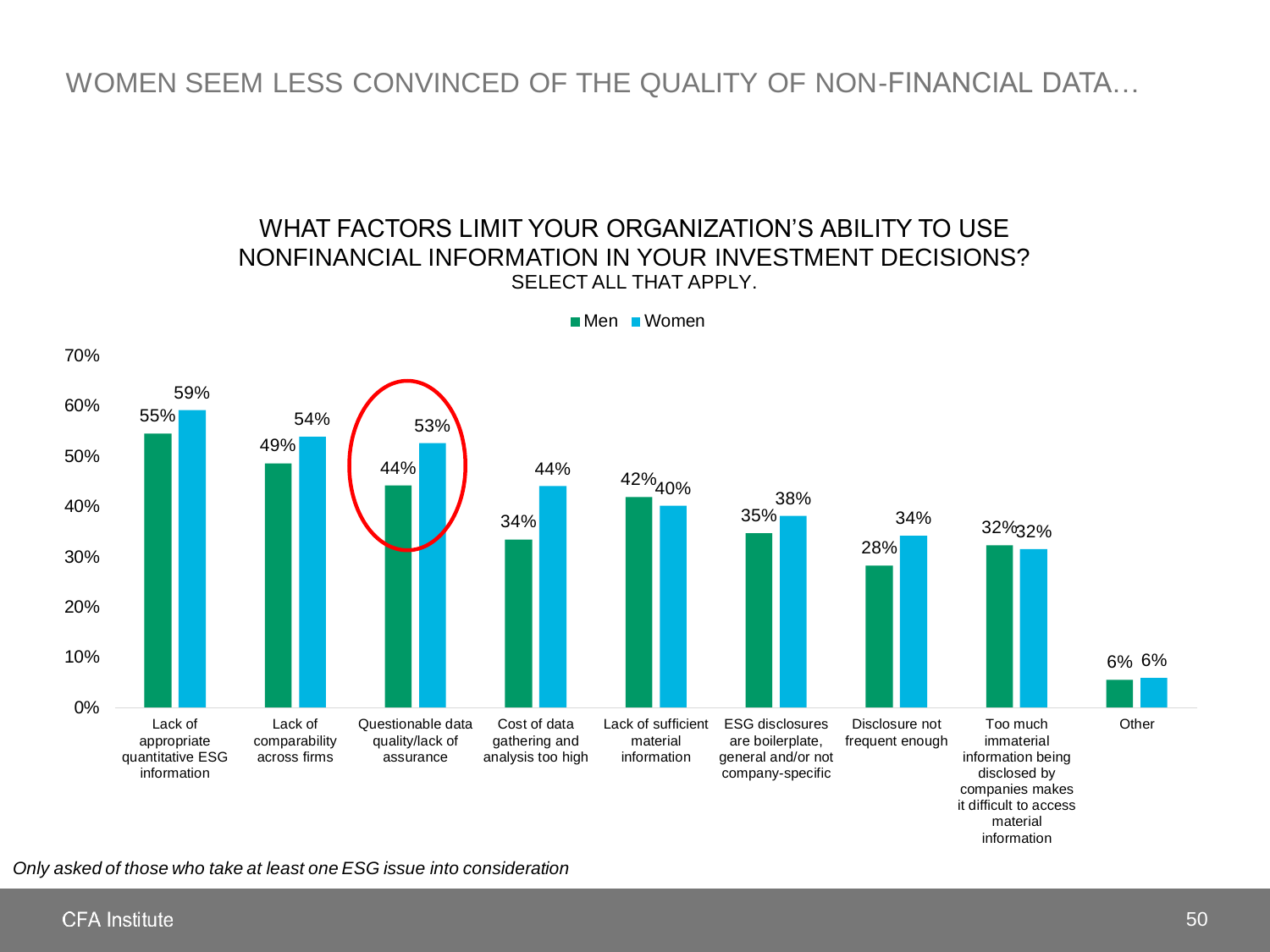# WOMEN SEEM LESS CONVINCED OF THE QUALITY OF NON-FINANCIAL DATA…

## WHAT FACTORS LIMIT YOUR ORGANIZATION'S ABILITY TO USE NONFINANCIAL INFORMATION IN YOUR INVESTMENT DECISIONS?

SELECT ALL THAT APPLY.

| Factor | Men | Women |
|---|---|---|
| Lack of appropriate quantitative ESG information | 55% | 59% |
| Lack of comparability across firms | 49% | 54% |
| Questionable data quality/lack of assurance | 44% | 53% |
| Cost of data gathering and analysis too high | 34% | 44% |
| Lack of sufficient material information | 42% | 40% |
| ESG disclosures are boilerplate, general and/or not company-specific | 35% | 38% |
| Disclosure not frequent enough | 28% | 34% |
| Too much immaterial information being disclosed by companies makes it difficult to access material information | 32% | 32% |
| Other | 6% | 6% |

*Only asked of those who take at least one ESG issue into consideration*

CFA Institute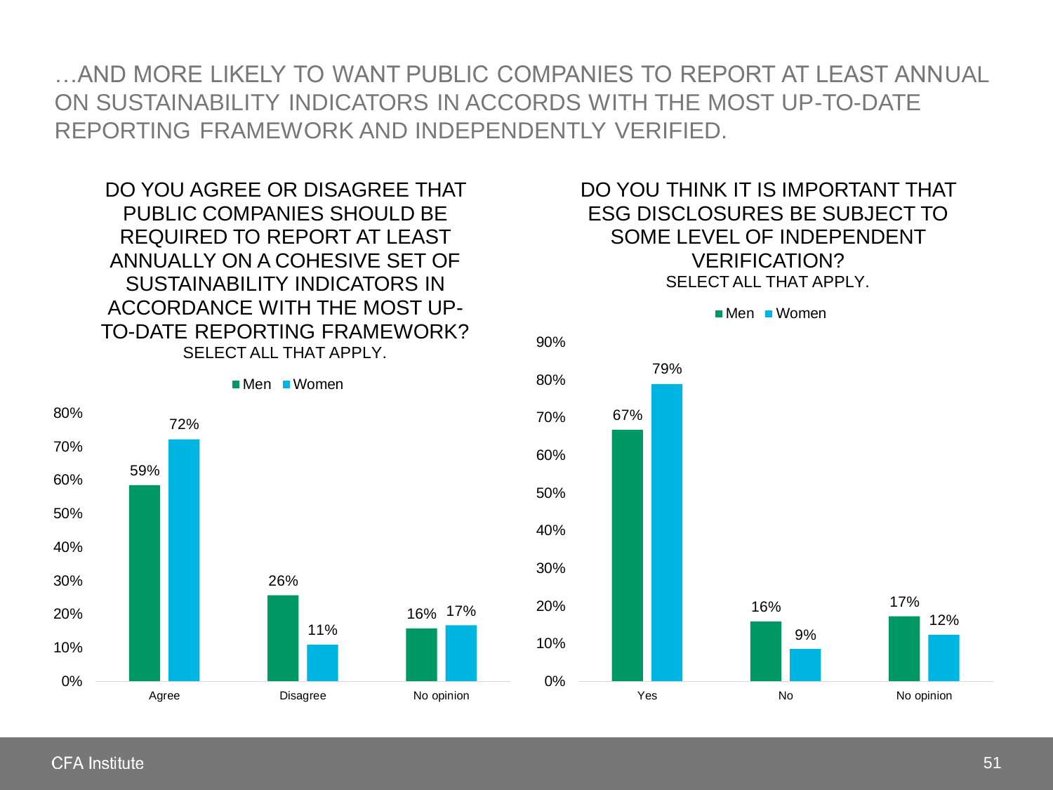# …AND MORE LIKELY TO WANT PUBLIC COMPANIES TO REPORT AT LEAST ANNUAL ON SUSTAINABILITY INDICATORS IN ACCORDS WITH THE MOST UP-TO-DATE REPORTING FRAMEWORK AND INDEPENDENTLY VERIFIED.

## DO YOU AGREE OR DISAGREE THAT PUBLIC COMPANIES SHOULD BE REQUIRED TO REPORT AT LEAST ANNUALLY ON A COHESIVE SET OF SUSTAINABILITY INDICATORS IN ACCORDANCE WITH THE MOST UP-TO-DATE REPORTING FRAMEWORK?

SELECT ALL THAT APPLY.

| | Men | Women |
|---|---|---|
| Agree | 59% | 72% |
| Disagree | 26% | 11% |
| No opinion | 16% | 17% |

## DO YOU THINK IT IS IMPORTANT THAT ESG DISCLOSURES BE SUBJECT TO SOME LEVEL OF INDEPENDENT VERIFICATION?

SELECT ALL THAT APPLY.

| | Men | Women |
|---|---|---|
| Yes | 67% | 79% |
| No | 16% | 9% |
| No opinion | 17% | 12% |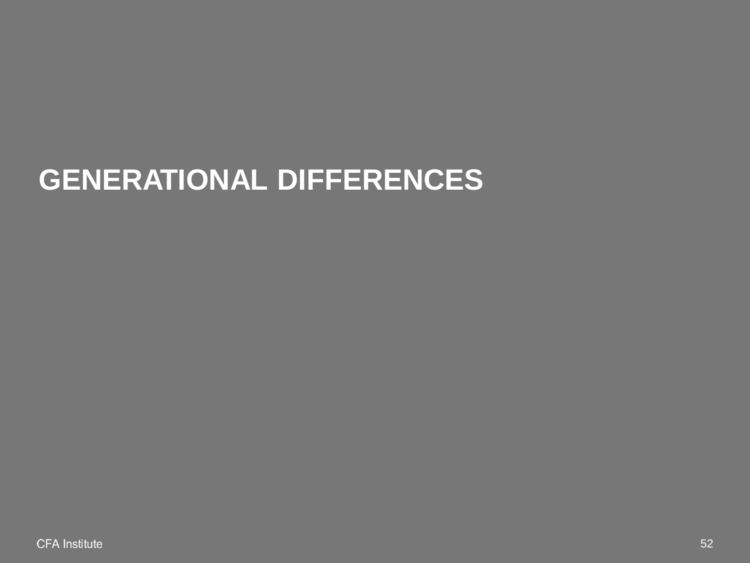# GENERATIONAL DIFFERENCES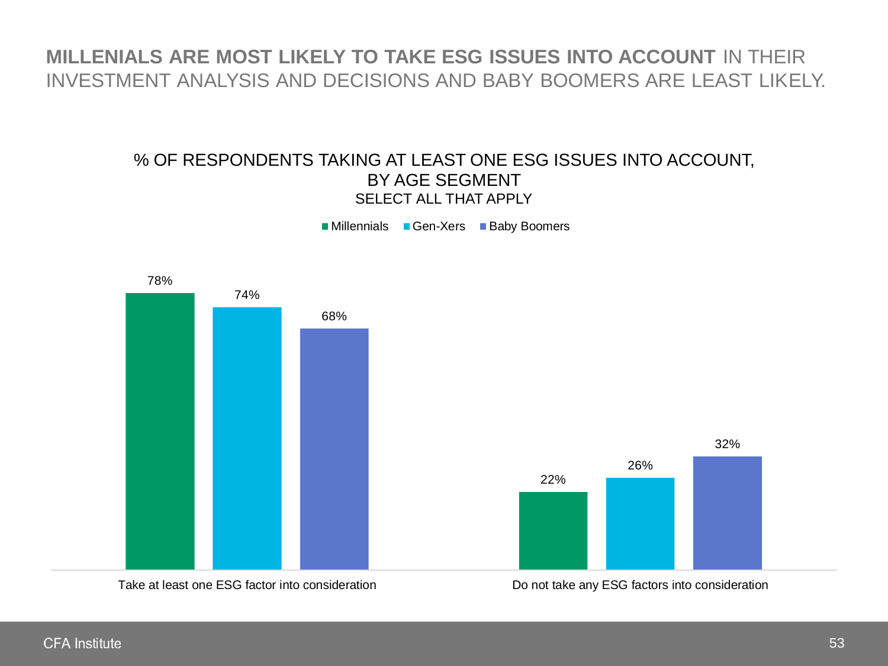# **MILLENIALS ARE MOST LIKELY TO TAKE ESG ISSUES INTO ACCOUNT** IN THEIR INVESTMENT ANALYSIS AND DECISIONS AND BABY BOOMERS ARE LEAST LIKELY.

% OF RESPONDENTS TAKING AT LEAST ONE ESG ISSUES INTO ACCOUNT, BY AGE SEGMENT
SELECT ALL THAT APPLY

| | Millennials | Gen-Xers | Baby Boomers |
|---|---|---|---|
| Take at least one ESG factor into consideration | 78% | 74% | 68% |
| Do not take any ESG factors into consideration | 22% | 26% | 32% |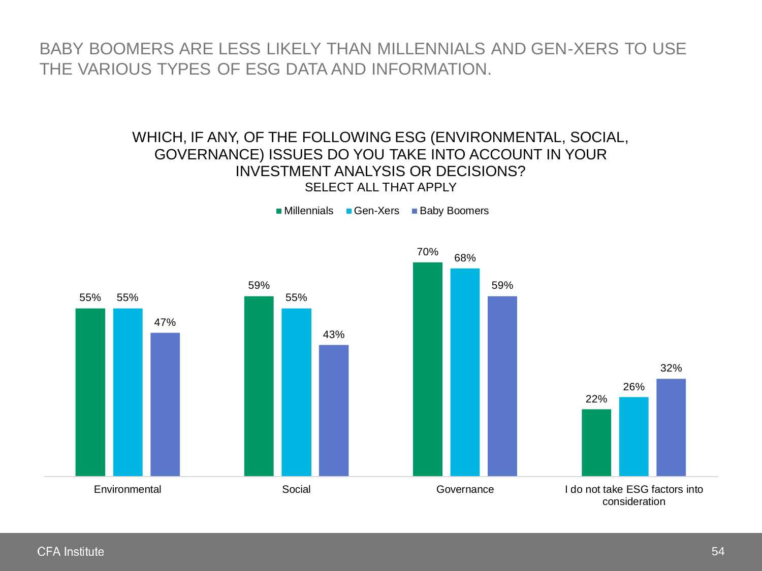# BABY BOOMERS ARE LESS LIKELY THAN MILLENNIALS AND GEN-XERS TO USE THE VARIOUS TYPES OF ESG DATA AND INFORMATION.

## WHICH, IF ANY, OF THE FOLLOWING ESG (ENVIRONMENTAL, SOCIAL, GOVERNANCE) ISSUES DO YOU TAKE INTO ACCOUNT IN YOUR INVESTMENT ANALYSIS OR DECISIONS?

SELECT ALL THAT APPLY

| | Millennials | Gen-Xers | Baby Boomers |
|---|---|---|---|
| Environmental | 55% | 55% | 47% |
| Social | 59% | 55% | 43% |
| Governance | 70% | 68% | 59% |
| I do not take ESG factors into consideration | 22% | 26% | 32% |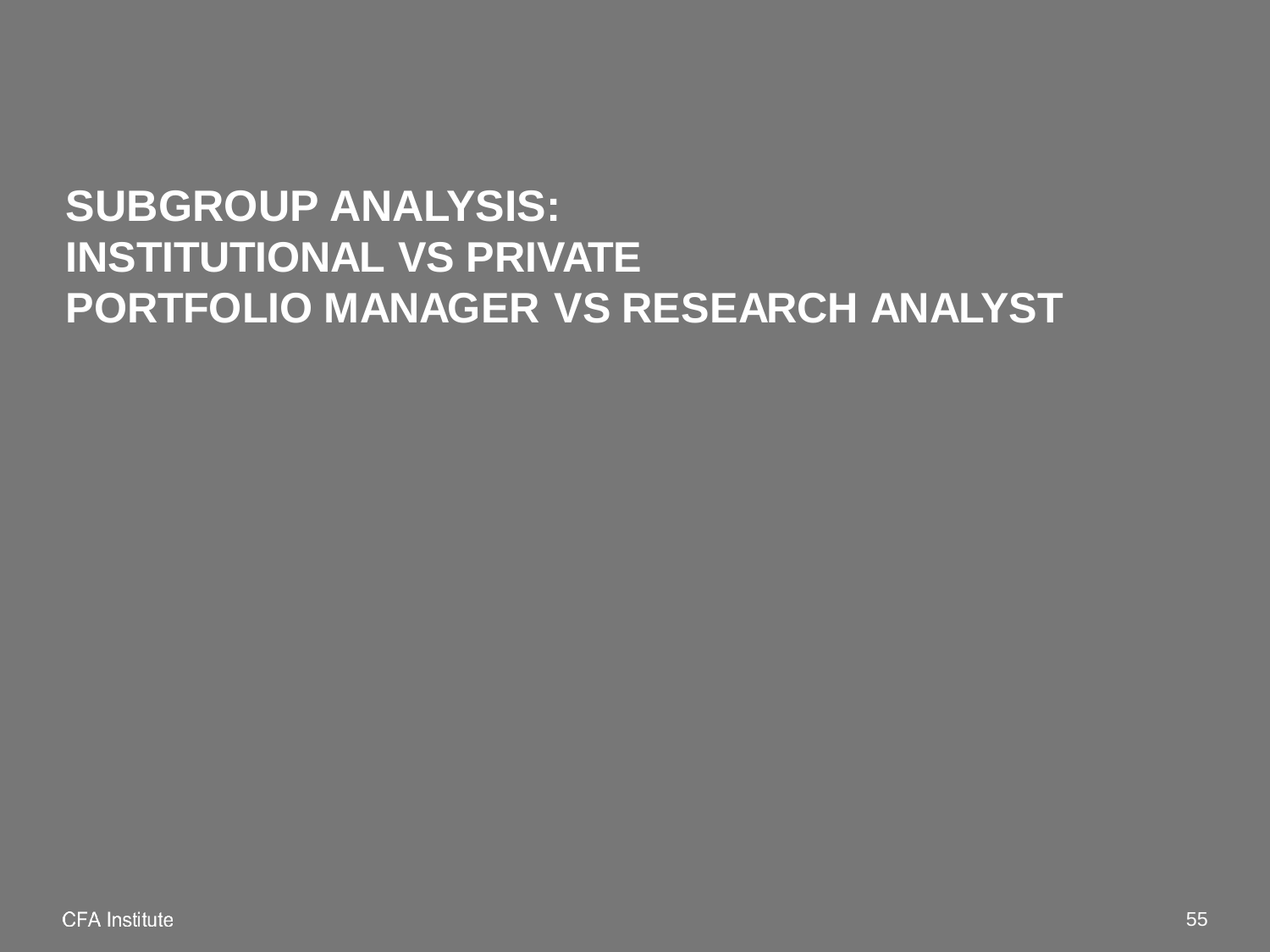# SUBGROUP ANALYSIS:
# INSTITUTIONAL VS PRIVATE
# PORTFOLIO MANAGER VS RESEARCH ANALYST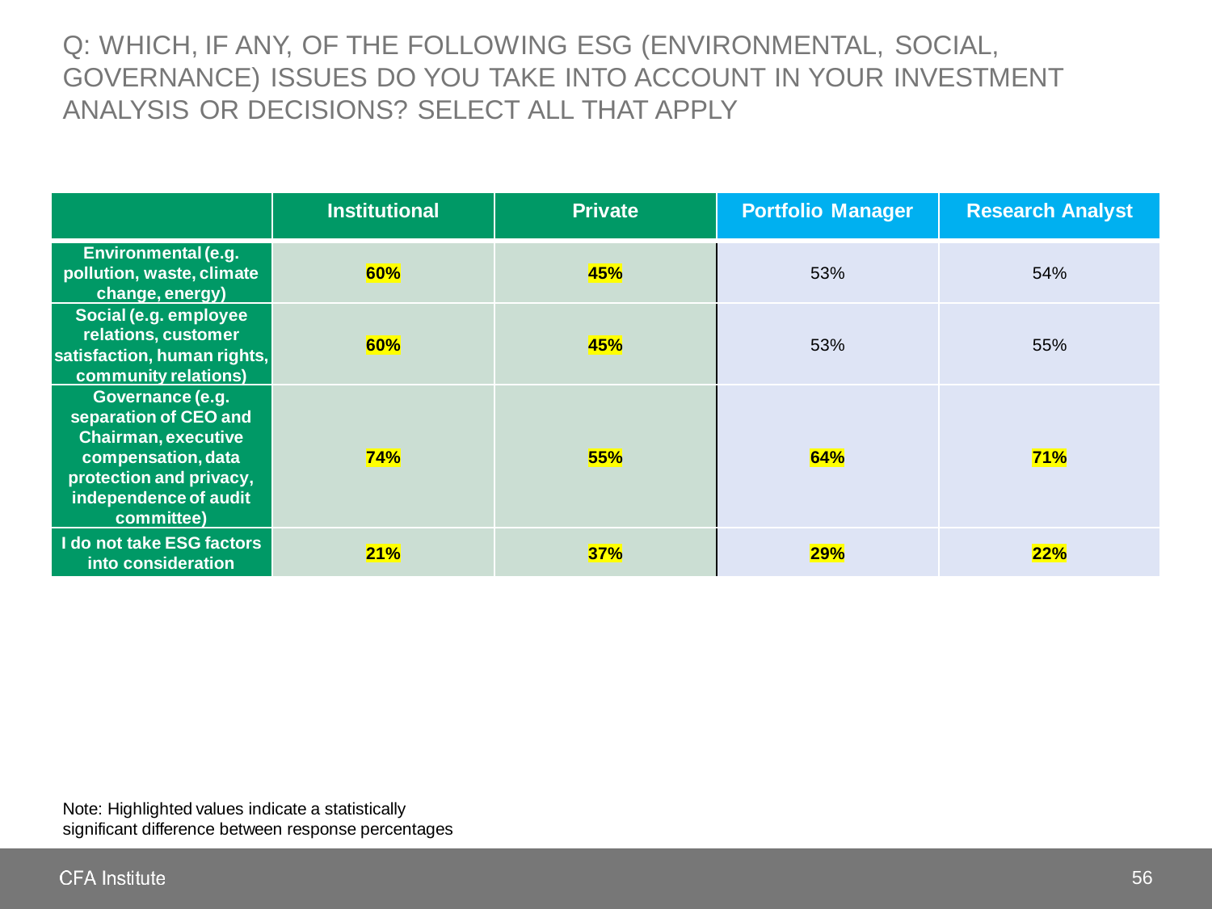## Q: WHICH, IF ANY, OF THE FOLLOWING ESG (ENVIRONMENTAL, SOCIAL, GOVERNANCE) ISSUES DO YOU TAKE INTO ACCOUNT IN YOUR INVESTMENT ANALYSIS OR DECISIONS? SELECT ALL THAT APPLY

| | Institutional | Private | Portfolio Manager | Research Analyst |
|---|---|---|---|---|
| **Environmental (e.g. pollution, waste, climate change, energy)** | **60%** | **45%** | 53% | 54% |
| **Social (e.g. employee relations, customer satisfaction, human rights, community relations)** | **60%** | **45%** | 53% | 55% |
| **Governance (e.g. separation of CEO and Chairman, executive compensation, data protection and privacy, independence of audit committee)** | **74%** | **55%** | **64%** | **71%** |
| **I do not take ESG factors into consideration** | **21%** | **37%** | **29%** | **22%** |

Note: Highlighted values indicate a statistically significant difference between response percentages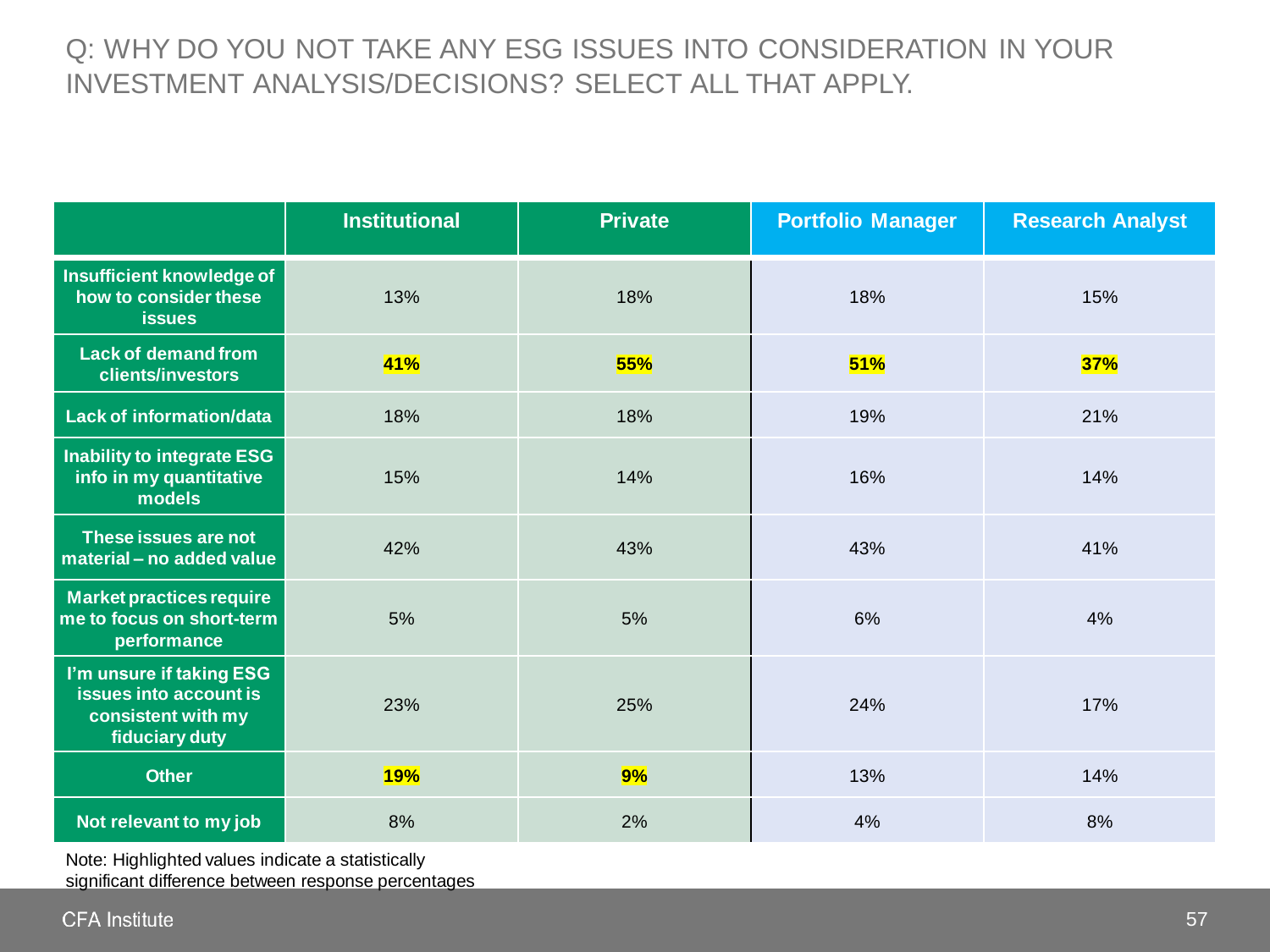# Q: WHY DO YOU NOT TAKE ANY ESG ISSUES INTO CONSIDERATION IN YOUR INVESTMENT ANALYSIS/DECISIONS? SELECT ALL THAT APPLY.

| | Institutional | Private | Portfolio Manager | Research Analyst |
|---|---|---|---|---|
| **Insufficient knowledge of how to consider these issues** | 13% | 18% | 18% | 15% |
| **Lack of demand from clients/investors** | **41%** | **55%** | **51%** | **37%** |
| **Lack of information/data** | 18% | 18% | 19% | 21% |
| **Inability to integrate ESG info in my quantitative models** | 15% | 14% | 16% | 14% |
| **These issues are not material – no added value** | 42% | 43% | 43% | 41% |
| **Market practices require me to focus on short-term performance** | 5% | 5% | 6% | 4% |
| **I'm unsure if taking ESG issues into account is consistent with my fiduciary duty** | 23% | 25% | 24% | 17% |
| **Other** | **19%** | **9%** | 13% | 14% |
| **Not relevant to my job** | 8% | 2% | 4% | 8% |

Note: Highlighted values indicate a statistically significant difference between response percentages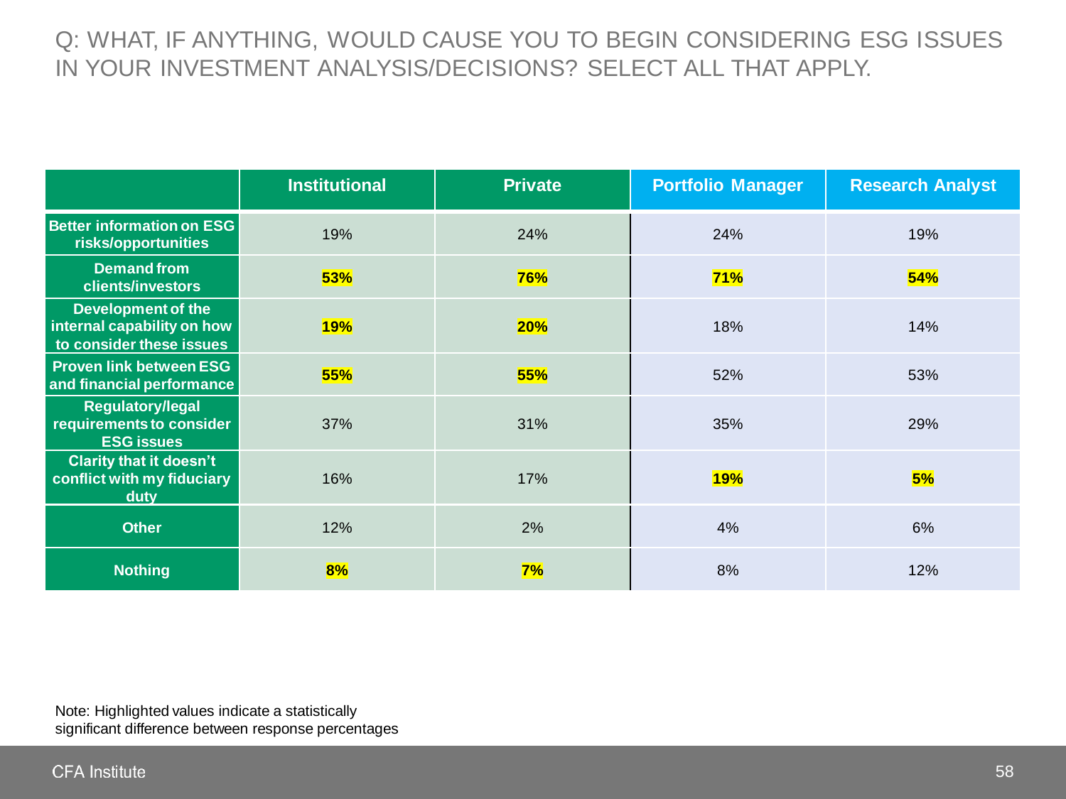# Q: WHAT, IF ANYTHING, WOULD CAUSE YOU TO BEGIN CONSIDERING ESG ISSUES IN YOUR INVESTMENT ANALYSIS/DECISIONS? SELECT ALL THAT APPLY.

| | Institutional | Private | Portfolio Manager | Research Analyst |
|---|---|---|---|---|
| **Better information on ESG risks/opportunities** | 19% | 24% | 24% | 19% |
| **Demand from clients/investors** | **53%** | **76%** | **71%** | **54%** |
| **Development of the internal capability on how to consider these issues** | **19%** | **20%** | 18% | 14% |
| **Proven link between ESG and financial performance** | **55%** | **55%** | 52% | 53% |
| **Regulatory/legal requirements to consider ESG issues** | 37% | 31% | 35% | 29% |
| **Clarity that it doesn't conflict with my fiduciary duty** | 16% | 17% | **19%** | **5%** |
| **Other** | 12% | 2% | 4% | 6% |
| **Nothing** | **8%** | **7%** | 8% | 12% |

Note: Highlighted values indicate a statistically significant difference between response percentages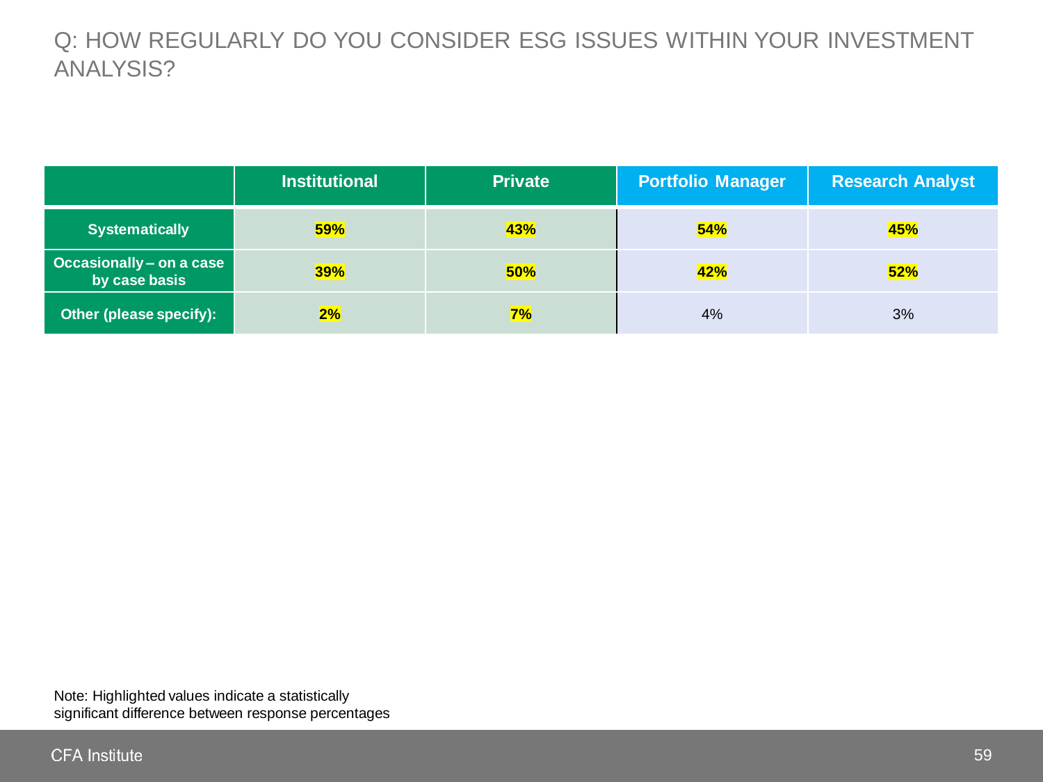Q: HOW REGULARLY DO YOU CONSIDER ESG ISSUES WITHIN YOUR INVESTMENT ANALYSIS?

| | Institutional | Private | Portfolio Manager | Research Analyst |
|---|---|---|---|---|
| **Systematically** | **59%** | **43%** | **54%** | **45%** |
| **Occasionally – on a case by case basis** | **39%** | **50%** | **42%** | **52%** |
| **Other (please specify):** | **2%** | **7%** | 4% | 3% |

Note: Highlighted values indicate a statistically significant difference between response percentages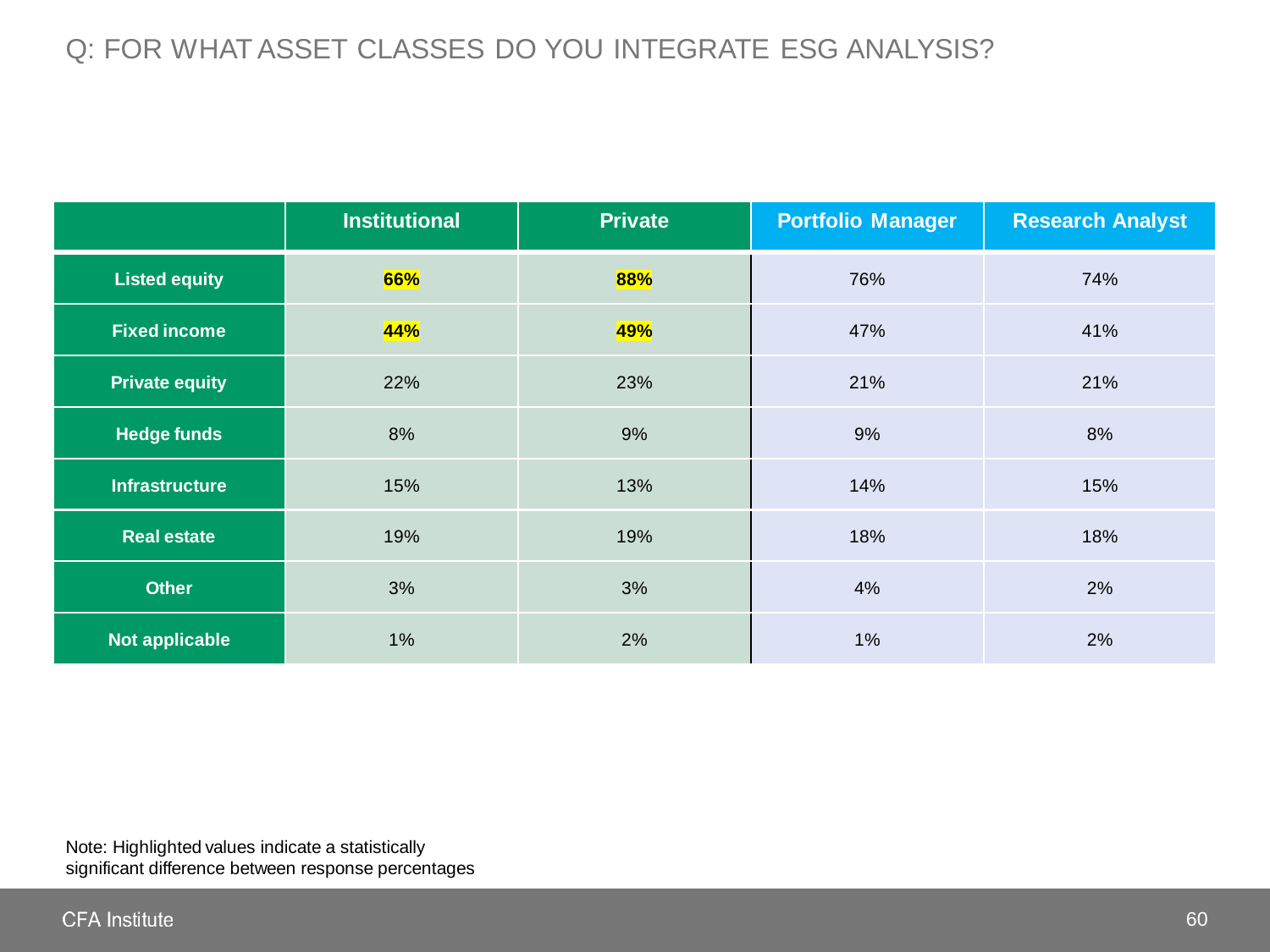# Q: FOR WHAT ASSET CLASSES DO YOU INTEGRATE ESG ANALYSIS?

| | Institutional | Private | Portfolio Manager | Research Analyst |
|---|---|---|---|---|
| **Listed equity** | **66%** | **88%** | 76% | 74% |
| **Fixed income** | **44%** | **49%** | 47% | 41% |
| **Private equity** | 22% | 23% | 21% | 21% |
| **Hedge funds** | 8% | 9% | 9% | 8% |
| **Infrastructure** | 15% | 13% | 14% | 15% |
| **Real estate** | 19% | 19% | 18% | 18% |
| **Other** | 3% | 3% | 4% | 2% |
| **Not applicable** | 1% | 2% | 1% | 2% |

Note: Highlighted values indicate a statistically significant difference between response percentages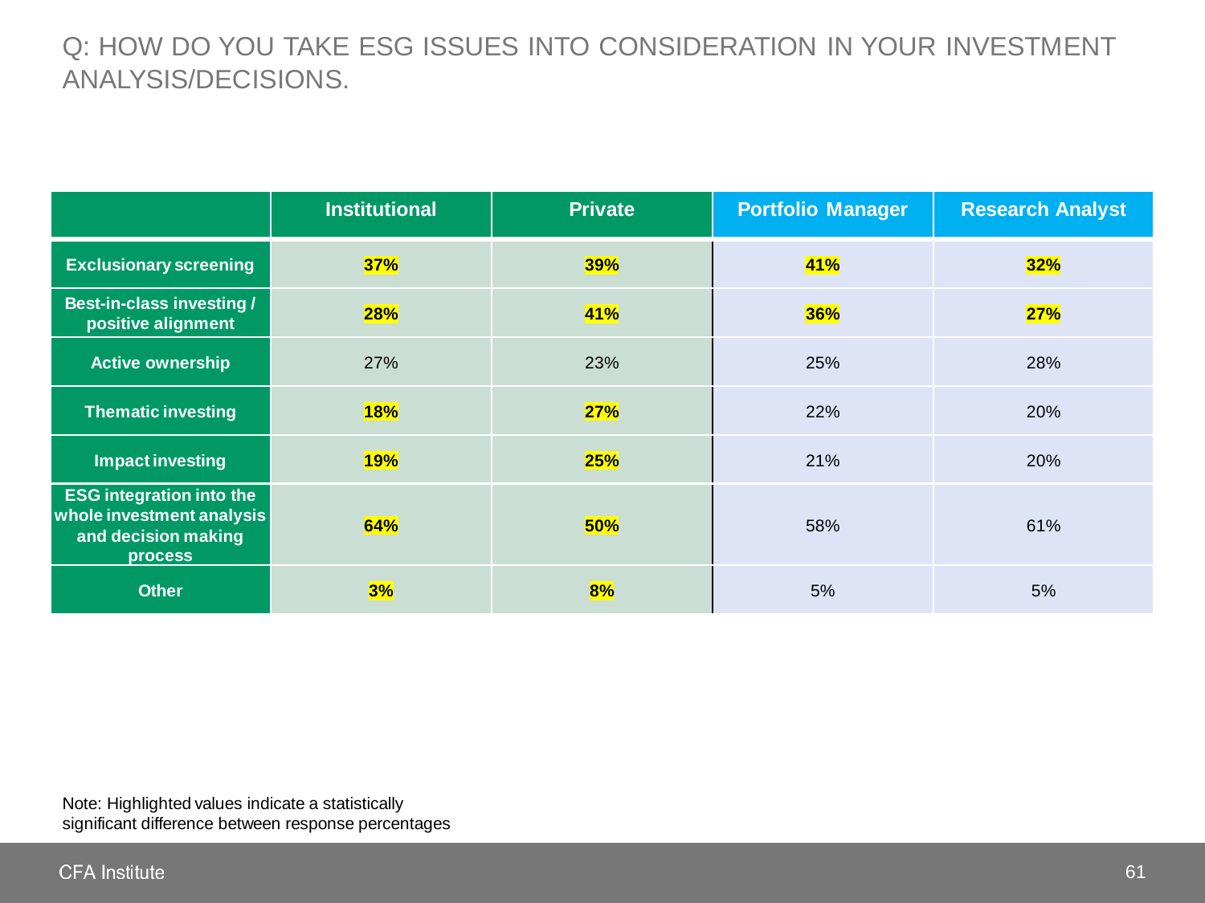# Q: HOW DO YOU TAKE ESG ISSUES INTO CONSIDERATION IN YOUR INVESTMENT ANALYSIS/DECISIONS.

| | Institutional | Private | Portfolio Manager | Research Analyst |
|---|---|---|---|---|
| **Exclusionary screening** | **37%** | **39%** | **41%** | **32%** |
| **Best-in-class investing / positive alignment** | **28%** | **41%** | **36%** | **27%** |
| **Active ownership** | 27% | 23% | 25% | 28% |
| **Thematic investing** | **18%** | **27%** | 22% | 20% |
| **Impact investing** | **19%** | **25%** | 21% | 20% |
| **ESG integration into the whole investment analysis and decision making process** | **64%** | **50%** | 58% | 61% |
| **Other** | **3%** | **8%** | 5% | 5% |

Note: Highlighted values indicate a statistically significant difference between response percentages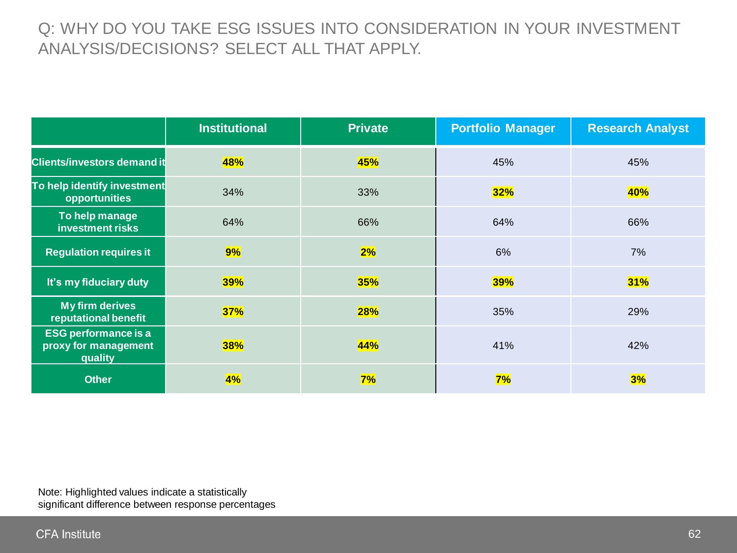# Q: WHY DO YOU TAKE ESG ISSUES INTO CONSIDERATION IN YOUR INVESTMENT ANALYSIS/DECISIONS? SELECT ALL THAT APPLY.

| | Institutional | Private | Portfolio Manager | Research Analyst |
|---|---|---|---|---|
| **Clients/investors demand it** | **48%** | **45%** | 45% | 45% |
| **To help identify investment opportunities** | 34% | 33% | **32%** | **40%** |
| **To help manage investment risks** | 64% | 66% | 64% | 66% |
| **Regulation requires it** | **9%** | **2%** | 6% | 7% |
| **It's my fiduciary duty** | **39%** | **35%** | **39%** | **31%** |
| **My firm derives reputational benefit** | **37%** | **28%** | 35% | 29% |
| **ESG performance is a proxy for management quality** | **38%** | **44%** | 41% | 42% |
| **Other** | **4%** | **7%** | **7%** | **3%** |

Note: Highlighted values indicate a statistically significant difference between response percentages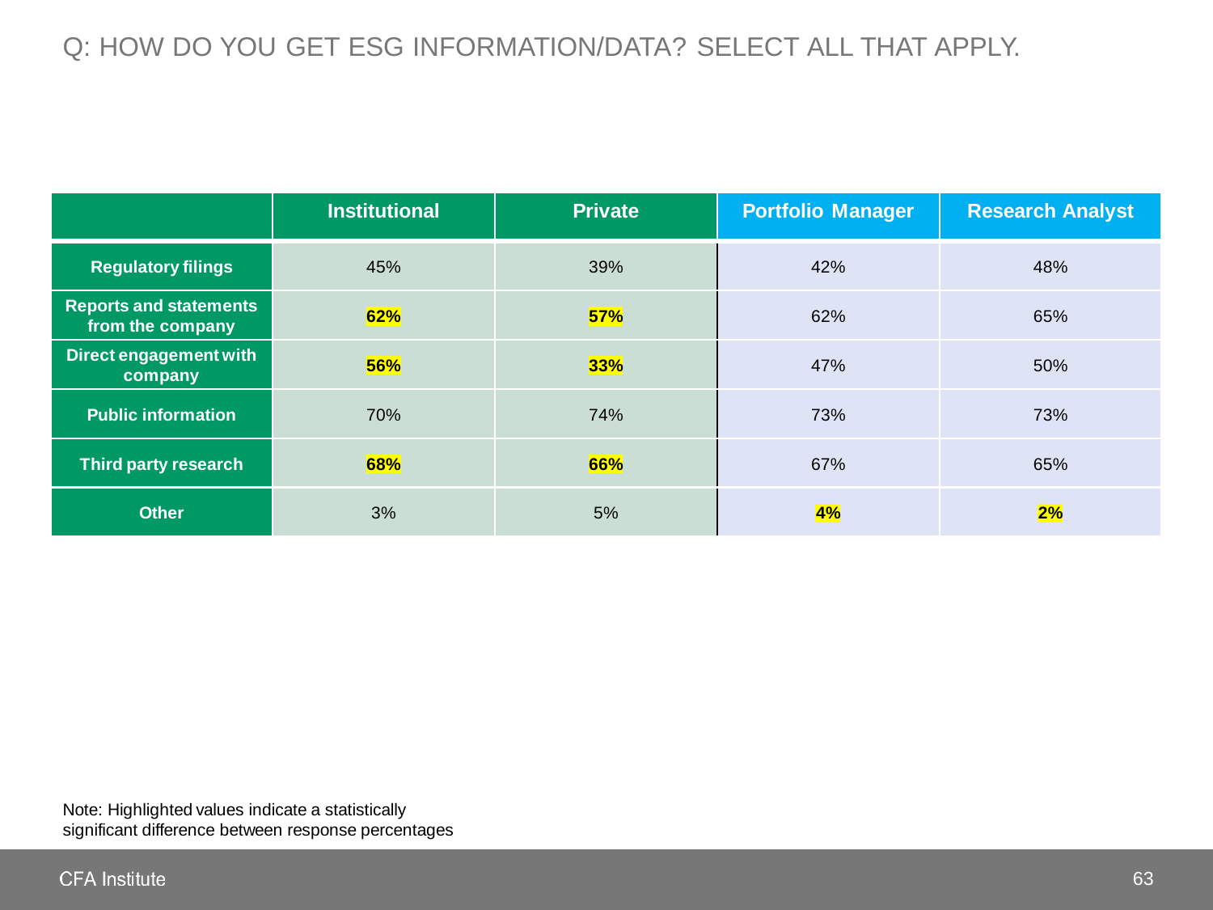## Q: HOW DO YOU GET ESG INFORMATION/DATA? SELECT ALL THAT APPLY.

| | Institutional | Private | Portfolio Manager | Research Analyst |
|---|---|---|---|---|
| **Regulatory filings** | 45% | 39% | 42% | 48% |
| **Reports and statements from the company** | **62%** | **57%** | 62% | 65% |
| **Direct engagement with company** | **56%** | **33%** | 47% | 50% |
| **Public information** | 70% | 74% | 73% | 73% |
| **Third party research** | **68%** | **66%** | 67% | 65% |
| **Other** | 3% | 5% | **4%** | **2%** |

Note: Highlighted values indicate a statistically significant difference between response percentages

CFA Institute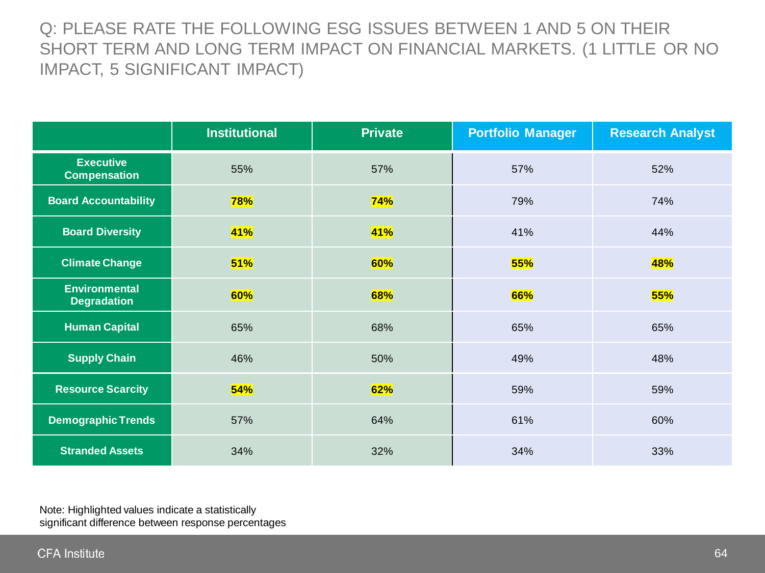# Q: PLEASE RATE THE FOLLOWING ESG ISSUES BETWEEN 1 AND 5 ON THEIR SHORT TERM AND LONG TERM IMPACT ON FINANCIAL MARKETS. (1 LITTLE OR NO IMPACT, 5 SIGNIFICANT IMPACT)

| | Institutional | Private | Portfolio Manager | Research Analyst |
|---|---|---|---|---|
| **Executive Compensation** | 55% | 57% | 57% | 52% |
| **Board Accountability** | **78%** | **74%** | 79% | 74% |
| **Board Diversity** | **41%** | **41%** | 41% | 44% |
| **Climate Change** | **51%** | **60%** | **55%** | **48%** |
| **Environmental Degradation** | **60%** | **68%** | **66%** | **55%** |
| **Human Capital** | 65% | 68% | 65% | 65% |
| **Supply Chain** | 46% | 50% | 49% | 48% |
| **Resource Scarcity** | **54%** | **62%** | 59% | 59% |
| **Demographic Trends** | 57% | 64% | 61% | 60% |
| **Stranded Assets** | 34% | 32% | 34% | 33% |

Note: Highlighted values indicate a statistically significant difference between response percentages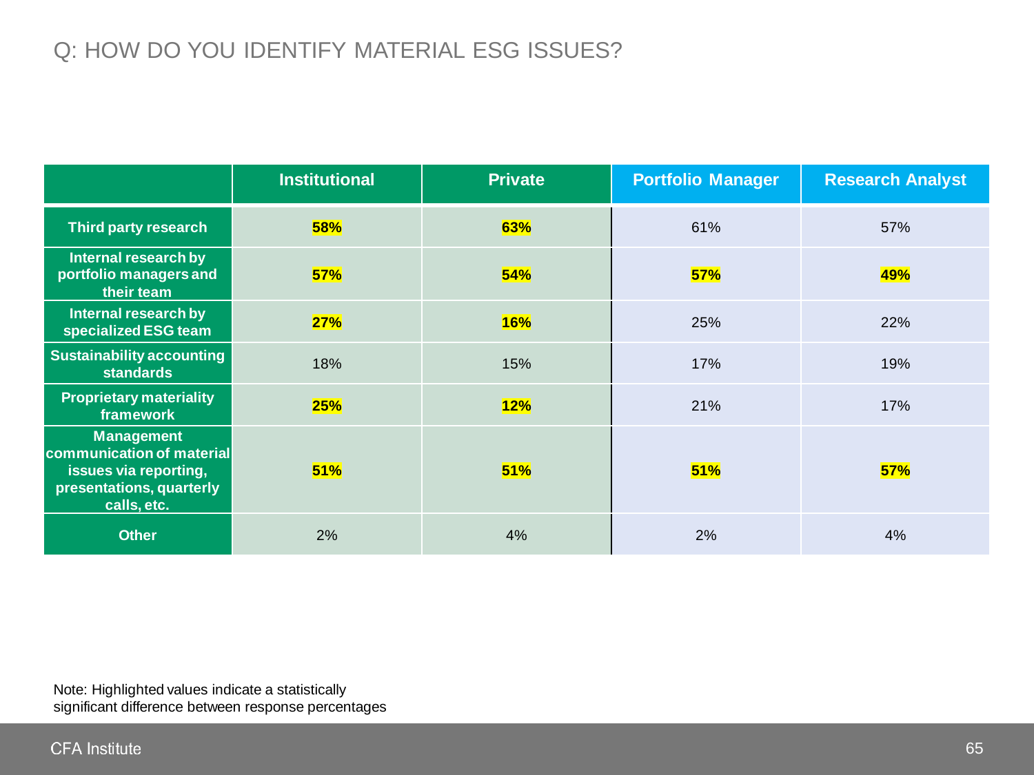# Q: HOW DO YOU IDENTIFY MATERIAL ESG ISSUES?

| | Institutional | Private | Portfolio Manager | Research Analyst |
|---|---|---|---|---|
| **Third party research** | **58%** | **63%** | 61% | 57% |
| **Internal research by portfolio managers and their team** | **57%** | **54%** | **57%** | **49%** |
| **Internal research by specialized ESG team** | **27%** | **16%** | 25% | 22% |
| **Sustainability accounting standards** | 18% | 15% | 17% | 19% |
| **Proprietary materiality framework** | **25%** | **12%** | 21% | 17% |
| **Management communication of material issues via reporting, presentations, quarterly calls, etc.** | **51%** | **51%** | **51%** | **57%** |
| **Other** | 2% | 4% | 2% | 4% |

Note: Highlighted values indicate a statistically significant difference between response percentages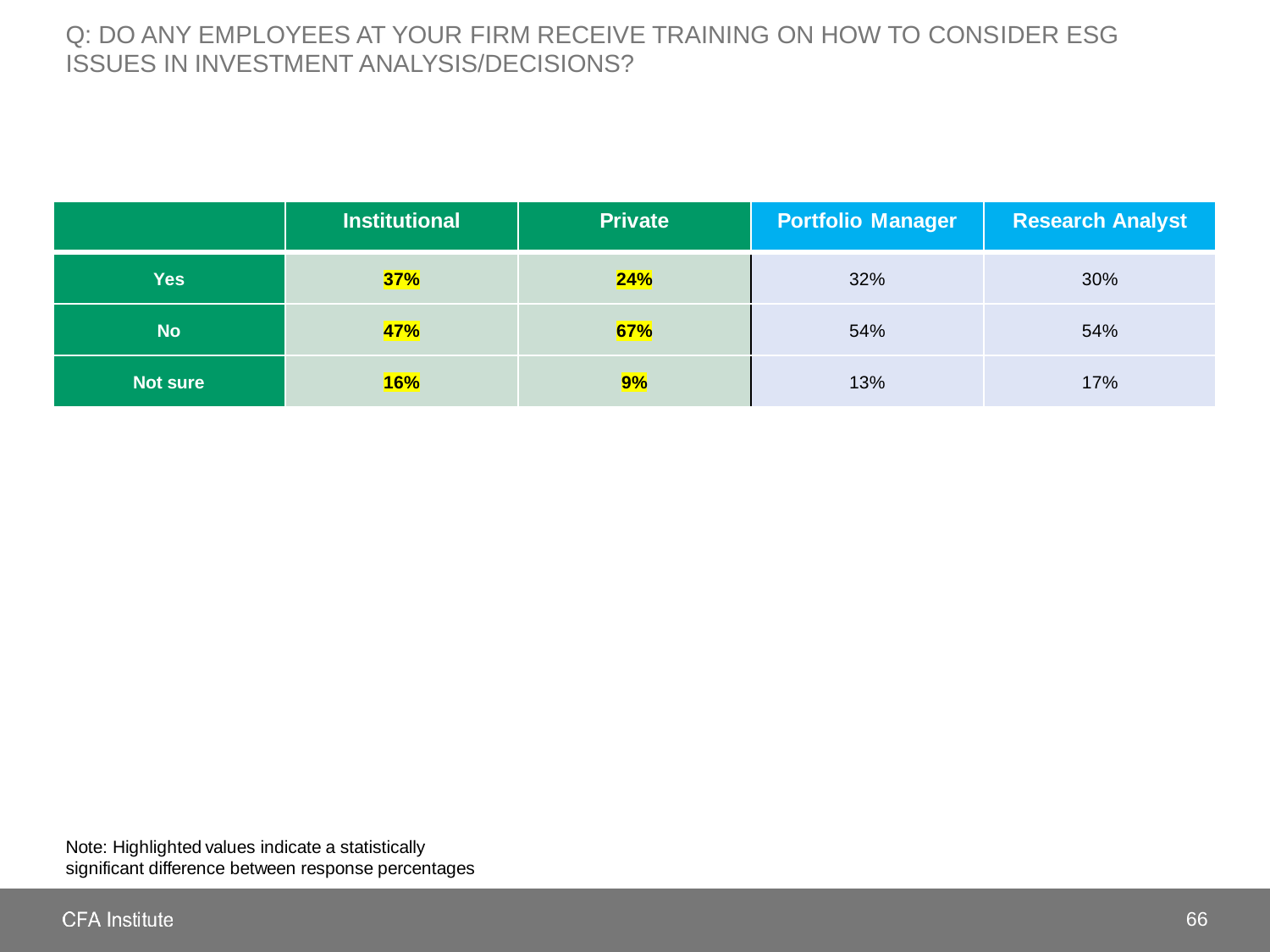Q: DO ANY EMPLOYEES AT YOUR FIRM RECEIVE TRAINING ON HOW TO CONSIDER ESG ISSUES IN INVESTMENT ANALYSIS/DECISIONS?

| | Institutional | Private | Portfolio Manager | Research Analyst |
|---|---|---|---|---|
| **Yes** | **37%** | **24%** | 32% | 30% |
| **No** | **47%** | **67%** | 54% | 54% |
| **Not sure** | **16%** | **9%** | 13% | 17% |

Note: Highlighted values indicate a statistically significant difference between response percentages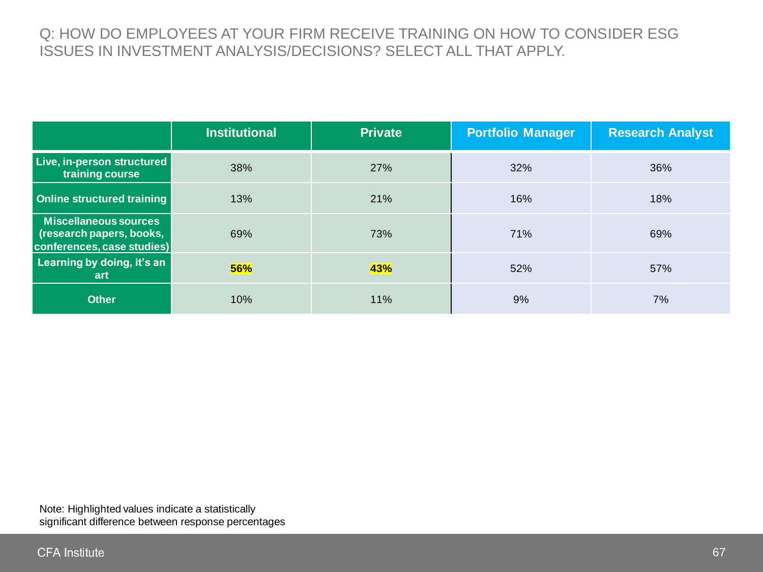Q: HOW DO EMPLOYEES AT YOUR FIRM RECEIVE TRAINING ON HOW TO CONSIDER ESG ISSUES IN INVESTMENT ANALYSIS/DECISIONS? SELECT ALL THAT APPLY.

| | Institutional | Private | Portfolio Manager | Research Analyst |
|---|---|---|---|---|
| **Live, in-person structured training course** | 38% | 27% | 32% | 36% |
| **Online structured training** | 13% | 21% | 16% | 18% |
| **Miscellaneous sources (research papers, books, conferences, case studies)** | 69% | 73% | 71% | 69% |
| **Learning by doing, it's an art** | **56%** | **43%** | 52% | 57% |
| **Other** | 10% | 11% | 9% | 7% |

Note: Highlighted values indicate a statistically significant difference between response percentages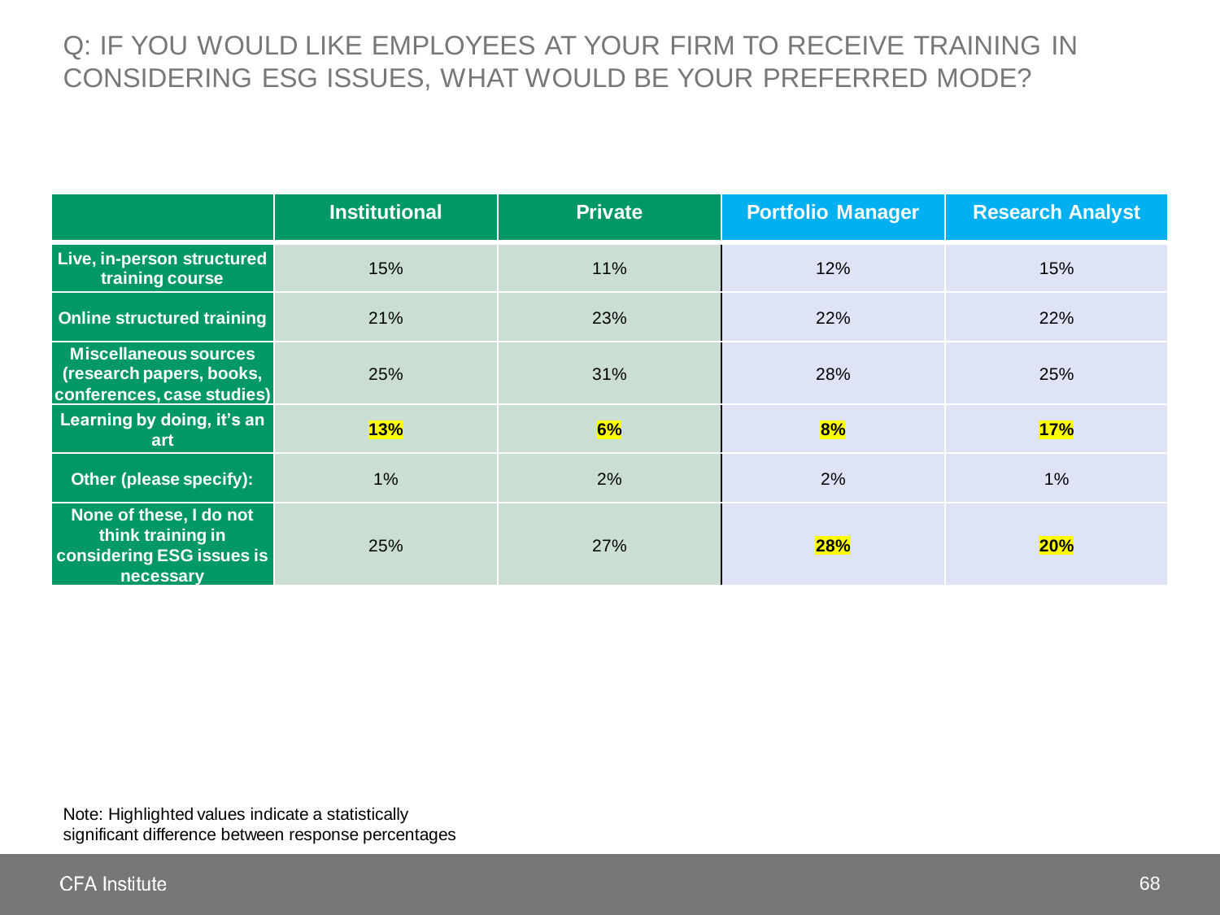# Q: IF YOU WOULD LIKE EMPLOYEES AT YOUR FIRM TO RECEIVE TRAINING IN CONSIDERING ESG ISSUES, WHAT WOULD BE YOUR PREFERRED MODE?

| | Institutional | Private | Portfolio Manager | Research Analyst |
|---|---|---|---|---|
| **Live, in-person structured training course** | 15% | 11% | 12% | 15% |
| **Online structured training** | 21% | 23% | 22% | 22% |
| **Miscellaneous sources (research papers, books, conferences, case studies)** | 25% | 31% | 28% | 25% |
| **Learning by doing, it's an art** | **13%** | **6%** | **8%** | **17%** |
| **Other (please specify):** | 1% | 2% | 2% | 1% |
| **None of these, I do not think training in considering ESG issues is necessary** | 25% | 27% | **28%** | **20%** |

Note: Highlighted values indicate a statistically significant difference between response percentages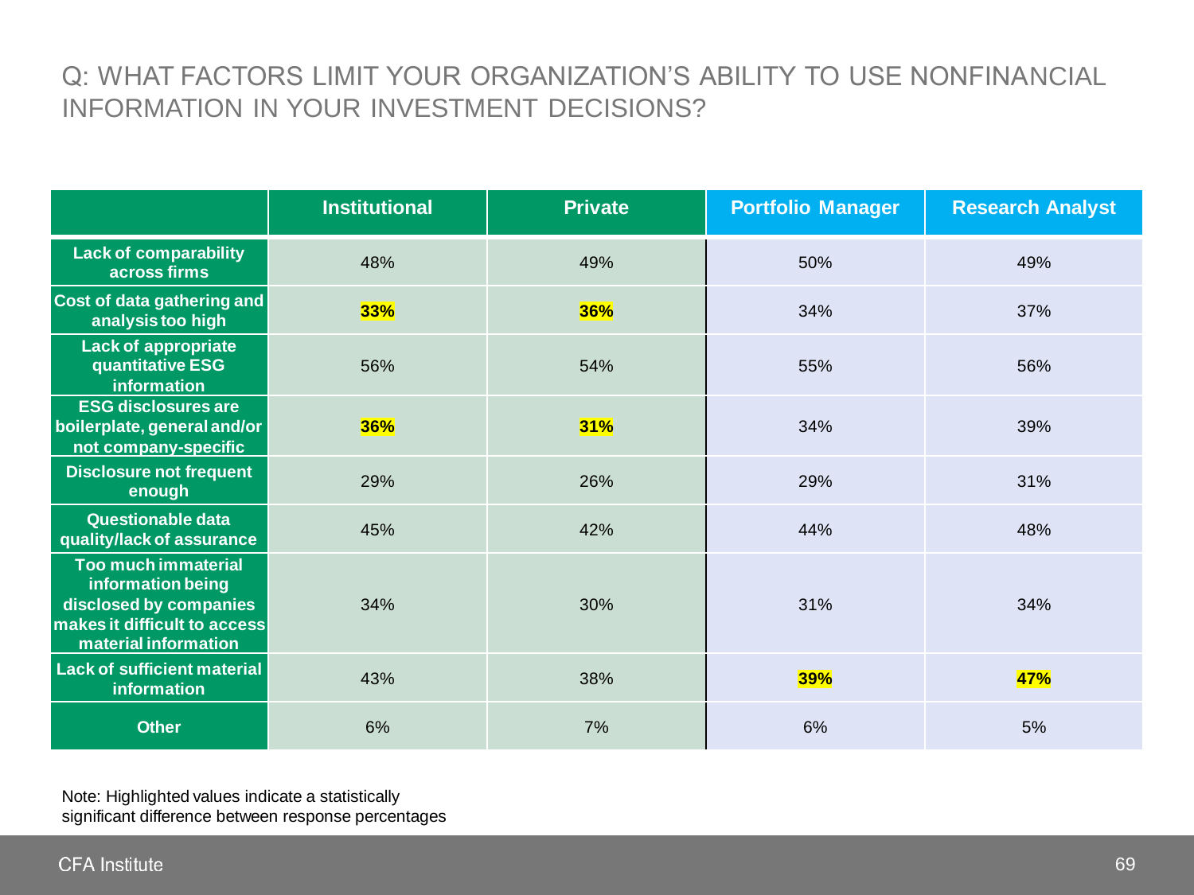## Q: WHAT FACTORS LIMIT YOUR ORGANIZATION'S ABILITY TO USE NONFINANCIAL INFORMATION IN YOUR INVESTMENT DECISIONS?

| | Institutional | Private | Portfolio Manager | Research Analyst |
|---|---|---|---|---|
| **Lack of comparability across firms** | 48% | 49% | 50% | 49% |
| **Cost of data gathering and analysis too high** | **33%** | **36%** | 34% | 37% |
| **Lack of appropriate quantitative ESG information** | 56% | 54% | 55% | 56% |
| **ESG disclosures are boilerplate, general and/or not company-specific** | **36%** | **31%** | 34% | 39% |
| **Disclosure not frequent enough** | 29% | 26% | 29% | 31% |
| **Questionable data quality/lack of assurance** | 45% | 42% | 44% | 48% |
| **Too much immaterial information being disclosed by companies makes it difficult to access material information** | 34% | 30% | 31% | 34% |
| **Lack of sufficient material information** | 43% | 38% | **39%** | **47%** |
| **Other** | 6% | 7% | 6% | 5% |

Note: Highlighted values indicate a statistically significant difference between response percentages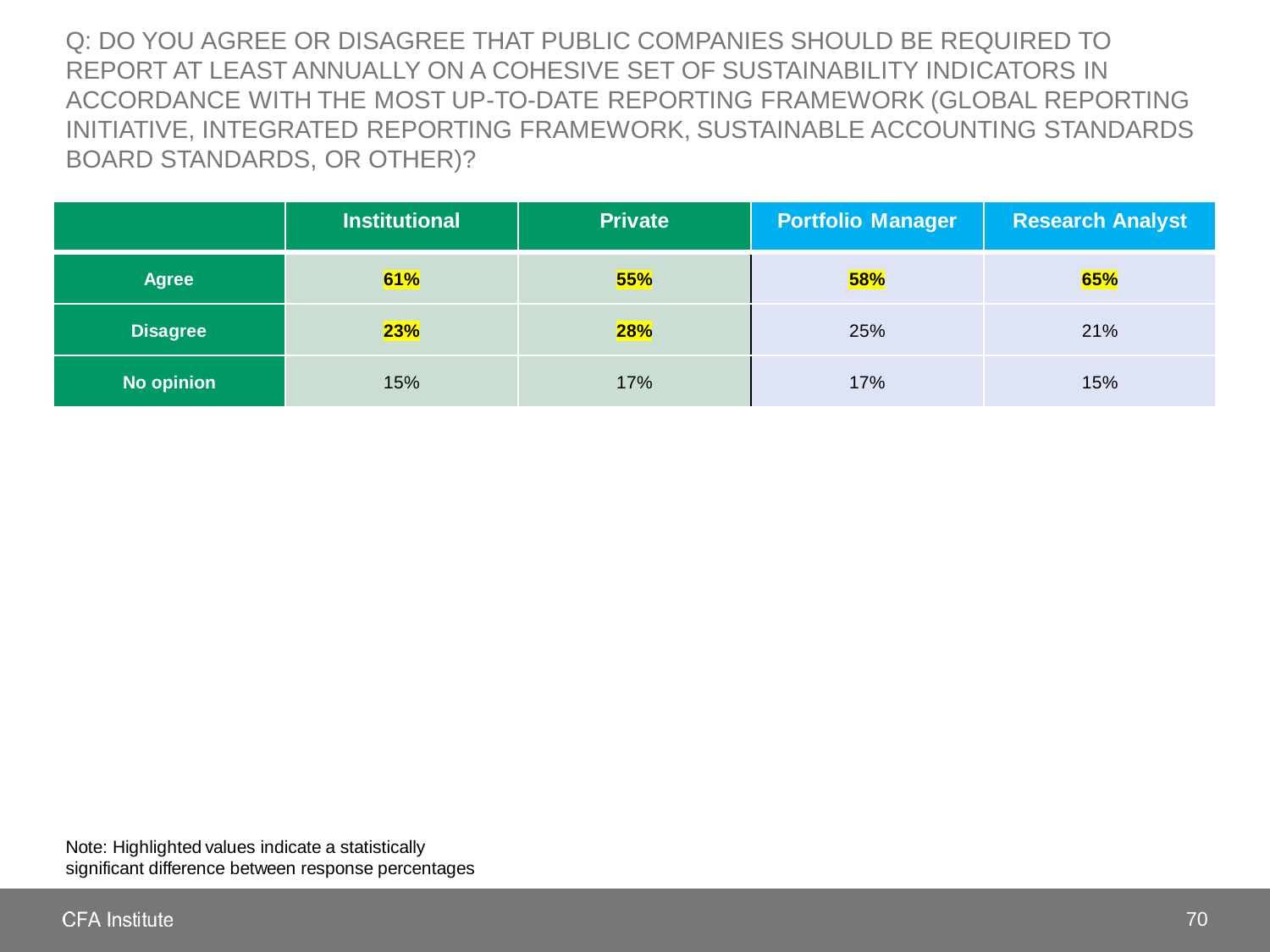Q: DO YOU AGREE OR DISAGREE THAT PUBLIC COMPANIES SHOULD BE REQUIRED TO REPORT AT LEAST ANNUALLY ON A COHESIVE SET OF SUSTAINABILITY INDICATORS IN ACCORDANCE WITH THE MOST UP-TO-DATE REPORTING FRAMEWORK (GLOBAL REPORTING INITIATIVE, INTEGRATED REPORTING FRAMEWORK, SUSTAINABLE ACCOUNTING STANDARDS BOARD STANDARDS, OR OTHER)?

| | Institutional | Private | Portfolio Manager | Research Analyst |
|---|---|---|---|---|
| **Agree** | **61%** | **55%** | **58%** | **65%** |
| **Disagree** | **23%** | **28%** | 25% | 21% |
| **No opinion** | 15% | 17% | 17% | 15% |

Note: Highlighted values indicate a statistically significant difference between response percentages

CFA Institute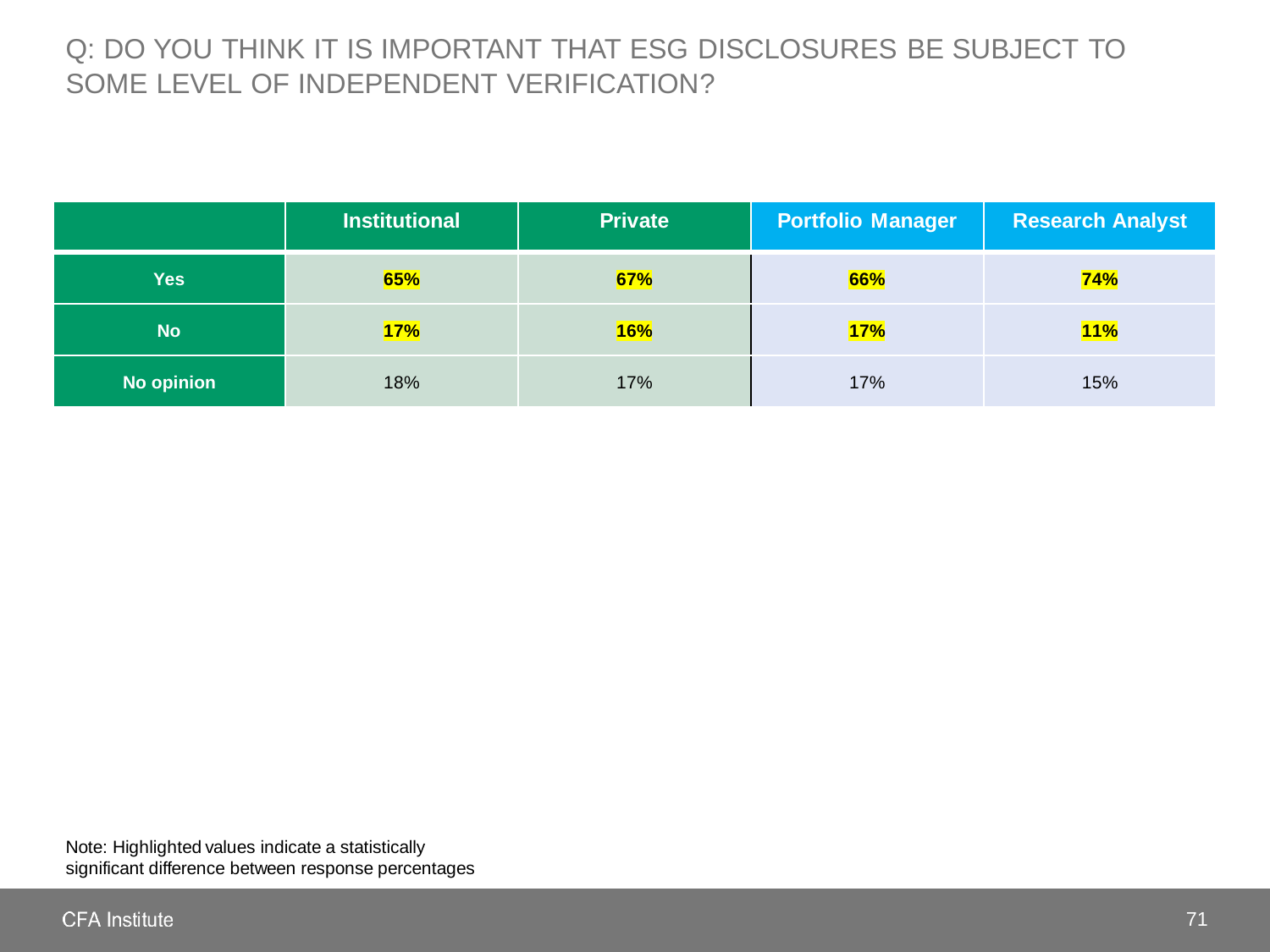# Q: DO YOU THINK IT IS IMPORTANT THAT ESG DISCLOSURES BE SUBJECT TO SOME LEVEL OF INDEPENDENT VERIFICATION?

| | Institutional | Private | Portfolio Manager | Research Analyst |
|---|---|---|---|---|
| **Yes** | **65%** | **67%** | **66%** | **74%** |
| **No** | **17%** | **16%** | **17%** | **11%** |
| **No opinion** | 18% | 17% | 17% | 15% |

Note: Highlighted values indicate a statistically significant difference between response percentages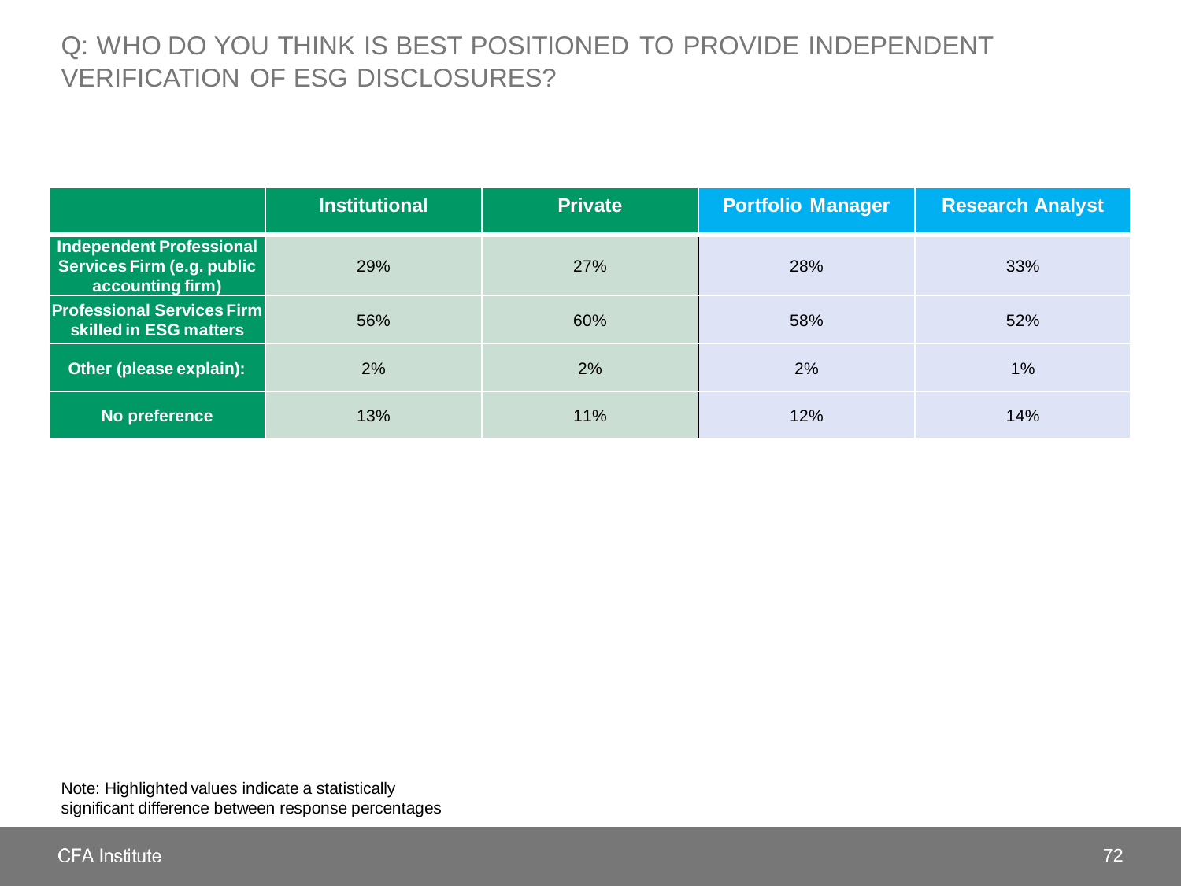## Q: WHO DO YOU THINK IS BEST POSITIONED TO PROVIDE INDEPENDENT VERIFICATION OF ESG DISCLOSURES?

| | Institutional | Private | Portfolio Manager | Research Analyst |
|---|---|---|---|---|
| **Independent Professional Services Firm (e.g. public accounting firm)** | 29% | 27% | 28% | 33% |
| **Professional Services Firm skilled in ESG matters** | 56% | 60% | 58% | 52% |
| **Other (please explain):** | 2% | 2% | 2% | 1% |
| **No preference** | 13% | 11% | 12% | 14% |

Note: Highlighted values indicate a statistically significant difference between response percentages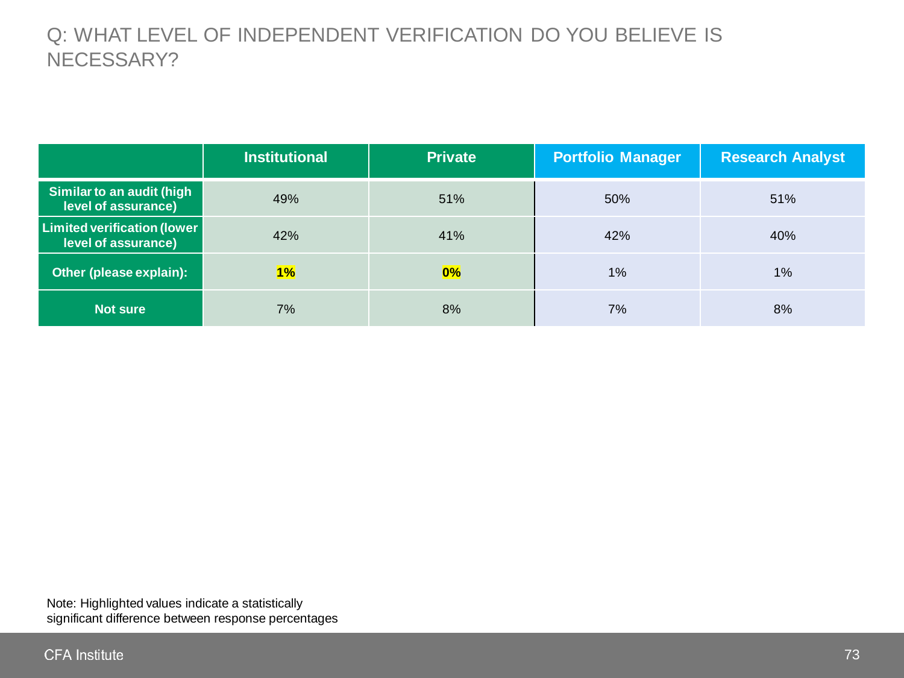# Q: WHAT LEVEL OF INDEPENDENT VERIFICATION DO YOU BELIEVE IS NECESSARY?

| | Institutional | Private | Portfolio Manager | Research Analyst |
|---|---|---|---|---|
| **Similar to an audit (high level of assurance)** | 49% | 51% | 50% | 51% |
| **Limited verification (lower level of assurance)** | 42% | 41% | 42% | 40% |
| **Other (please explain):** | **1%** | **0%** | 1% | 1% |
| **Not sure** | 7% | 8% | 7% | 8% |

Note: Highlighted values indicate a statistically significant difference between response percentages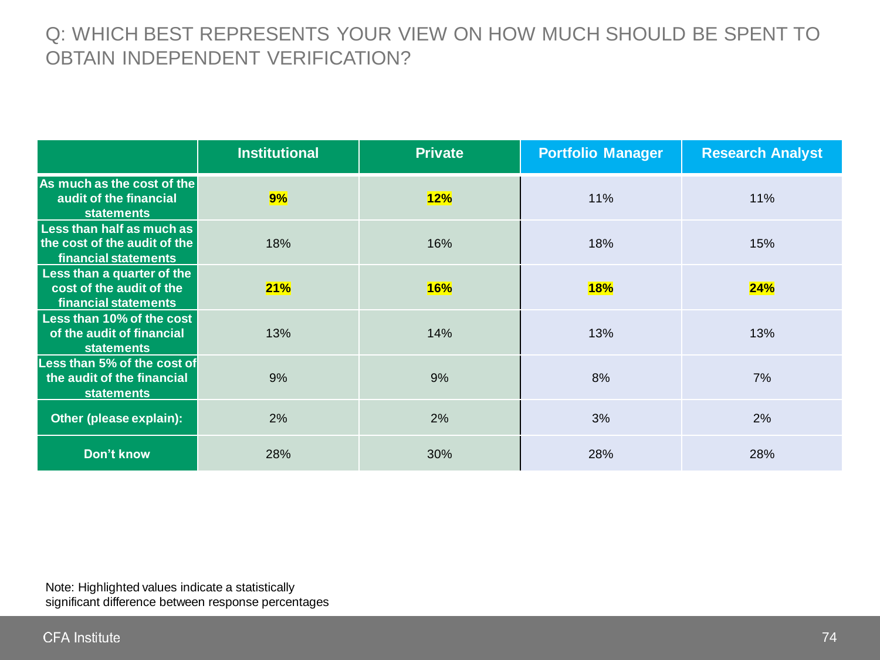# Q: WHICH BEST REPRESENTS YOUR VIEW ON HOW MUCH SHOULD BE SPENT TO OBTAIN INDEPENDENT VERIFICATION?

| | Institutional | Private | Portfolio Manager | Research Analyst |
|---|---|---|---|---|
| **As much as the cost of the audit of the financial statements** | **9%** | **12%** | 11% | 11% |
| **Less than half as much as the cost of the audit of the financial statements** | 18% | 16% | 18% | 15% |
| **Less than a quarter of the cost of the audit of the financial statements** | **21%** | **16%** | **18%** | **24%** |
| **Less than 10% of the cost of the audit of financial statements** | 13% | 14% | 13% | 13% |
| **Less than 5% of the cost of the audit of the financial statements** | 9% | 9% | 8% | 7% |
| **Other (please explain):** | 2% | 2% | 3% | 2% |
| **Don't know** | 28% | 30% | 28% | 28% |

Note: Highlighted values indicate a statistically significant difference between response percentages

CFA Institute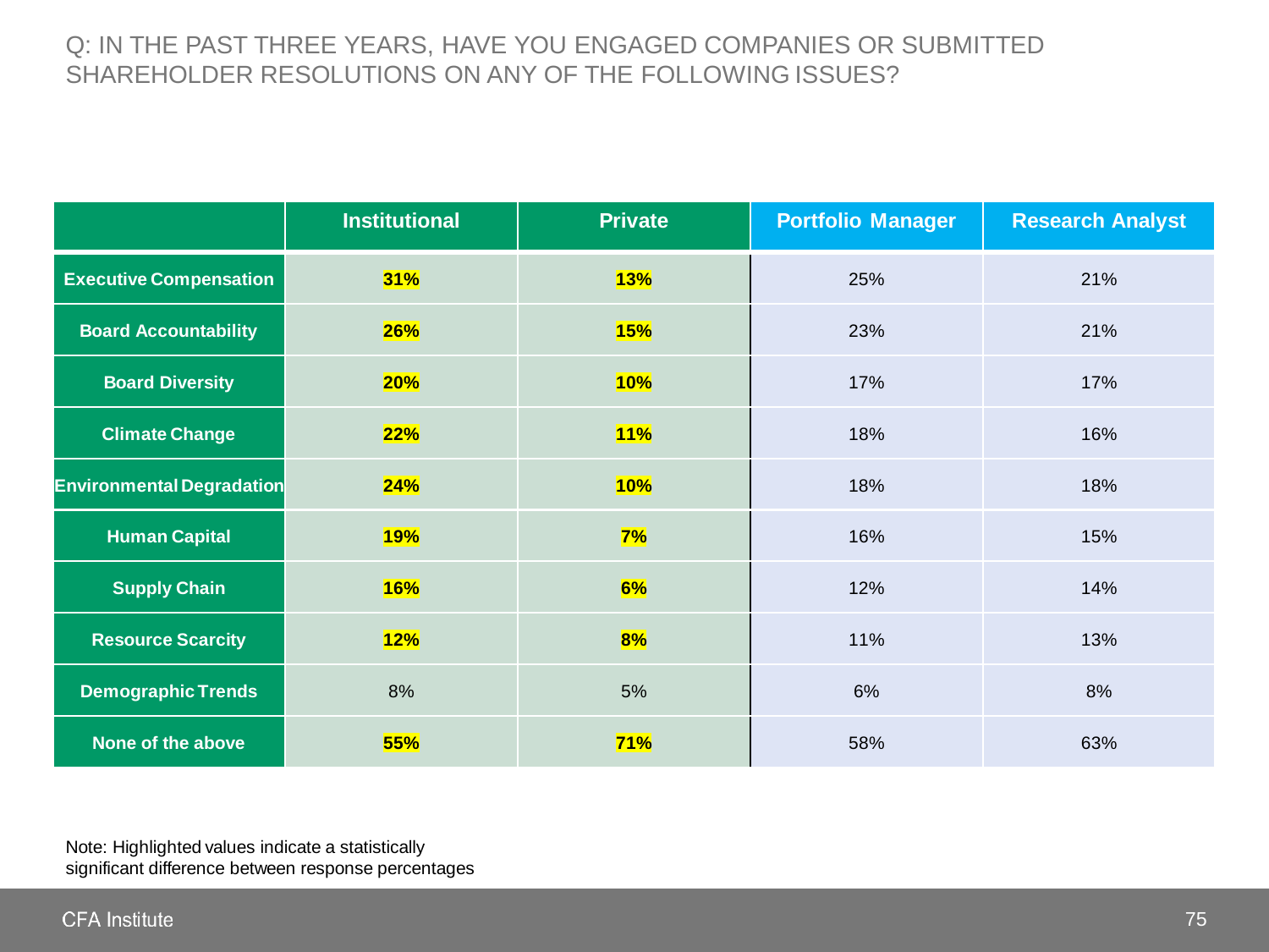Q: IN THE PAST THREE YEARS, HAVE YOU ENGAGED COMPANIES OR SUBMITTED SHAREHOLDER RESOLUTIONS ON ANY OF THE FOLLOWING ISSUES?

| | Institutional | Private | Portfolio Manager | Research Analyst |
|---|---|---|---|---|
| Executive Compensation | **31%** | **13%** | 25% | 21% |
| Board Accountability | **26%** | **15%** | 23% | 21% |
| Board Diversity | **20%** | **10%** | 17% | 17% |
| Climate Change | **22%** | **11%** | 18% | 16% |
| Environmental Degradation | **24%** | **10%** | 18% | 18% |
| Human Capital | **19%** | **7%** | 16% | 15% |
| Supply Chain | **16%** | **6%** | 12% | 14% |
| Resource Scarcity | **12%** | **8%** | 11% | 13% |
| Demographic Trends | 8% | 5% | 6% | 8% |
| None of the above | **55%** | **71%** | 58% | 63% |

Note: Highlighted values indicate a statistically significant difference between response percentages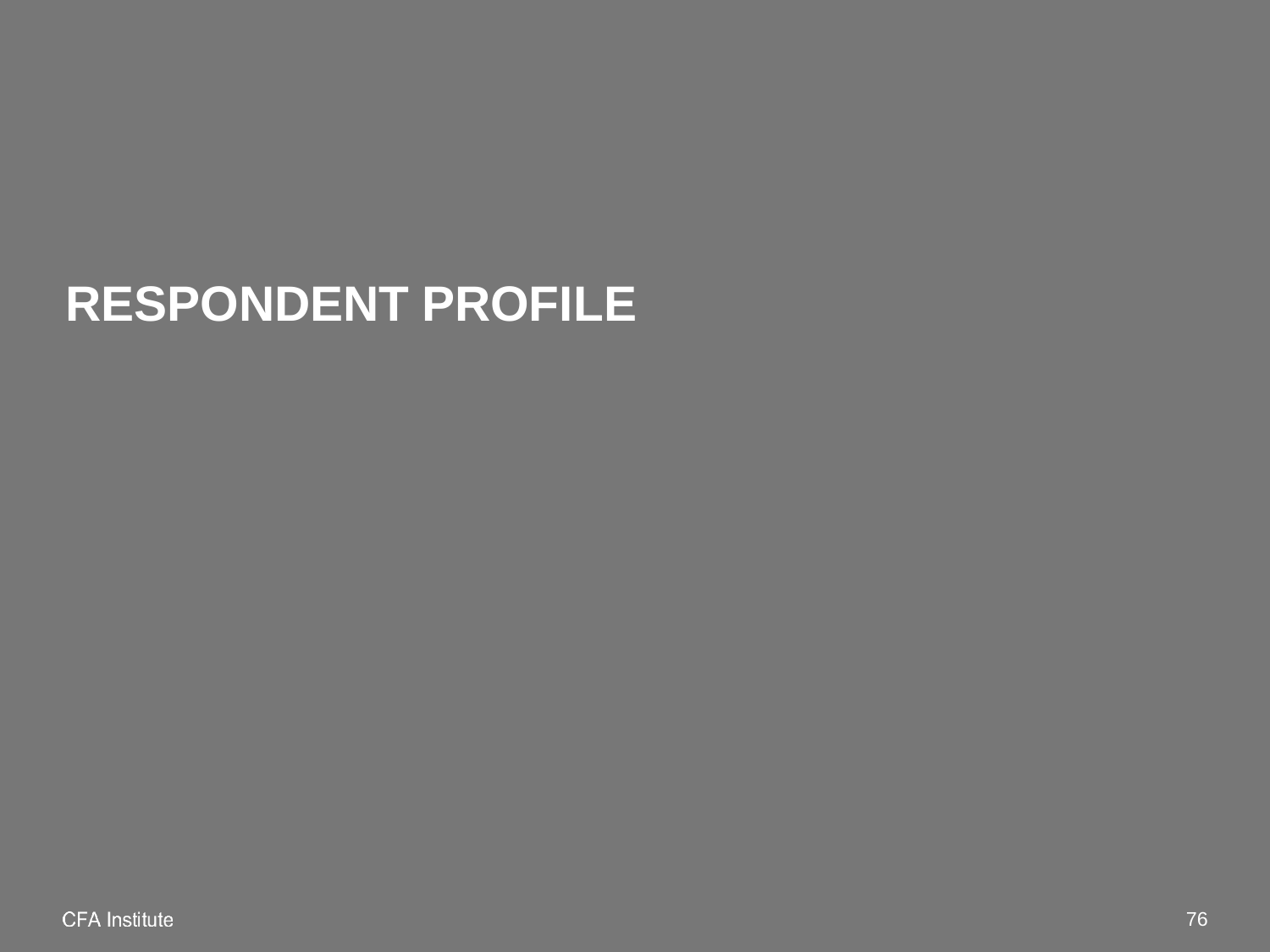# RESPONDENT PROFILE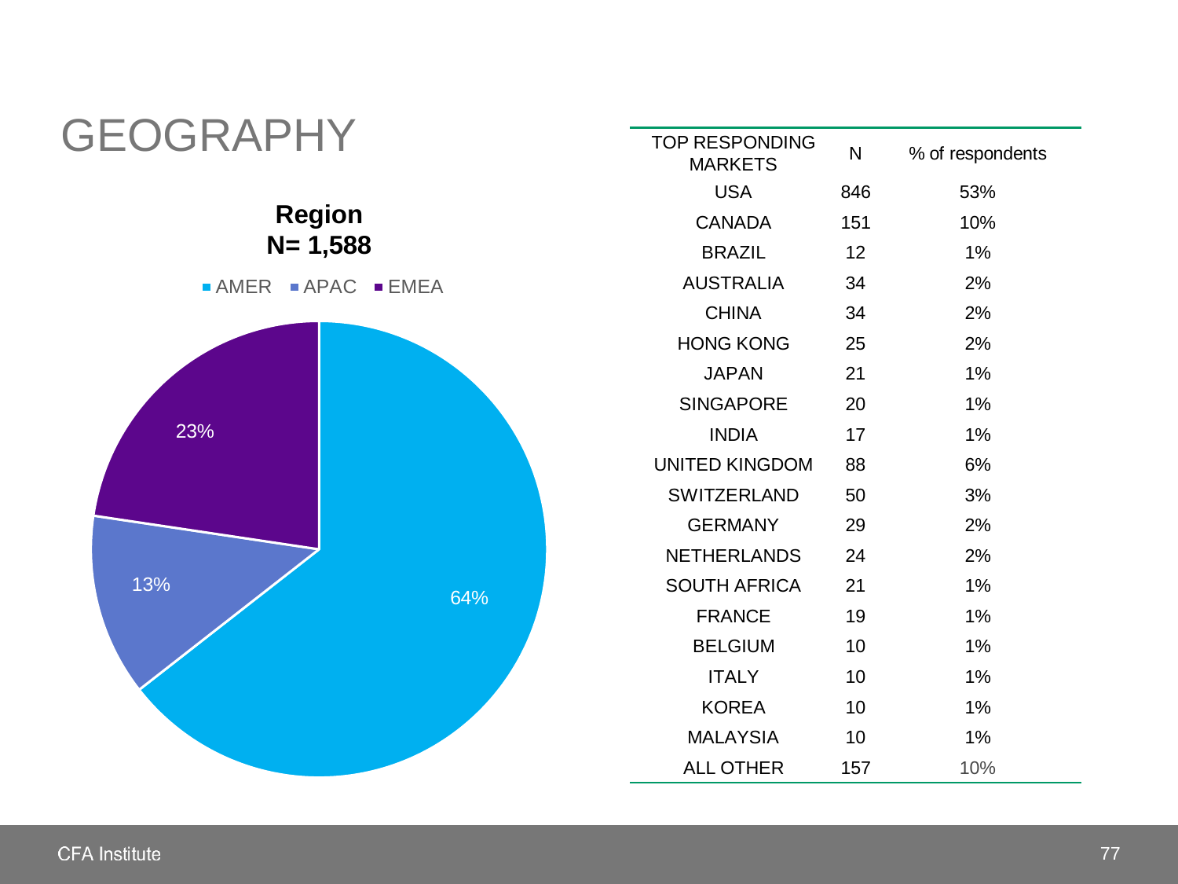# GEOGRAPHY

**Region**
**N= 1,588**

AMER APAC EMEA

64%
13%
23%

| TOP RESPONDING MARKETS | N | % of respondents |
|---|---|---|
| USA | 846 | 53% |
| CANADA | 151 | 10% |
| BRAZIL | 12 | 1% |
| AUSTRALIA | 34 | 2% |
| CHINA | 34 | 2% |
| HONG KONG | 25 | 2% |
| JAPAN | 21 | 1% |
| SINGAPORE | 20 | 1% |
| INDIA | 17 | 1% |
| UNITED KINGDOM | 88 | 6% |
| SWITZERLAND | 50 | 3% |
| GERMANY | 29 | 2% |
| NETHERLANDS | 24 | 2% |
| SOUTH AFRICA | 21 | 1% |
| FRANCE | 19 | 1% |
| BELGIUM | 10 | 1% |
| ITALY | 10 | 1% |
| KOREA | 10 | 1% |
| MALAYSIA | 10 | 1% |
| ALL OTHER | 157 | 10% |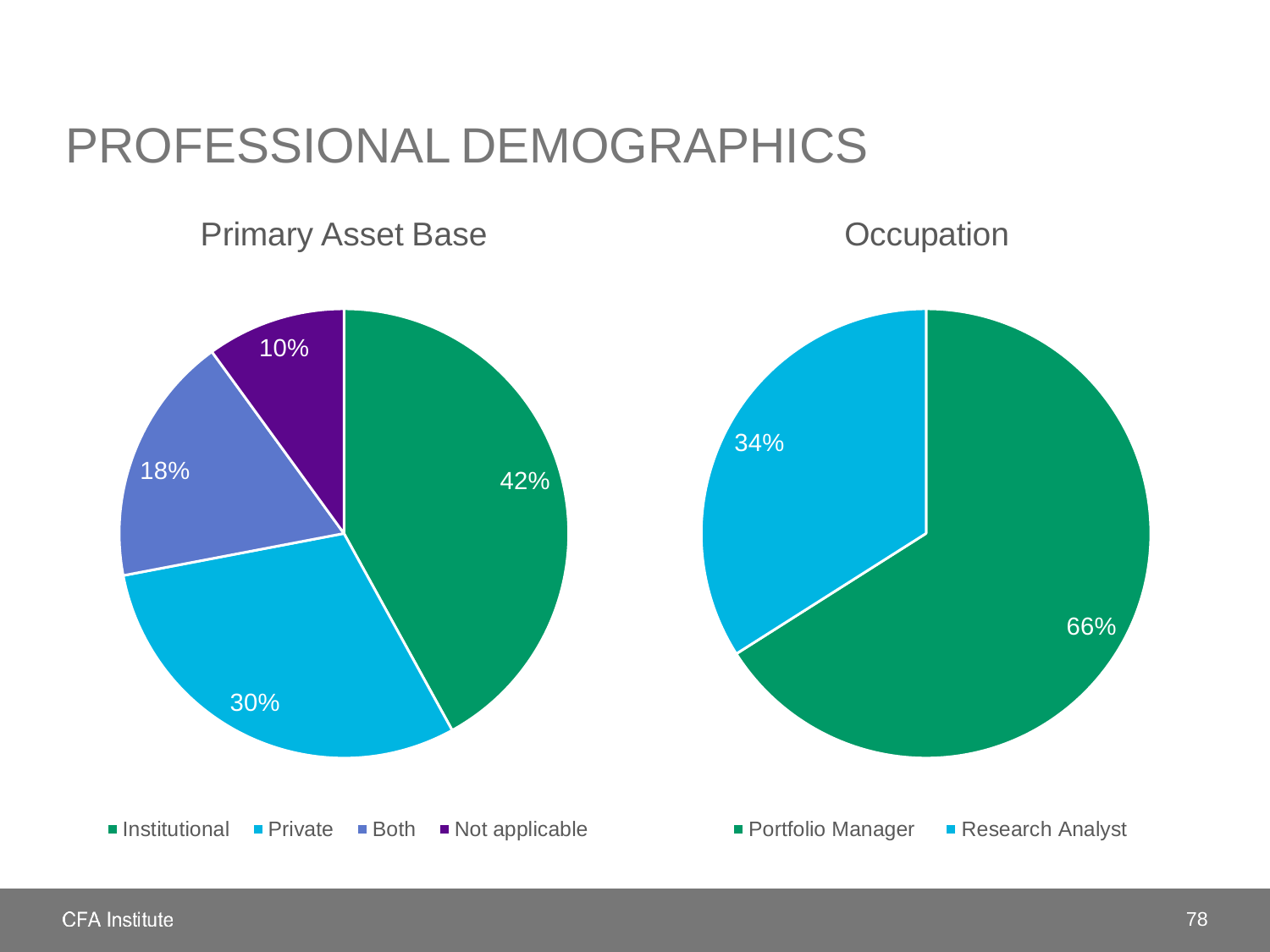# PROFESSIONAL DEMOGRAPHICS

## Primary Asset Base

| Category | Percentage |
|---|---|
| Institutional | 42% |
| Private | 30% |
| Both | 18% |
| Not applicable | 10% |

## Occupation

| Category | Percentage |
|---|---|
| Portfolio Manager | 66% |
| Research Analyst | 34% |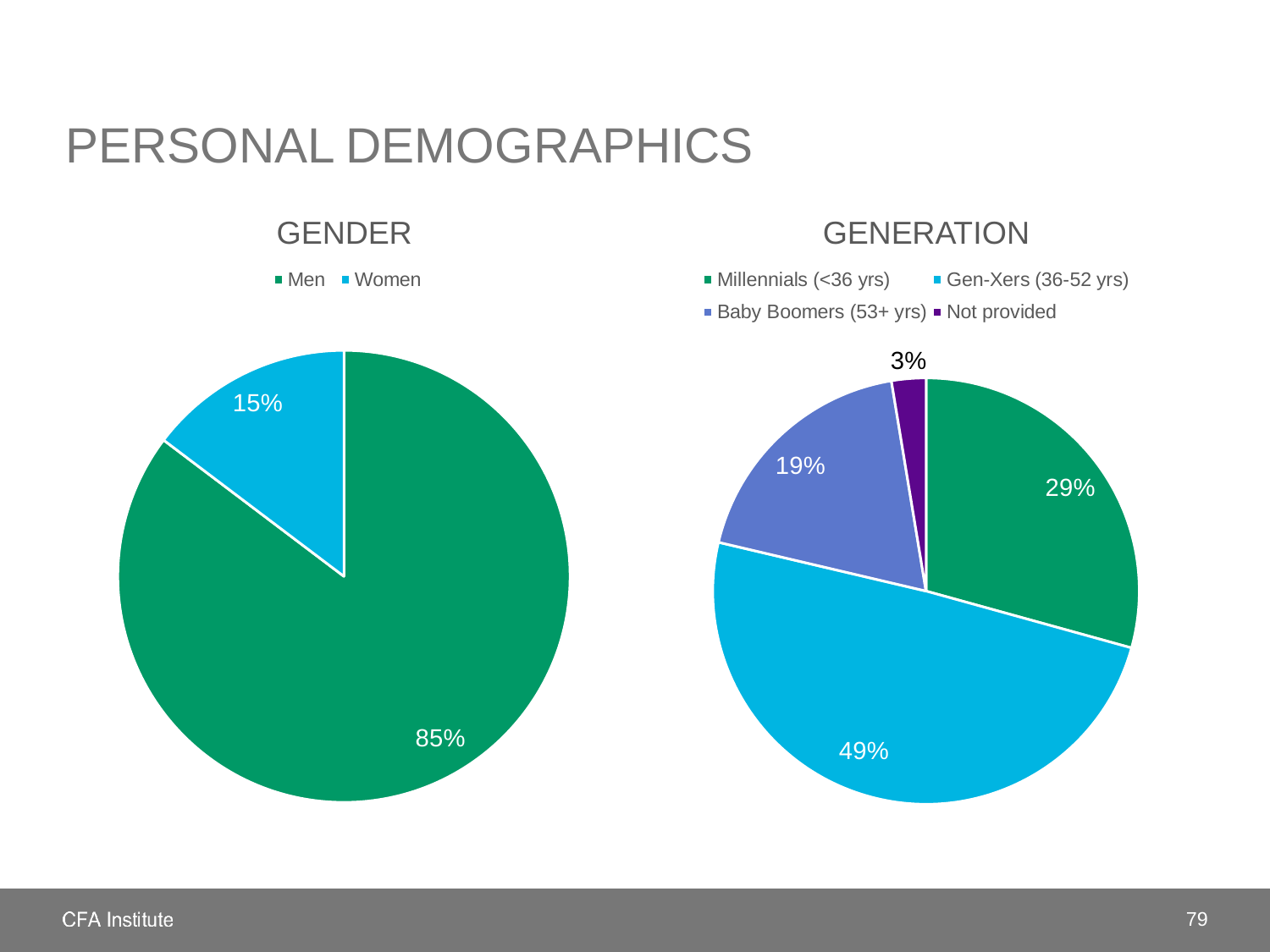# PERSONAL DEMOGRAPHICS

## GENDER

Men
Women

15%
85%

## GENERATION

Millennials (<36 yrs)
Gen-Xers (36-52 yrs)
Baby Boomers (53+ yrs)
Not provided

3%
19%
29%
49%